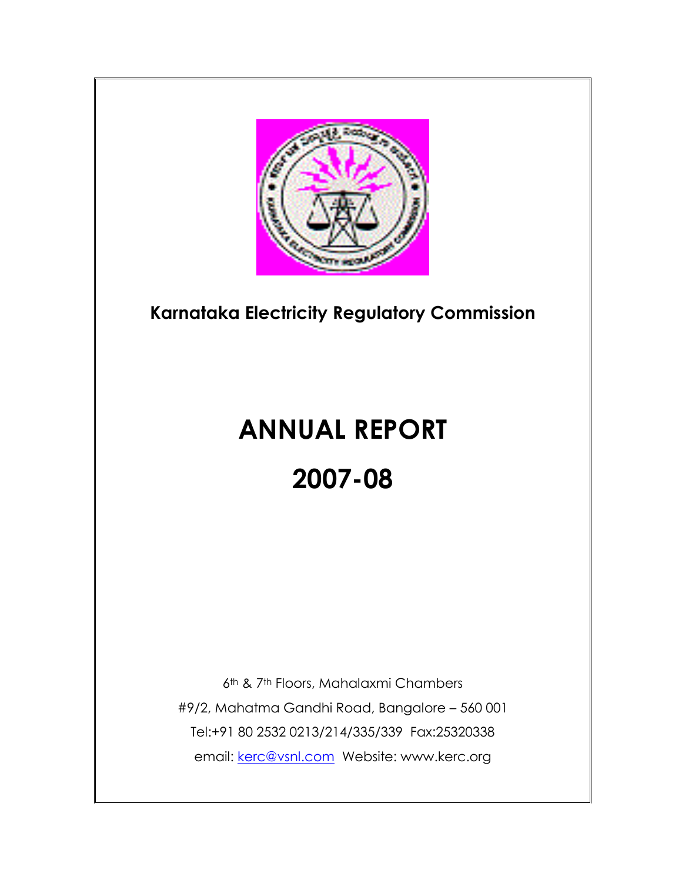**Karnataka Electricity Regulatory Commission**

# ANNUAL REPORT

# 2007-08

6th & 7th Floors, Mahalaxmi Chambers

#9/2, Mahatma Gandhi Road, Bangalore – 560 001

Tel:+91 80 2532 0213/214/335/339 Fax:25320338

email: kerc@vsnl.com Website: www.kerc.org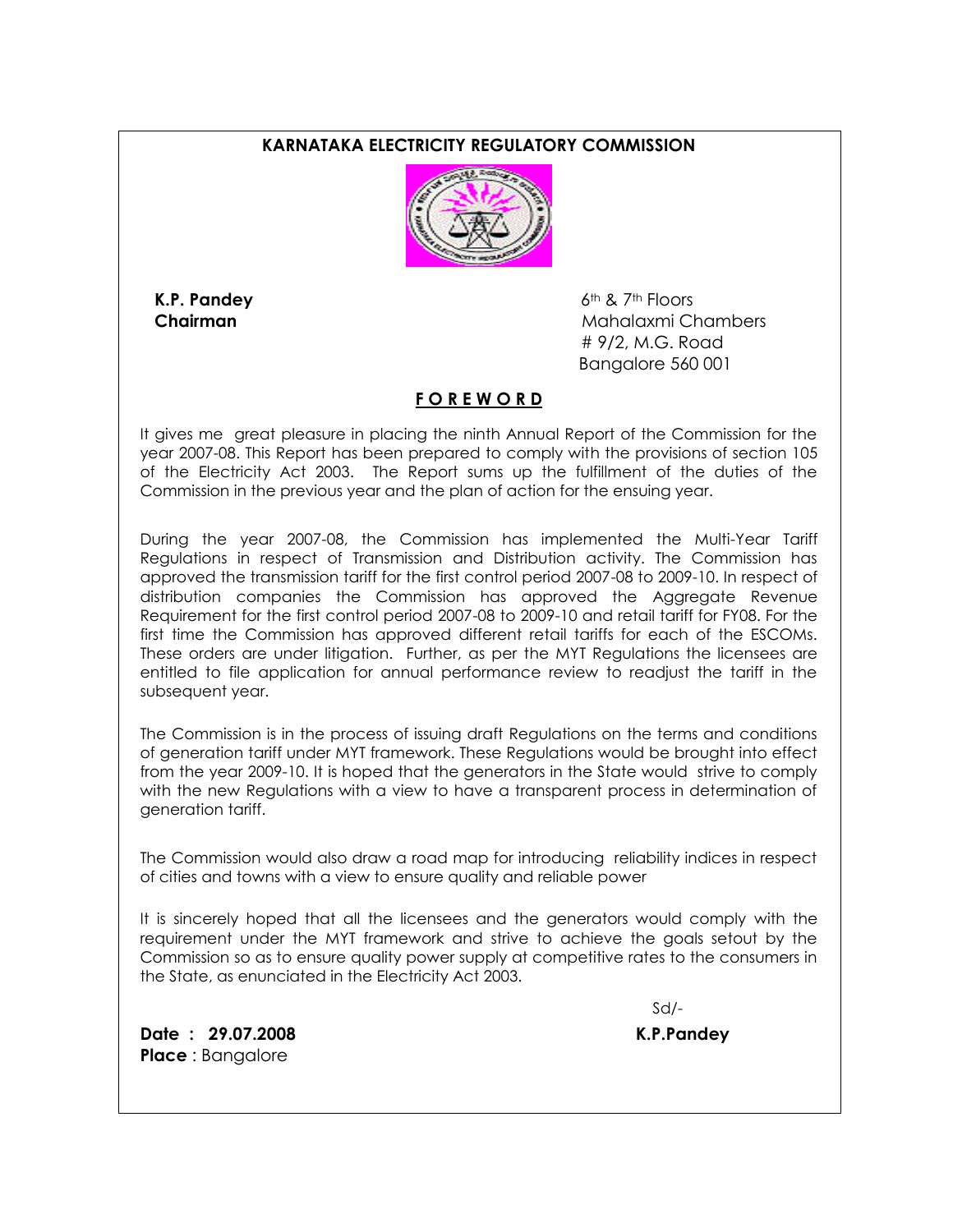**KARNATAKA ELECTRICITY REGULATORY COMMISSION**

**K.P. Pandey**
**Chairman**

6th & 7th Floors
Mahalaxmi Chambers
# 9/2, M.G. Road
Bangalore 560 001

## FOREWORD

It gives me great pleasure in placing the ninth Annual Report of the Commission for the year 2007-08. This Report has been prepared to comply with the provisions of section 105 of the Electricity Act 2003. The Report sums up the fulfillment of the duties of the Commission in the previous year and the plan of action for the ensuing year.

During the year 2007-08, the Commission has implemented the Multi-Year Tariff Regulations in respect of Transmission and Distribution activity. The Commission has approved the transmission tariff for the first control period 2007-08 to 2009-10. In respect of distribution companies the Commission has approved the Aggregate Revenue Requirement for the first control period 2007-08 to 2009-10 and retail tariff for FY08. For the first time the Commission has approved different retail tariffs for each of the ESCOMs. These orders are under litigation. Further, as per the MYT Regulations the licensees are entitled to file application for annual performance review to readjust the tariff in the subsequent year.

The Commission is in the process of issuing draft Regulations on the terms and conditions of generation tariff under MYT framework. These Regulations would be brought into effect from the year 2009-10. It is hoped that the generators in the State would strive to comply with the new Regulations with a view to have a transparent process in determination of generation tariff.

The Commission would also draw a road map for introducing reliability indices in respect of cities and towns with a view to ensure quality and reliable power

It is sincerely hoped that all the licensees and the generators would comply with the requirement under the MYT framework and strive to achieve the goals setout by the Commission so as to ensure quality power supply at competitive rates to the consumers in the State, as enunciated in the Electricity Act 2003.

Sd/-
**K.P.Pandey**

**Date : 29.07.2008**
**Place** : Bangalore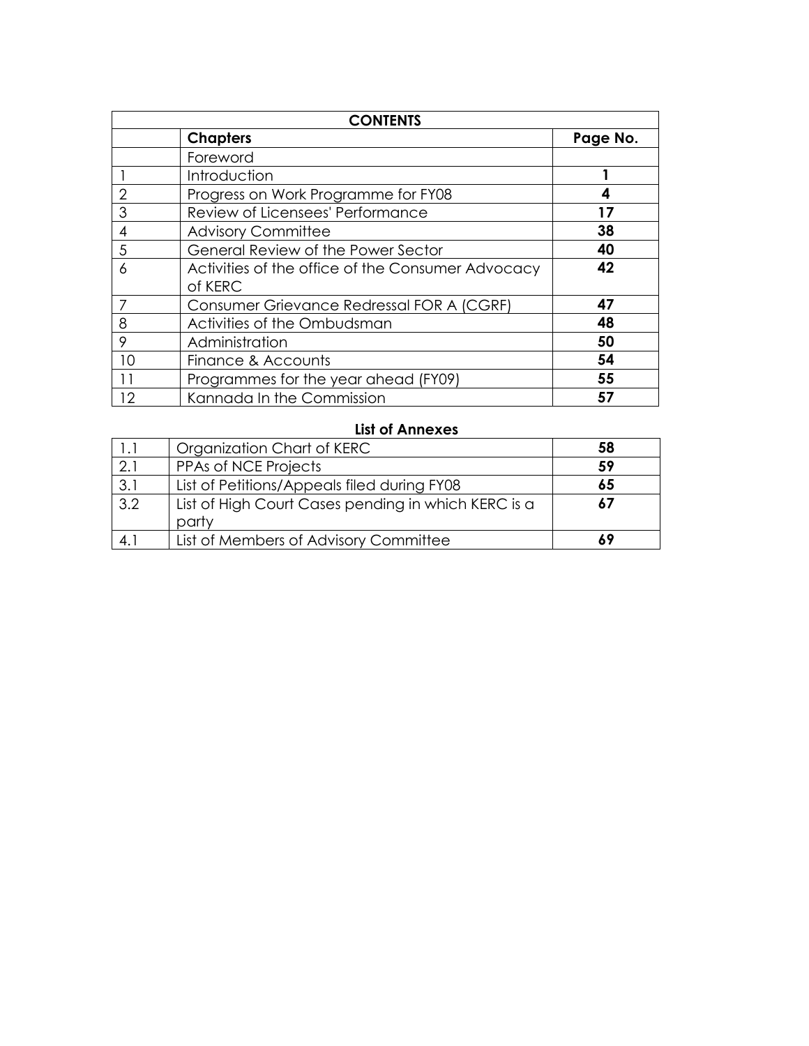| CONTENTS | | |
|---|---|---|
| | **Chapters** | **Page No.** |
| | Foreword | |
| 1 | Introduction | **1** |
| 2 | Progress on Work Programme for FY08 | **4** |
| 3 | Review of Licensees' Performance | **17** |
| 4 | Advisory Committee | **38** |
| 5 | General Review of the Power Sector | **40** |
| 6 | Activities of the office of the Consumer Advocacy of KERC | **42** |
| 7 | Consumer Grievance Redressal FOR A (CGRF) | **47** |
| 8 | Activities of the Ombudsman | **48** |
| 9 | Administration | **50** |
| 10 | Finance & Accounts | **54** |
| 11 | Programmes for the year ahead (FY09) | **55** |
| 12 | Kannada In the Commission | **57** |

**List of Annexes**

| | | |
|---|---|---|
| 1.1 | Organization Chart of KERC | **58** |
| 2.1 | PPAs of NCE Projects | **59** |
| 3.1 | List of Petitions/Appeals filed during FY08 | **65** |
| 3.2 | List of High Court Cases pending in which KERC is a party | **67** |
| 4.1 | List of Members of Advisory Committee | **69** |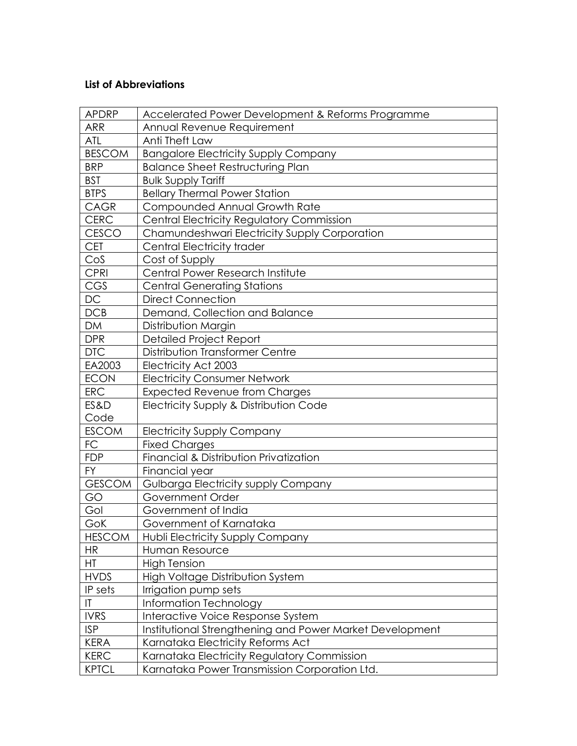**List of Abbreviations**

| | |
|---|---|
| APDRP | Accelerated Power Development & Reforms Programme |
| ARR | Annual Revenue Requirement |
| ATL | Anti Theft Law |
| BESCOM | Bangalore Electricity Supply Company |
| BRP | Balance Sheet Restructuring Plan |
| BST | Bulk Supply Tariff |
| BTPS | Bellary Thermal Power Station |
| CAGR | Compounded Annual Growth Rate |
| CERC | Central Electricity Regulatory Commission |
| CESCO | Chamundeshwari Electricity Supply Corporation |
| CET | Central Electricity trader |
| CoS | Cost of Supply |
| CPRI | Central Power Research Institute |
| CGS | Central Generating Stations |
| DC | Direct Connection |
| DCB | Demand, Collection and Balance |
| DM | Distribution Margin |
| DPR | Detailed Project Report |
| DTC | Distribution Transformer Centre |
| EA2003 | Electricity Act 2003 |
| ECON | Electricity Consumer Network |
| ERC | Expected Revenue from Charges |
| ES&D Code | Electricity Supply & Distribution Code |
| ESCOM | Electricity Supply Company |
| FC | Fixed Charges |
| FDP | Financial & Distribution Privatization |
| FY | Financial year |
| GESCOM | Gulbarga Electricity supply Company |
| GO | Government Order |
| GoI | Government of India |
| GoK | Government of Karnataka |
| HESCOM | Hubli Electricity Supply Company |
| HR | Human Resource |
| HT | High Tension |
| HVDS | High Voltage Distribution System |
| IP sets | Irrigation pump sets |
| IT | Information Technology |
| IVRS | Interactive Voice Response System |
| ISP | Institutional Strengthening and Power Market Development |
| KERA | Karnataka Electricity Reforms Act |
| KERC | Karnataka Electricity Regulatory Commission |
| KPTCL | Karnataka Power Transmission Corporation Ltd. |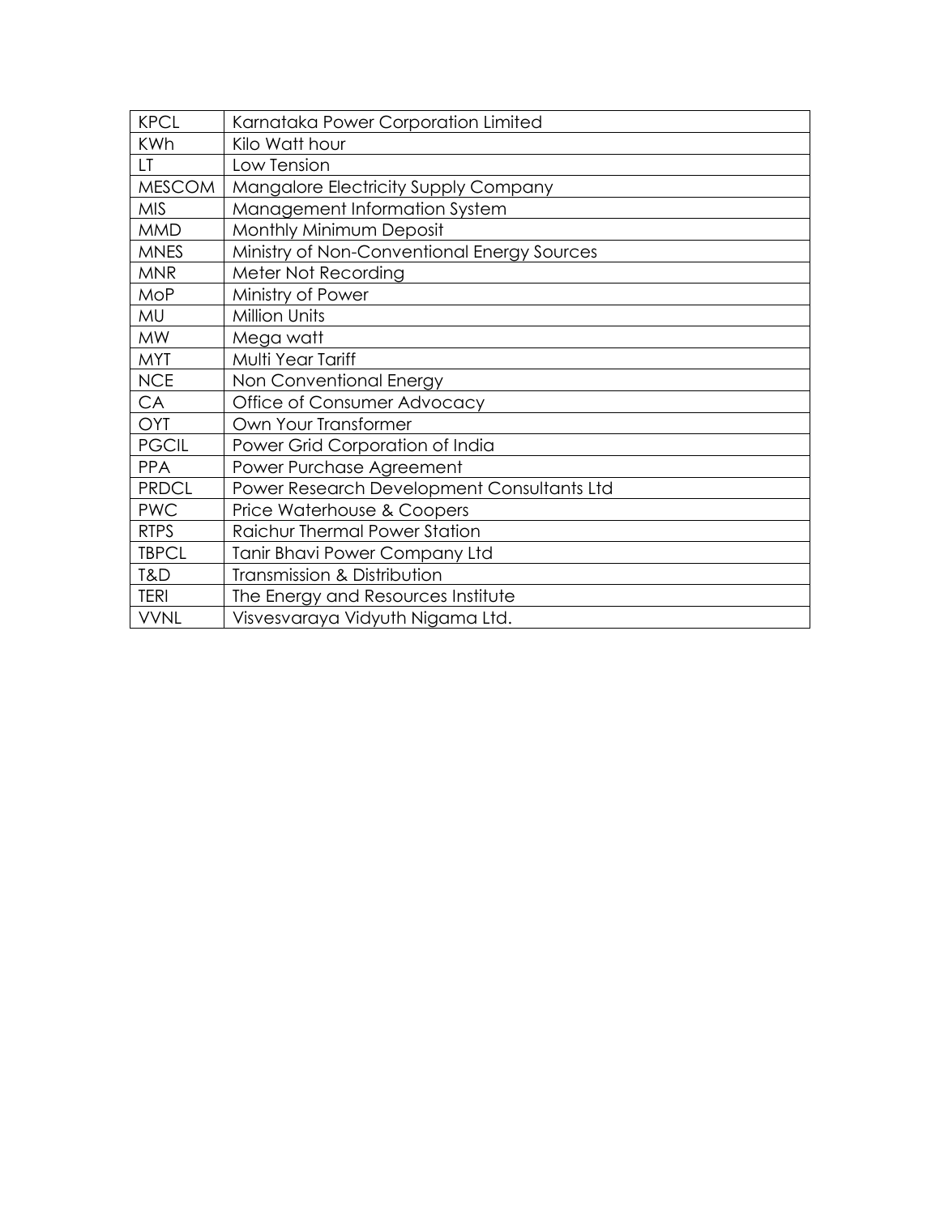| KPCL | Karnataka Power Corporation Limited |
|---|---|
| KWh | Kilo Watt hour |
| LT | Low Tension |
| MESCOM | Mangalore Electricity Supply Company |
| MIS | Management Information System |
| MMD | Monthly Minimum Deposit |
| MNES | Ministry of Non-Conventional Energy Sources |
| MNR | Meter Not Recording |
| MoP | Ministry of Power |
| MU | Million Units |
| MW | Mega watt |
| MYT | Multi Year Tariff |
| NCE | Non Conventional Energy |
| CA | Office of Consumer Advocacy |
| OYT | Own Your Transformer |
| PGCIL | Power Grid Corporation of India |
| PPA | Power Purchase Agreement |
| PRDCL | Power Research Development Consultants Ltd |
| PWC | Price Waterhouse & Coopers |
| RTPS | Raichur Thermal Power Station |
| TBPCL | Tanir Bhavi Power Company Ltd |
| T&D | Transmission & Distribution |
| TERI | The Energy and Resources Institute |
| VVNL | Visvesvaraya Vidyuth Nigama Ltd. |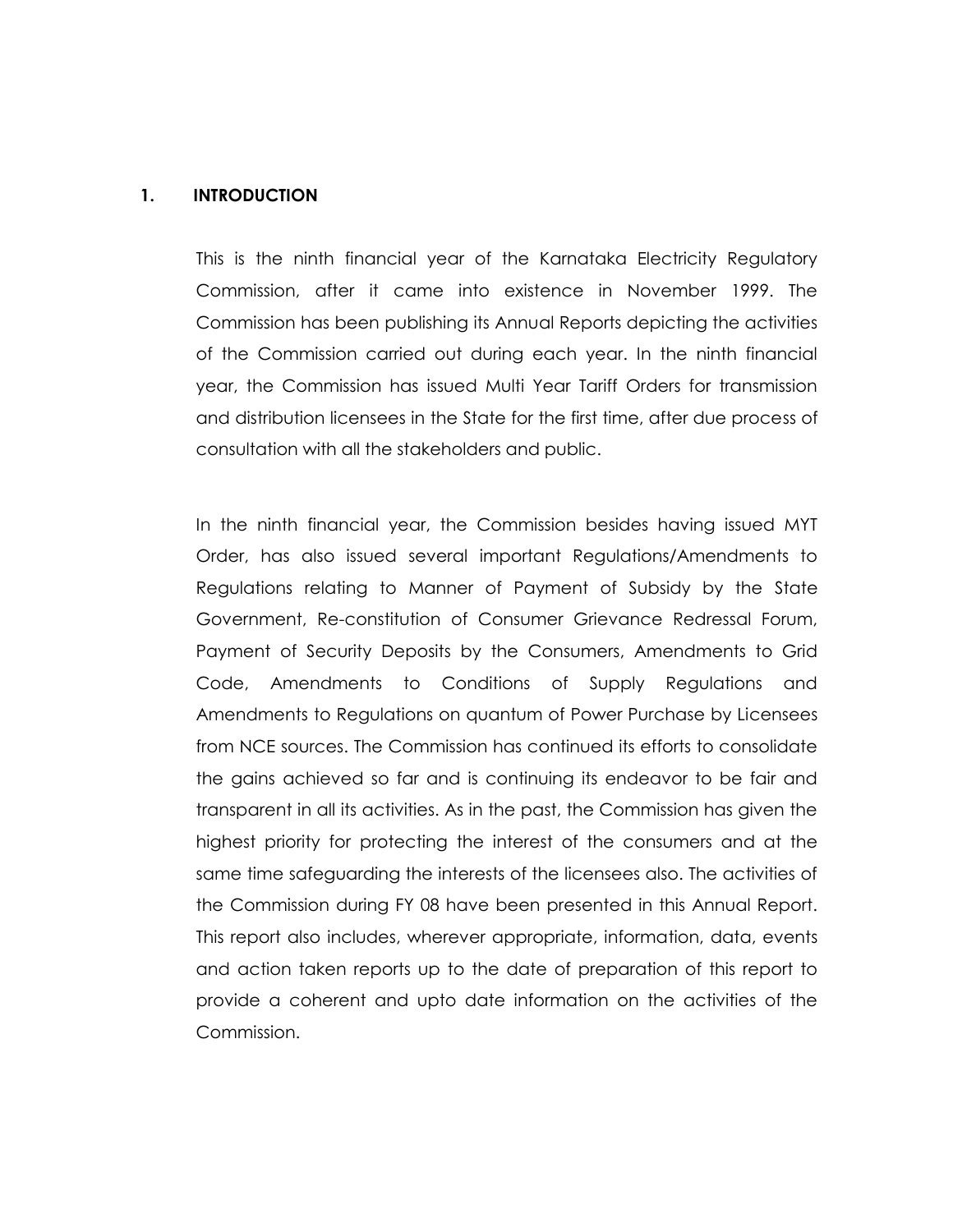# 1. INTRODUCTION

This is the ninth financial year of the Karnataka Electricity Regulatory Commission, after it came into existence in November 1999. The Commission has been publishing its Annual Reports depicting the activities of the Commission carried out during each year. In the ninth financial year, the Commission has issued Multi Year Tariff Orders for transmission and distribution licensees in the State for the first time, after due process of consultation with all the stakeholders and public.

In the ninth financial year, the Commission besides having issued MYT Order, has also issued several important Regulations/Amendments to Regulations relating to Manner of Payment of Subsidy by the State Government, Re-constitution of Consumer Grievance Redressal Forum, Payment of Security Deposits by the Consumers, Amendments to Grid Code, Amendments to Conditions of Supply Regulations and Amendments to Regulations on quantum of Power Purchase by Licensees from NCE sources. The Commission has continued its efforts to consolidate the gains achieved so far and is continuing its endeavor to be fair and transparent in all its activities. As in the past, the Commission has given the highest priority for protecting the interest of the consumers and at the same time safeguarding the interests of the licensees also. The activities of the Commission during FY 08 have been presented in this Annual Report. This report also includes, wherever appropriate, information, data, events and action taken reports up to the date of preparation of this report to provide a coherent and upto date information on the activities of the Commission.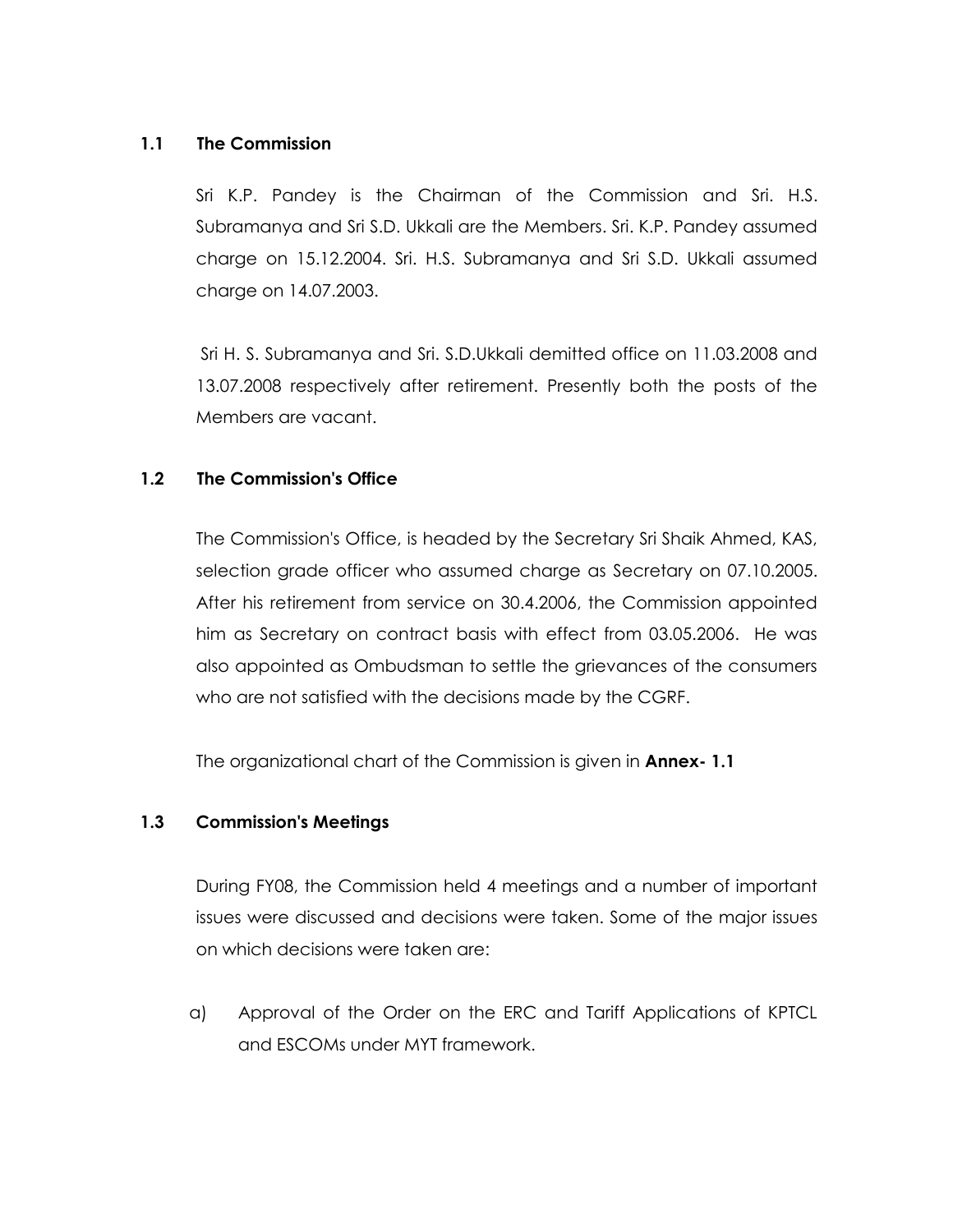## 1.1 The Commission

Sri K.P. Pandey is the Chairman of the Commission and Sri. H.S. Subramanya and Sri S.D. Ukkali are the Members. Sri. K.P. Pandey assumed charge on 15.12.2004. Sri. H.S. Subramanya and Sri S.D. Ukkali assumed charge on 14.07.2003.

Sri H. S. Subramanya and Sri. S.D.Ukkali demitted office on 11.03.2008 and 13.07.2008 respectively after retirement. Presently both the posts of the Members are vacant.

## 1.2 The Commission's Office

The Commission's Office, is headed by the Secretary Sri Shaik Ahmed, KAS, selection grade officer who assumed charge as Secretary on 07.10.2005. After his retirement from service on 30.4.2006, the Commission appointed him as Secretary on contract basis with effect from 03.05.2006. He was also appointed as Ombudsman to settle the grievances of the consumers who are not satisfied with the decisions made by the CGRF.

The organizational chart of the Commission is given in **Annex- 1.1**

## 1.3 Commission's Meetings

During FY08, the Commission held 4 meetings and a number of important issues were discussed and decisions were taken. Some of the major issues on which decisions were taken are:

a) Approval of the Order on the ERC and Tariff Applications of KPTCL and ESCOMs under MYT framework.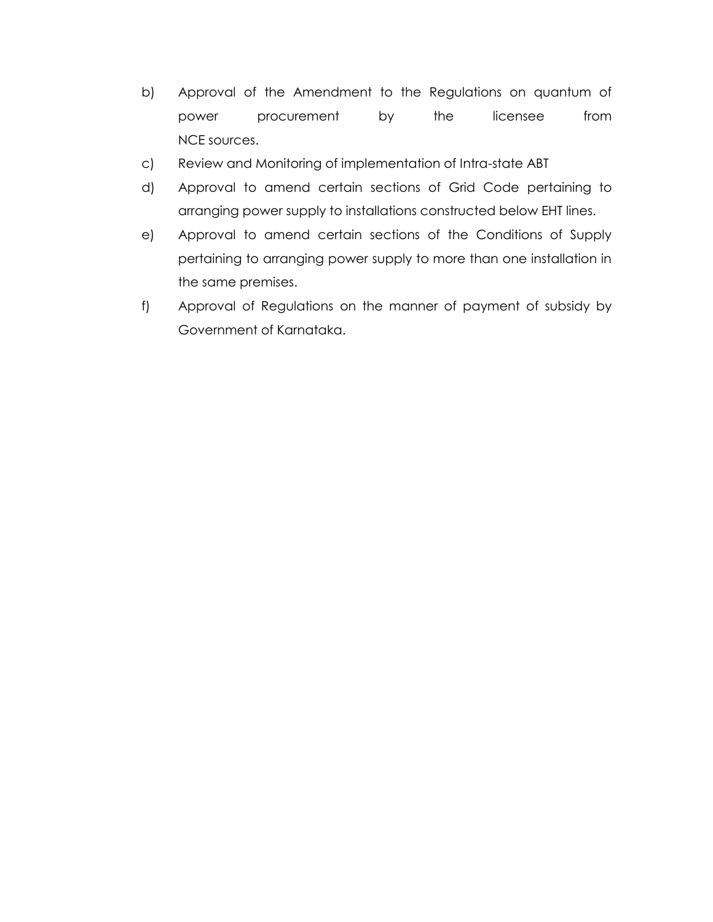b) Approval of the Amendment to the Regulations on quantum of power procurement by the licensee from NCE sources.

c) Review and Monitoring of implementation of Intra-state ABT

d) Approval to amend certain sections of Grid Code pertaining to arranging power supply to installations constructed below EHT lines.

e) Approval to amend certain sections of the Conditions of Supply pertaining to arranging power supply to more than one installation in the same premises.

f) Approval of Regulations on the manner of payment of subsidy by Government of Karnataka.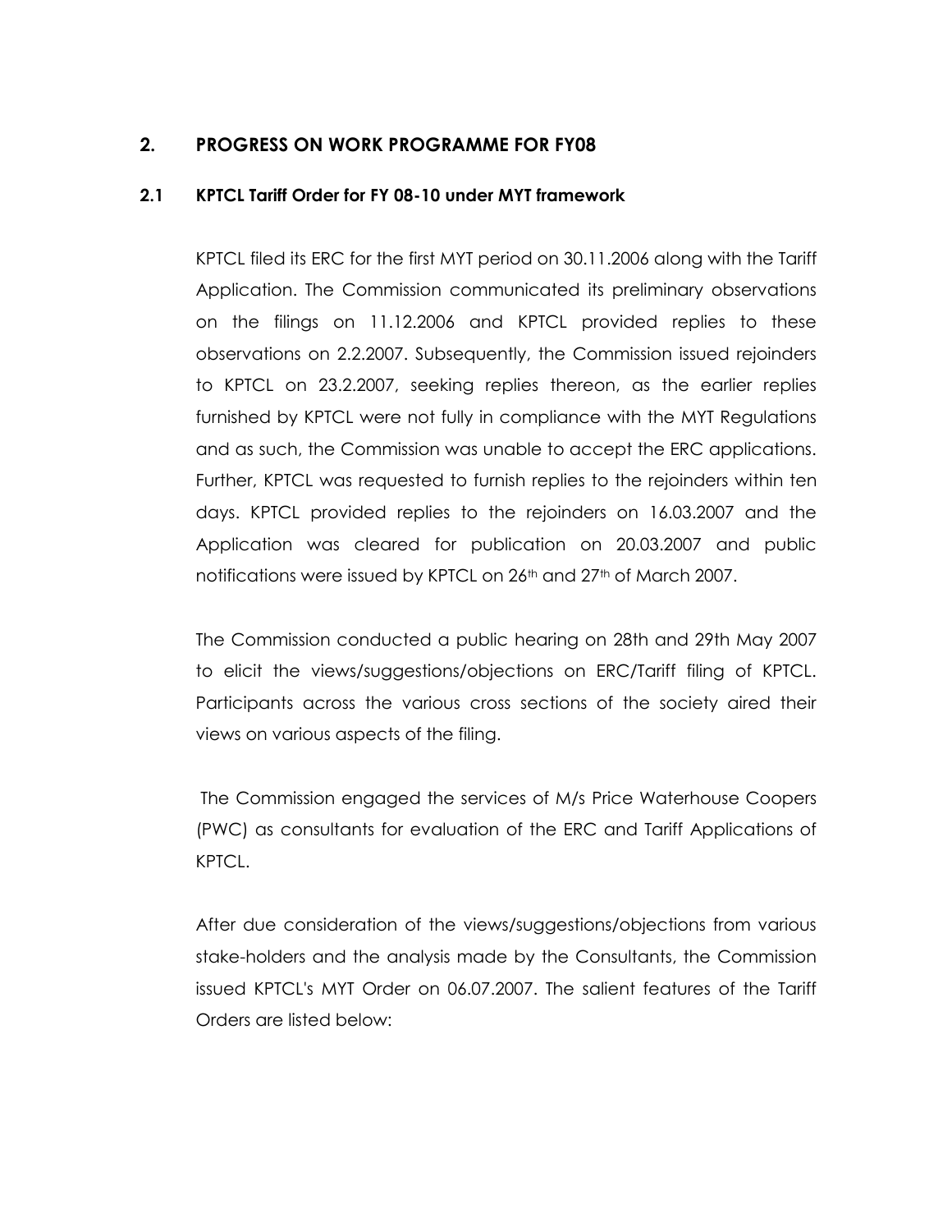## 2. PROGRESS ON WORK PROGRAMME FOR FY08

### 2.1 KPTCL Tariff Order for FY 08-10 under MYT framework

KPTCL filed its ERC for the first MYT period on 30.11.2006 along with the Tariff Application. The Commission communicated its preliminary observations on the filings on 11.12.2006 and KPTCL provided replies to these observations on 2.2.2007. Subsequently, the Commission issued rejoinders to KPTCL on 23.2.2007, seeking replies thereon, as the earlier replies furnished by KPTCL were not fully in compliance with the MYT Regulations and as such, the Commission was unable to accept the ERC applications. Further, KPTCL was requested to furnish replies to the rejoinders within ten days. KPTCL provided replies to the rejoinders on 16.03.2007 and the Application was cleared for publication on 20.03.2007 and public notifications were issued by KPTCL on 26th and 27th of March 2007.

The Commission conducted a public hearing on 28th and 29th May 2007 to elicit the views/suggestions/objections on ERC/Tariff filing of KPTCL. Participants across the various cross sections of the society aired their views on various aspects of the filing.

The Commission engaged the services of M/s Price Waterhouse Coopers (PWC) as consultants for evaluation of the ERC and Tariff Applications of KPTCL.

After due consideration of the views/suggestions/objections from various stake-holders and the analysis made by the Consultants, the Commission issued KPTCL's MYT Order on 06.07.2007. The salient features of the Tariff Orders are listed below: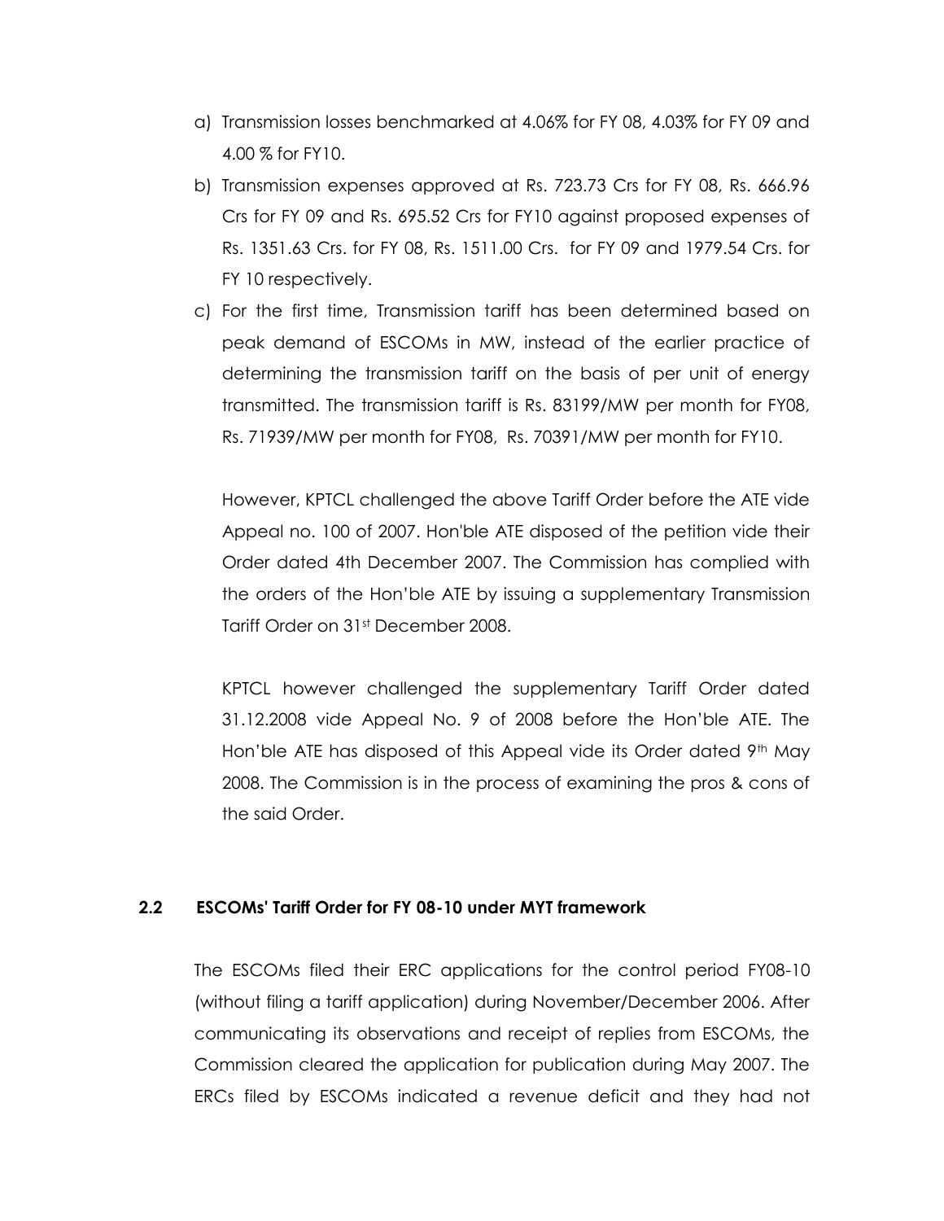a) Transmission losses benchmarked at 4.06% for FY 08, 4.03% for FY 09 and 4.00 % for FY10.

b) Transmission expenses approved at Rs. 723.73 Crs for FY 08, Rs. 666.96 Crs for FY 09 and Rs. 695.52 Crs for FY10 against proposed expenses of Rs. 1351.63 Crs. for FY 08, Rs. 1511.00 Crs. for FY 09 and 1979.54 Crs. for FY 10 respectively.

c) For the first time, Transmission tariff has been determined based on peak demand of ESCOMs in MW, instead of the earlier practice of determining the transmission tariff on the basis of per unit of energy transmitted. The transmission tariff is Rs. 83199/MW per month for FY08, Rs. 71939/MW per month for FY08, Rs. 70391/MW per month for FY10.

However, KPTCL challenged the above Tariff Order before the ATE vide Appeal no. 100 of 2007. Hon'ble ATE disposed of the petition vide their Order dated 4th December 2007. The Commission has complied with the orders of the Hon'ble ATE by issuing a supplementary Transmission Tariff Order on 31st December 2008.

KPTCL however challenged the supplementary Tariff Order dated 31.12.2008 vide Appeal No. 9 of 2008 before the Hon'ble ATE. The Hon'ble ATE has disposed of this Appeal vide its Order dated 9th May 2008. The Commission is in the process of examining the pros & cons of the said Order.

### 2.2 ESCOMs' Tariff Order for FY 08-10 under MYT framework

The ESCOMs filed their ERC applications for the control period FY08-10 (without filing a tariff application) during November/December 2006. After communicating its observations and receipt of replies from ESCOMs, the Commission cleared the application for publication during May 2007. The ERCs filed by ESCOMs indicated a revenue deficit and they had not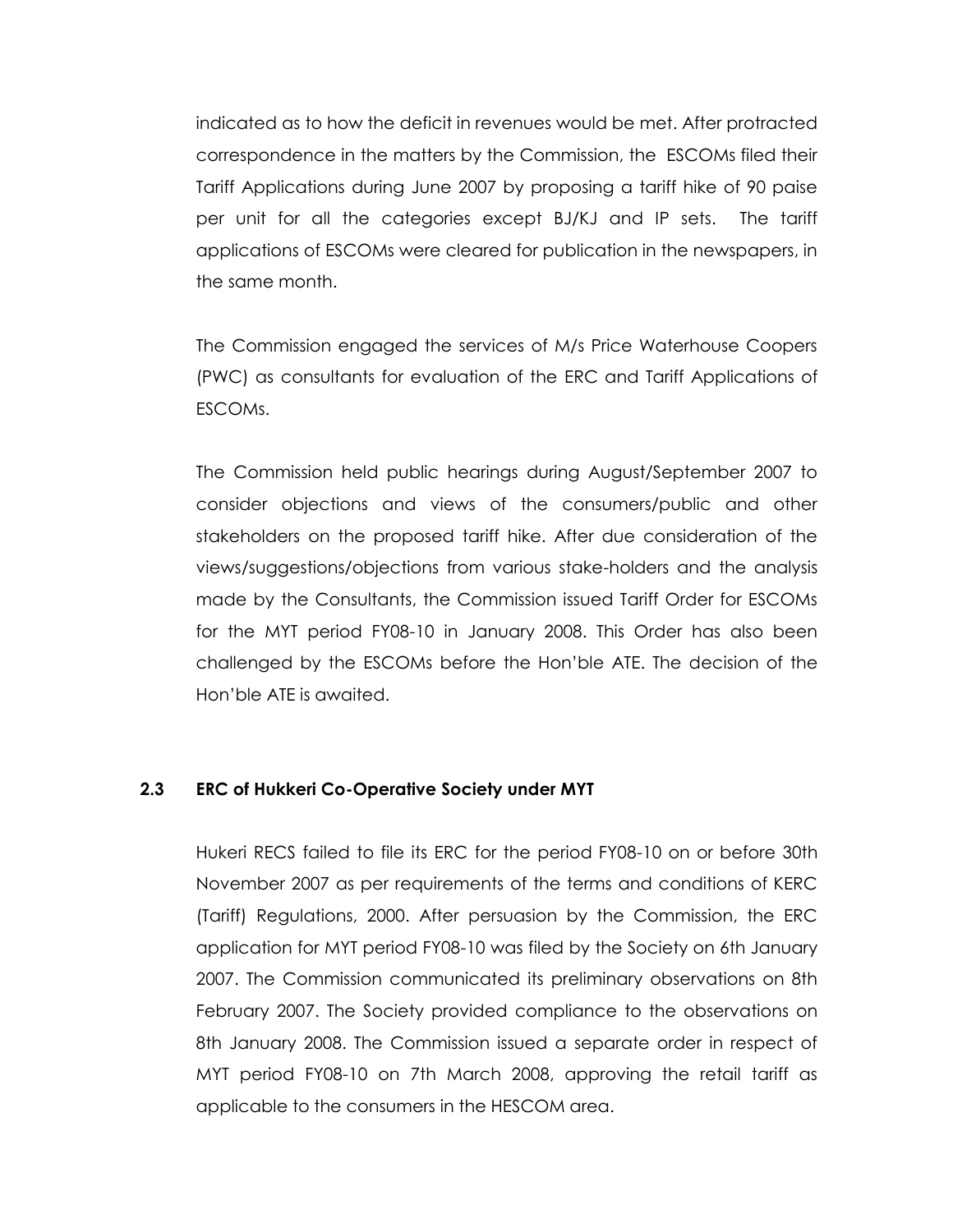indicated as to how the deficit in revenues would be met. After protracted correspondence in the matters by the Commission, the ESCOMs filed their Tariff Applications during June 2007 by proposing a tariff hike of 90 paise per unit for all the categories except BJ/KJ and IP sets. The tariff applications of ESCOMs were cleared for publication in the newspapers, in the same month.

The Commission engaged the services of M/s Price Waterhouse Coopers (PWC) as consultants for evaluation of the ERC and Tariff Applications of ESCOMs.

The Commission held public hearings during August/September 2007 to consider objections and views of the consumers/public and other stakeholders on the proposed tariff hike. After due consideration of the views/suggestions/objections from various stake-holders and the analysis made by the Consultants, the Commission issued Tariff Order for ESCOMs for the MYT period FY08-10 in January 2008. This Order has also been challenged by the ESCOMs before the Hon'ble ATE. The decision of the Hon'ble ATE is awaited.

### 2.3 ERC of Hukkeri Co-Operative Society under MYT

Hukeri RECS failed to file its ERC for the period FY08-10 on or before 30th November 2007 as per requirements of the terms and conditions of KERC (Tariff) Regulations, 2000. After persuasion by the Commission, the ERC application for MYT period FY08-10 was filed by the Society on 6th January 2007. The Commission communicated its preliminary observations on 8th February 2007. The Society provided compliance to the observations on 8th January 2008. The Commission issued a separate order in respect of MYT period FY08-10 on 7th March 2008, approving the retail tariff as applicable to the consumers in the HESCOM area.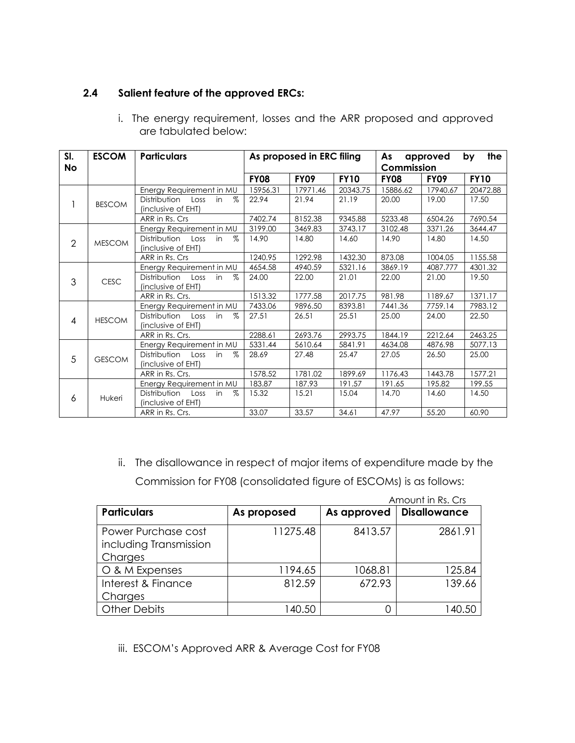### 2.4 Salient feature of the approved ERCs:

i. The energy requirement, losses and the ARR proposed and approved are tabulated below:

| Sl. No | ESCOM | Particulars | As proposed in ERC filing | | | As approved by the Commission | | |
|---|---|---|---|---|---|---|---|---|
| | | | FY08 | FY09 | FY10 | FY08 | FY09 | FY10 |
| 1 | BESCOM | Energy Requirement in MU | 15956.31 | 17971.46 | 20343.75 | 15886.62 | 17940.67 | 20472.88 |
| | | Distribution Loss in % (inclusive of EHT) | 22.94 | 21.94 | 21.19 | 20.00 | 19.00 | 17.50 |
| | | ARR in Rs. Crs | 7402.74 | 8152.38 | 9345.88 | 5233.48 | 6504.26 | 7690.54 |
| 2 | MESCOM | Energy Requirement in MU | 3199.00 | 3469.83 | 3743.17 | 3102.48 | 3371.26 | 3644.47 |
| | | Distribution Loss in % (inclusive of EHT) | 14.90 | 14.80 | 14.60 | 14.90 | 14.80 | 14.50 |
| | | ARR in Rs. Crs | 1240.95 | 1292.98 | 1432.30 | 873.08 | 1004.05 | 1155.58 |
| 3 | CESC | Energy Requirement in MU | 4654.58 | 4940.59 | 5321.16 | 3869.19 | 4087.777 | 4301.32 |
| | | Distribution Loss in % (inclusive of EHT) | 24.00 | 22.00 | 21.01 | 22.00 | 21.00 | 19.50 |
| | | ARR in Rs. Crs. | 1513.32 | 1777.58 | 2017.75 | 981.98 | 1189.67 | 1371.17 |
| 4 | HESCOM | Energy Requirement in MU | 7433.06 | 9896.50 | 8393.81 | 7441.36 | 7759.14 | 7983.12 |
| | | Distribution Loss in % (inclusive of EHT) | 27.51 | 26.51 | 25.51 | 25.00 | 24.00 | 22.50 |
| | | ARR in Rs. Crs. | 2288.61 | 2693.76 | 2993.75 | 1844.19 | 2212.64 | 2463.25 |
| 5 | GESCOM | Energy Requirement in MU | 5331.44 | 5610.64 | 5841.91 | 4634.08 | 4876.98 | 5077.13 |
| | | Distribution Loss in % (inclusive of EHT) | 28.69 | 27.48 | 25.47 | 27.05 | 26.50 | 25.00 |
| | | ARR in Rs. Crs. | 1578.52 | 1781.02 | 1899.69 | 1176.43 | 1443.78 | 1577.21 |
| 6 | Hukeri | Energy Requirement in MU | 183.87 | 187.93 | 191.57 | 191.65 | 195.82 | 199.55 |
| | | Distribution Loss in % (inclusive of EHT) | 15.32 | 15.21 | 15.04 | 14.70 | 14.60 | 14.50 |
| | | ARR in Rs. Crs. | 33.07 | 33.57 | 34.61 | 47.97 | 55.20 | 60.90 |

ii. The disallowance in respect of major items of expenditure made by the Commission for FY08 (consolidated figure of ESCOMs) is as follows:

Amount in Rs. Crs

| Particulars | As proposed | As approved | Disallowance |
|---|---|---|---|
| Power Purchase cost including Transmission Charges | 11275.48 | 8413.57 | 2861.91 |
| O & M Expenses | 1194.65 | 1068.81 | 125.84 |
| Interest & Finance Charges | 812.59 | 672.93 | 139.66 |
| Other Debits | 140.50 | 0 | 140.50 |

iii. ESCOM's Approved ARR & Average Cost for FY08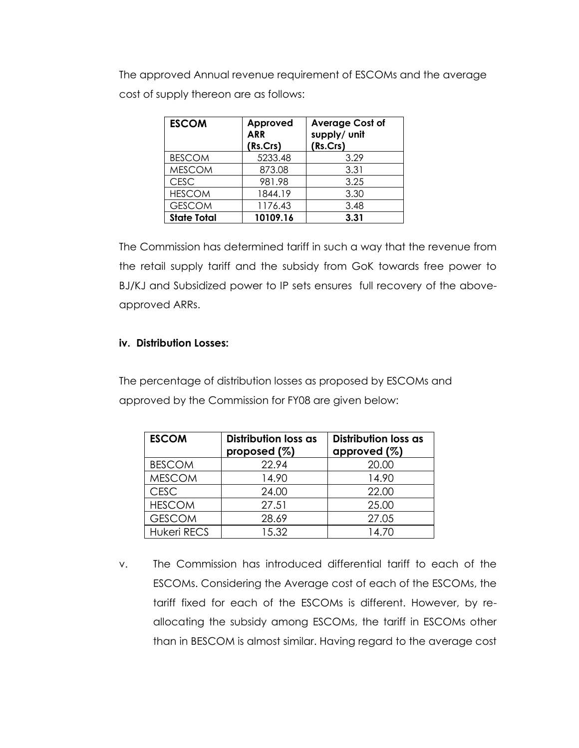The approved Annual revenue requirement of ESCOMs and the average cost of supply thereon are as follows:

| ESCOM | Approved ARR (Rs.Crs) | Average Cost of supply/ unit (Rs.Crs) |
|---|---|---|
| BESCOM | 5233.48 | 3.29 |
| MESCOM | 873.08 | 3.31 |
| CESC | 981.98 | 3.25 |
| HESCOM | 1844.19 | 3.30 |
| GESCOM | 1176.43 | 3.48 |
| **State Total** | **10109.16** | **3.31** |

The Commission has determined tariff in such a way that the revenue from the retail supply tariff and the subsidy from GoK towards free power to BJ/KJ and Subsidized power to IP sets ensures full recovery of the above-approved ARRs.

**iv. Distribution Losses:**

The percentage of distribution losses as proposed by ESCOMs and approved by the Commission for FY08 are given below:

| ESCOM | Distribution loss as proposed (%) | Distribution loss as approved (%) |
|---|---|---|
| BESCOM | 22.94 | 20.00 |
| MESCOM | 14.90 | 14.90 |
| CESC | 24.00 | 22.00 |
| HESCOM | 27.51 | 25.00 |
| GESCOM | 28.69 | 27.05 |
| Hukeri RECS | 15.32 | 14.70 |

v. The Commission has introduced differential tariff to each of the ESCOMs. Considering the Average cost of each of the ESCOMs, the tariff fixed for each of the ESCOMs is different. However, by re-allocating the subsidy among ESCOMs, the tariff in ESCOMs other than in BESCOM is almost similar. Having regard to the average cost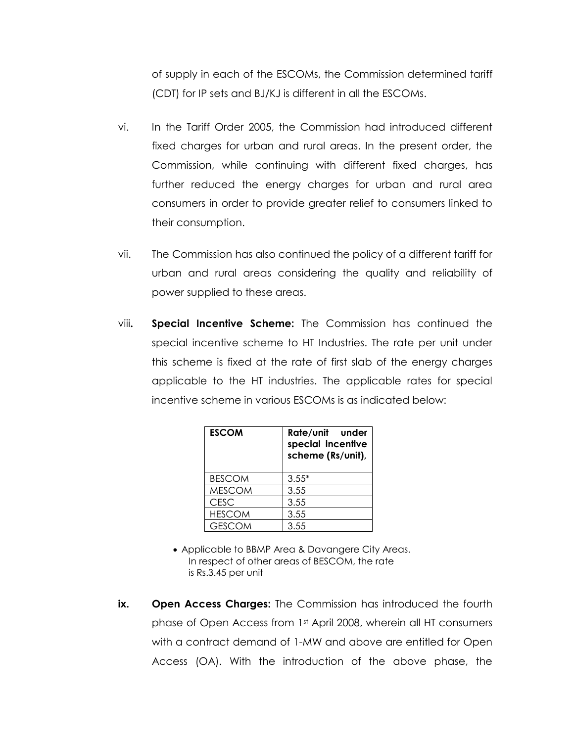of supply in each of the ESCOMs, the Commission determined tariff (CDT) for IP sets and BJ/KJ is different in all the ESCOMs.

vi. In the Tariff Order 2005, the Commission had introduced different fixed charges for urban and rural areas. In the present order, the Commission, while continuing with different fixed charges, has further reduced the energy charges for urban and rural area consumers in order to provide greater relief to consumers linked to their consumption.

vii. The Commission has also continued the policy of a different tariff for urban and rural areas considering the quality and reliability of power supplied to these areas.

viii**.** **Special Incentive Scheme:** The Commission has continued the special incentive scheme to HT Industries. The rate per unit under this scheme is fixed at the rate of first slab of the energy charges applicable to the HT industries. The applicable rates for special incentive scheme in various ESCOMs is as indicated below:

| ESCOM | Rate/unit under special incentive scheme (Rs/unit), |
|---|---|
| BESCOM | 3.55* |
| MESCOM | 3.55 |
| CESC | 3.55 |
| HESCOM | 3.55 |
| GESCOM | 3.55 |

- Applicable to BBMP Area & Davangere City Areas. In respect of other areas of BESCOM, the rate is Rs.3.45 per unit

**ix.** **Open Access Charges:** The Commission has introduced the fourth phase of Open Access from 1st April 2008, wherein all HT consumers with a contract demand of 1-MW and above are entitled for Open Access (OA). With the introduction of the above phase, the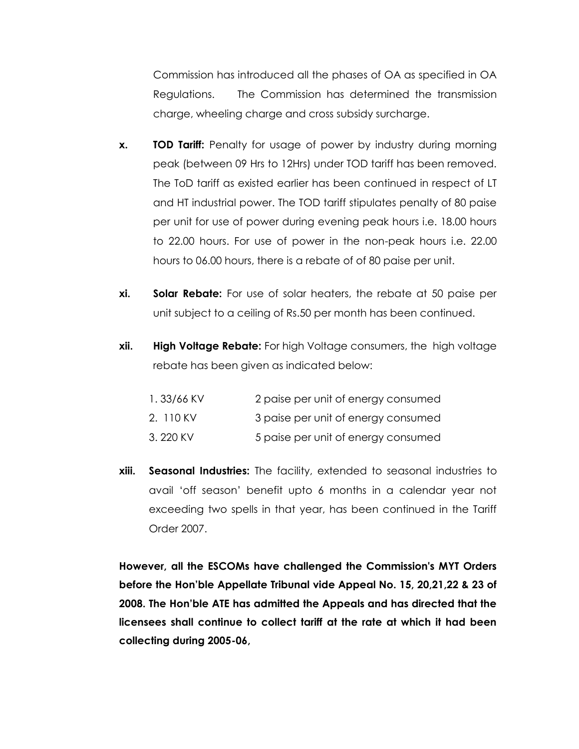Commission has introduced all the phases of OA as specified in OA Regulations. The Commission has determined the transmission charge, wheeling charge and cross subsidy surcharge.

**x.** **TOD Tariff:** Penalty for usage of power by industry during morning peak (between 09 Hrs to 12Hrs) under TOD tariff has been removed. The ToD tariff as existed earlier has been continued in respect of LT and HT industrial power. The TOD tariff stipulates penalty of 80 paise per unit for use of power during evening peak hours i.e. 18.00 hours to 22.00 hours. For use of power in the non-peak hours i.e. 22.00 hours to 06.00 hours, there is a rebate of of 80 paise per unit.

**xi.** **Solar Rebate:** For use of solar heaters, the rebate at 50 paise per unit subject to a ceiling of Rs.50 per month has been continued.

**xii.** **High Voltage Rebate:** For high Voltage consumers, the high voltage rebate has been given as indicated below:

| | |
|---|---|
| 1. 33/66 KV | 2 paise per unit of energy consumed |
| 2. 110 KV | 3 paise per unit of energy consumed |
| 3. 220 KV | 5 paise per unit of energy consumed |

**xiii.** **Seasonal Industries:** The facility, extended to seasonal industries to avail 'off season' benefit upto 6 months in a calendar year not exceeding two spells in that year, has been continued in the Tariff Order 2007.

**However, all the ESCOMs have challenged the Commission's MYT Orders before the Hon'ble Appellate Tribunal vide Appeal No. 15, 20,21,22 & 23 of 2008. The Hon'ble ATE has admitted the Appeals and has directed that the licensees shall continue to collect tariff at the rate at which it had been collecting during 2005-06,**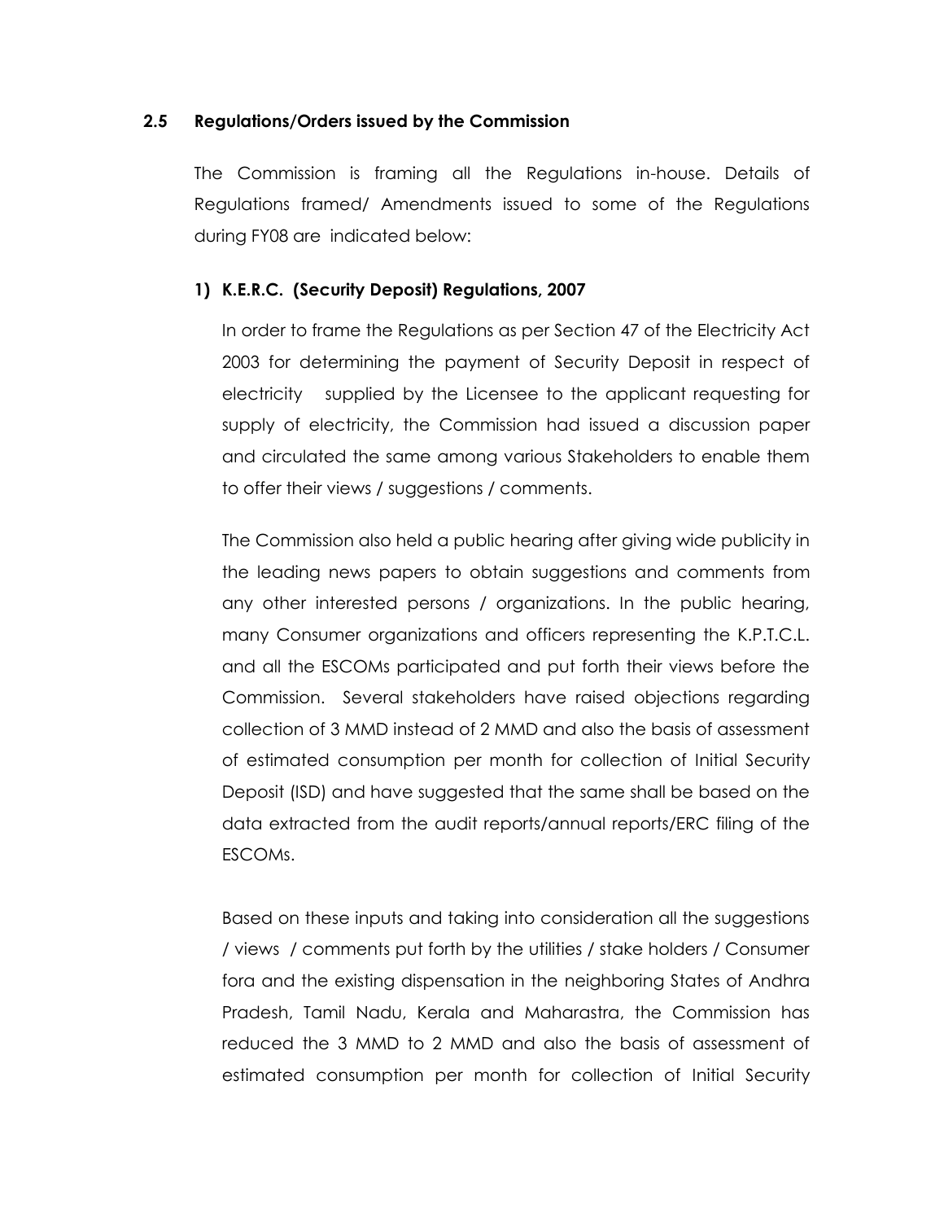## 2.5 Regulations/Orders issued by the Commission

The Commission is framing all the Regulations in-house. Details of Regulations framed/ Amendments issued to some of the Regulations during FY08 are indicated below:

### 1) K.E.R.C. (Security Deposit) Regulations, 2007

In order to frame the Regulations as per Section 47 of the Electricity Act 2003 for determining the payment of Security Deposit in respect of electricity supplied by the Licensee to the applicant requesting for supply of electricity, the Commission had issued a discussion paper and circulated the same among various Stakeholders to enable them to offer their views / suggestions / comments.

The Commission also held a public hearing after giving wide publicity in the leading news papers to obtain suggestions and comments from any other interested persons / organizations. In the public hearing, many Consumer organizations and officers representing the K.P.T.C.L. and all the ESCOMs participated and put forth their views before the Commission. Several stakeholders have raised objections regarding collection of 3 MMD instead of 2 MMD and also the basis of assessment of estimated consumption per month for collection of Initial Security Deposit (ISD) and have suggested that the same shall be based on the data extracted from the audit reports/annual reports/ERC filing of the ESCOMs.

Based on these inputs and taking into consideration all the suggestions / views / comments put forth by the utilities / stake holders / Consumer fora and the existing dispensation in the neighboring States of Andhra Pradesh, Tamil Nadu, Kerala and Maharastra, the Commission has reduced the 3 MMD to 2 MMD and also the basis of assessment of estimated consumption per month for collection of Initial Security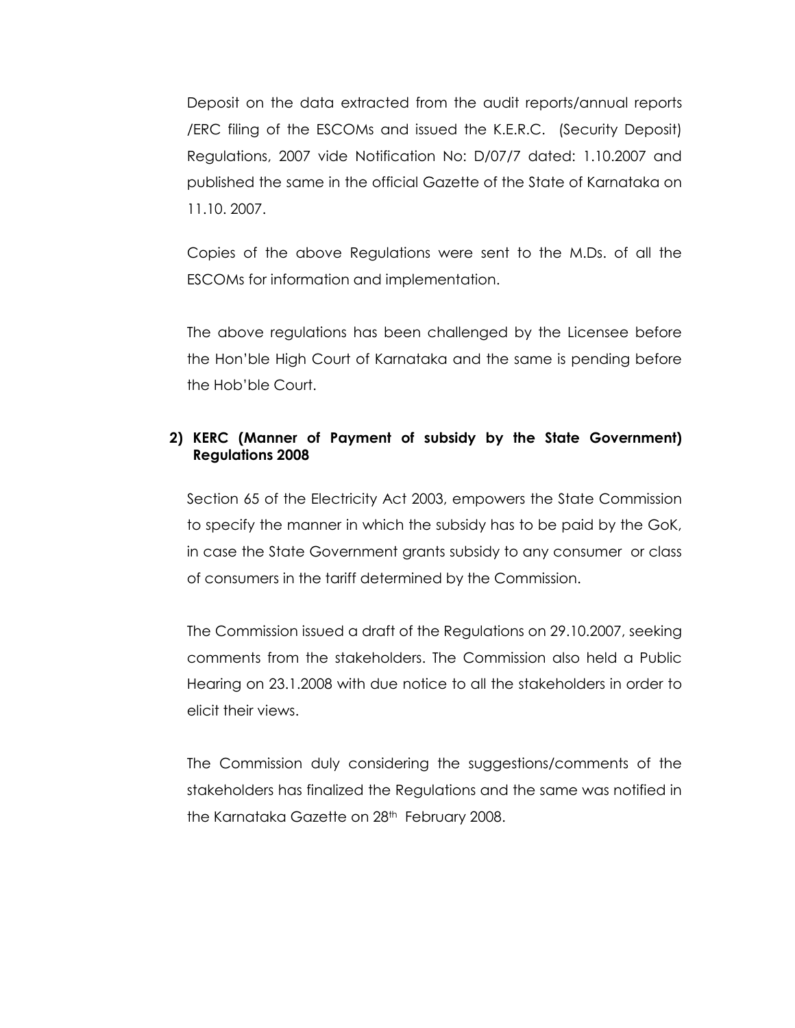Deposit on the data extracted from the audit reports/annual reports /ERC filing of the ESCOMs and issued the K.E.R.C. (Security Deposit) Regulations, 2007 vide Notification No: D/07/7 dated: 1.10.2007 and published the same in the official Gazette of the State of Karnataka on 11.10. 2007.

Copies of the above Regulations were sent to the M.Ds. of all the ESCOMs for information and implementation.

The above regulations has been challenged by the Licensee before the Hon'ble High Court of Karnataka and the same is pending before the Hob'ble Court.

**2) KERC (Manner of Payment of subsidy by the State Government) Regulations 2008**

Section 65 of the Electricity Act 2003, empowers the State Commission to specify the manner in which the subsidy has to be paid by the GoK, in case the State Government grants subsidy to any consumer or class of consumers in the tariff determined by the Commission.

The Commission issued a draft of the Regulations on 29.10.2007, seeking comments from the stakeholders. The Commission also held a Public Hearing on 23.1.2008 with due notice to all the stakeholders in order to elicit their views.

The Commission duly considering the suggestions/comments of the stakeholders has finalized the Regulations and the same was notified in the Karnataka Gazette on 28th February 2008.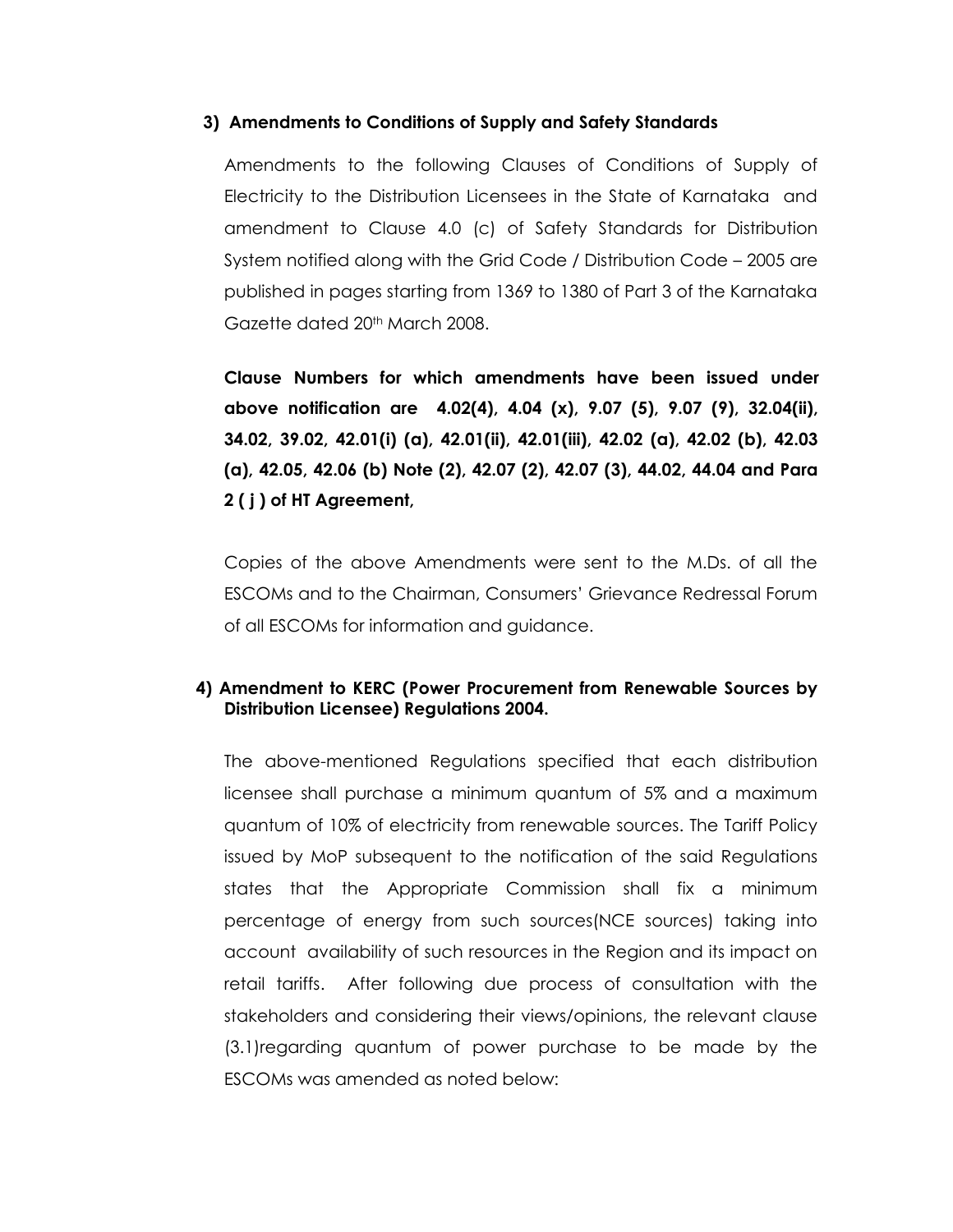### 3) Amendments to Conditions of Supply and Safety Standards

Amendments to the following Clauses of Conditions of Supply of Electricity to the Distribution Licensees in the State of Karnataka and amendment to Clause 4.0 (c) of Safety Standards for Distribution System notified along with the Grid Code / Distribution Code – 2005 are published in pages starting from 1369 to 1380 of Part 3 of the Karnataka Gazette dated 20th March 2008.

**Clause Numbers for which amendments have been issued under above notification are 4.02(4), 4.04 (x), 9.07 (5), 9.07 (9), 32.04(ii), 34.02, 39.02, 42.01(i) (a), 42.01(ii), 42.01(iii), 42.02 (a), 42.02 (b), 42.03 (a), 42.05, 42.06 (b) Note (2), 42.07 (2), 42.07 (3), 44.02, 44.04 and Para 2 ( j ) of HT Agreement,**

Copies of the above Amendments were sent to the M.Ds. of all the ESCOMs and to the Chairman, Consumers' Grievance Redressal Forum of all ESCOMs for information and guidance.

### 4) Amendment to KERC (Power Procurement from Renewable Sources by Distribution Licensee) Regulations 2004.

The above-mentioned Regulations specified that each distribution licensee shall purchase a minimum quantum of 5% and a maximum quantum of 10% of electricity from renewable sources. The Tariff Policy issued by MoP subsequent to the notification of the said Regulations states that the Appropriate Commission shall fix a minimum percentage of energy from such sources(NCE sources) taking into account availability of such resources in the Region and its impact on retail tariffs. After following due process of consultation with the stakeholders and considering their views/opinions, the relevant clause (3.1)regarding quantum of power purchase to be made by the ESCOMs was amended as noted below: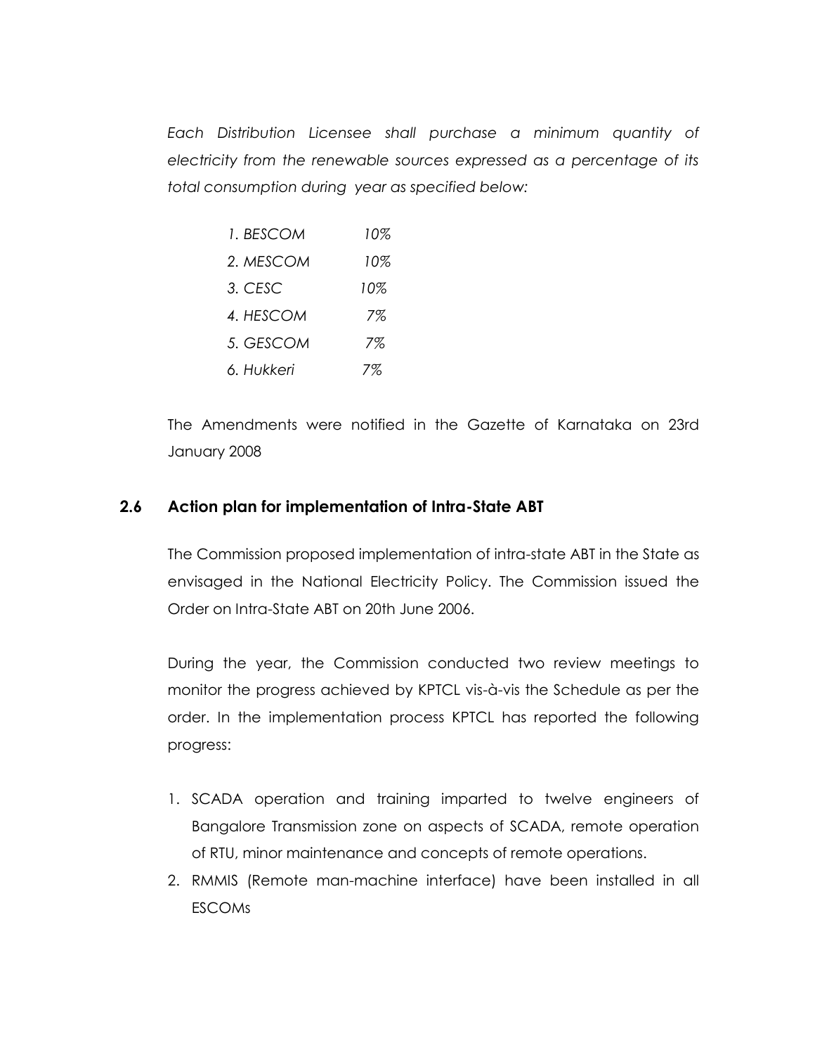*Each Distribution Licensee shall purchase a minimum quantity of electricity from the renewable sources expressed as a percentage of its total consumption during year as specified below:*

*1. BESCOM 10%*
*2. MESCOM 10%*
*3. CESC 10%*
*4. HESCOM 7%*
*5. GESCOM 7%*
*6. Hukkeri 7%*

The Amendments were notified in the Gazette of Karnataka on 23rd January 2008

### 2.6 Action plan for implementation of Intra-State ABT

The Commission proposed implementation of intra-state ABT in the State as envisaged in the National Electricity Policy. The Commission issued the Order on Intra-State ABT on 20th June 2006.

During the year, the Commission conducted two review meetings to monitor the progress achieved by KPTCL vis-à-vis the Schedule as per the order. In the implementation process KPTCL has reported the following progress:

1. SCADA operation and training imparted to twelve engineers of Bangalore Transmission zone on aspects of SCADA, remote operation of RTU, minor maintenance and concepts of remote operations.
2. RMMIS (Remote man-machine interface) have been installed in all ESCOMs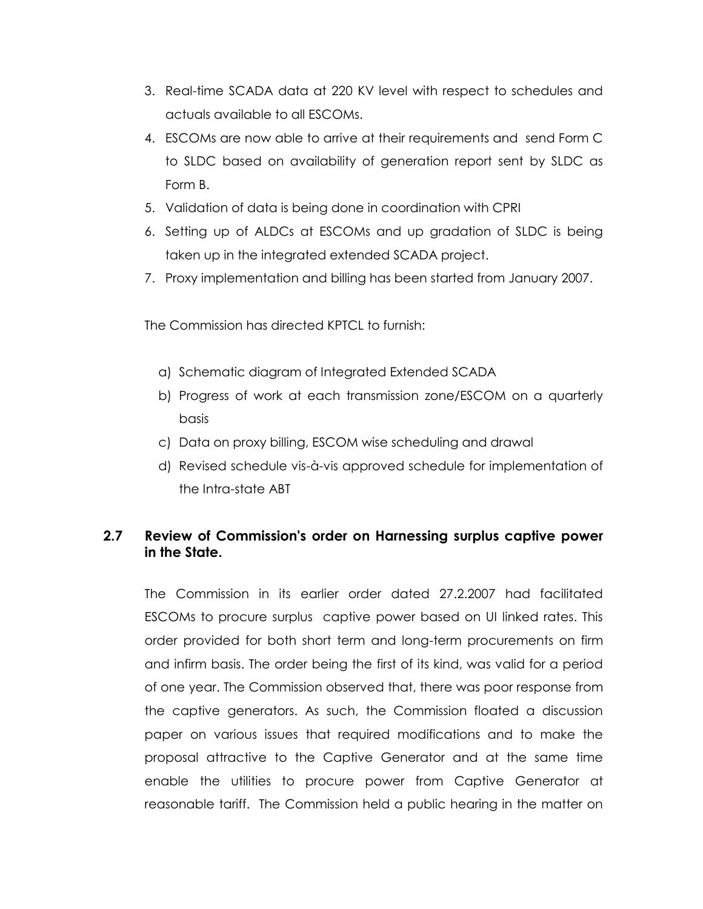3. Real-time SCADA data at 220 KV level with respect to schedules and actuals available to all ESCOMs.
4. ESCOMs are now able to arrive at their requirements and send Form C to SLDC based on availability of generation report sent by SLDC as Form B.
5. Validation of data is being done in coordination with CPRI
6. Setting up of ALDCs at ESCOMs and up gradation of SLDC is being taken up in the integrated extended SCADA project.
7. Proxy implementation and billing has been started from January 2007.

The Commission has directed KPTCL to furnish:

a) Schematic diagram of Integrated Extended SCADA
b) Progress of work at each transmission zone/ESCOM on a quarterly basis
c) Data on proxy billing, ESCOM wise scheduling and drawal
d) Revised schedule vis-à-vis approved schedule for implementation of the Intra-state ABT

### 2.7 Review of Commission's order on Harnessing surplus captive power in the State.

The Commission in its earlier order dated 27.2.2007 had facilitated ESCOMs to procure surplus captive power based on UI linked rates. This order provided for both short term and long-term procurements on firm and infirm basis. The order being the first of its kind, was valid for a period of one year. The Commission observed that, there was poor response from the captive generators. As such, the Commission floated a discussion paper on various issues that required modifications and to make the proposal attractive to the Captive Generator and at the same time enable the utilities to procure power from Captive Generator at reasonable tariff. The Commission held a public hearing in the matter on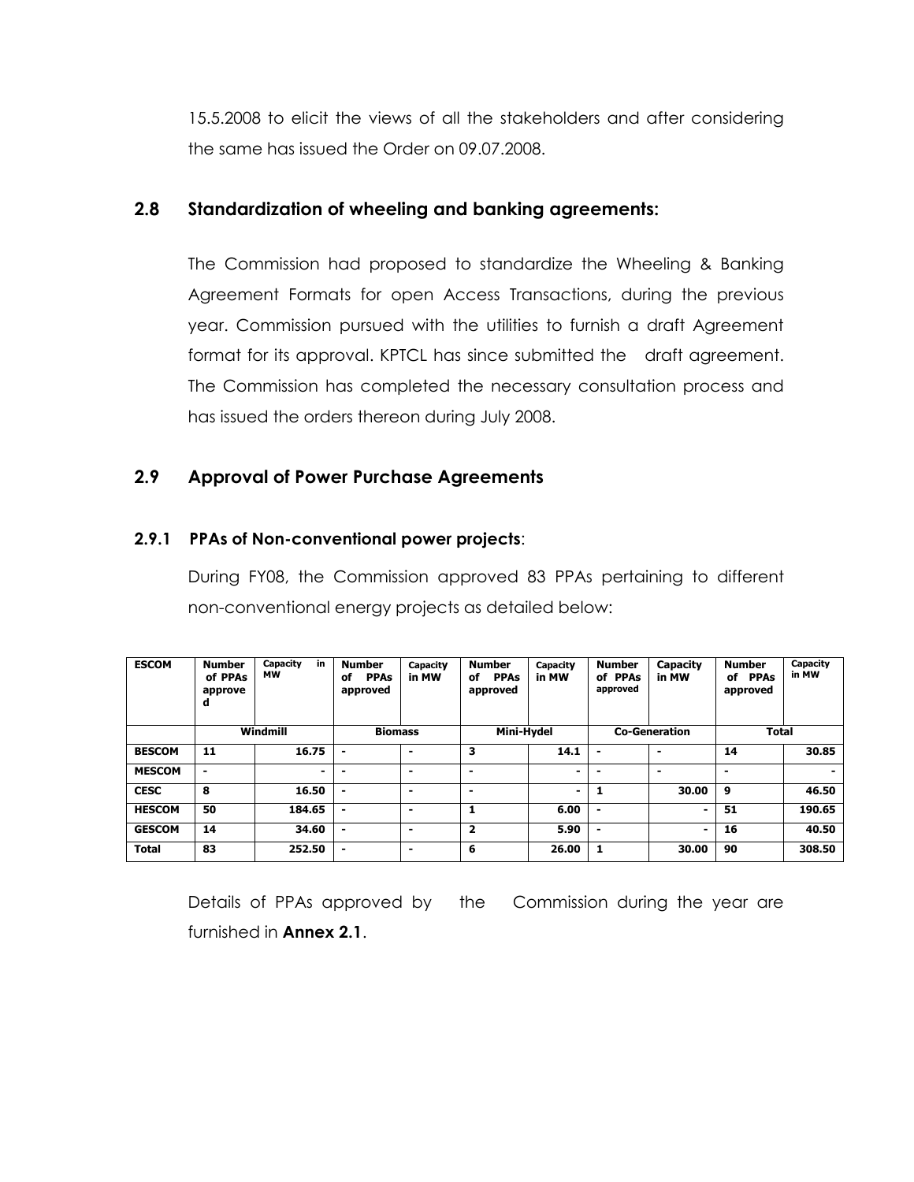15.5.2008 to elicit the views of all the stakeholders and after considering the same has issued the Order on 09.07.2008.

## 2.8 Standardization of wheeling and banking agreements:

The Commission had proposed to standardize the Wheeling & Banking Agreement Formats for open Access Transactions, during the previous year. Commission pursued with the utilities to furnish a draft Agreement format for its approval. KPTCL has since submitted the draft agreement. The Commission has completed the necessary consultation process and has issued the orders thereon during July 2008.

## 2.9 Approval of Power Purchase Agreements

### 2.9.1 PPAs of Non-conventional power projects:

During FY08, the Commission approved 83 PPAs pertaining to different non-conventional energy projects as detailed below:

| ESCOM | Number of PPAs approved | Capacity in MW | Number of PPAs approved | Capacity in MW | Number of PPAs approved | Capacity in MW | Number of PPAs approved | Capacity in MW | Number of PPAs approved | Capacity in MW |
|---|---|---|---|---|---|---|---|---|---|---|
| | Windmill | | Biomass | | Mini-Hydel | | Co-Generation | | Total | |
| BESCOM | 11 | 16.75 | - | - | 3 | 14.1 | - | - | 14 | 30.85 |
| MESCOM | - | - | - | - | - | - | - | - | - | - |
| CESC | 8 | 16.50 | - | - | - | - | 1 | 30.00 | 9 | 46.50 |
| HESCOM | 50 | 184.65 | - | - | 1 | 6.00 | - | - | 51 | 190.65 |
| GESCOM | 14 | 34.60 | - | - | 2 | 5.90 | - | - | 16 | 40.50 |
| Total | 83 | 252.50 | - | - | 6 | 26.00 | 1 | 30.00 | 90 | 308.50 |

Details of PPAs approved by the Commission during the year are furnished in **Annex 2.1**.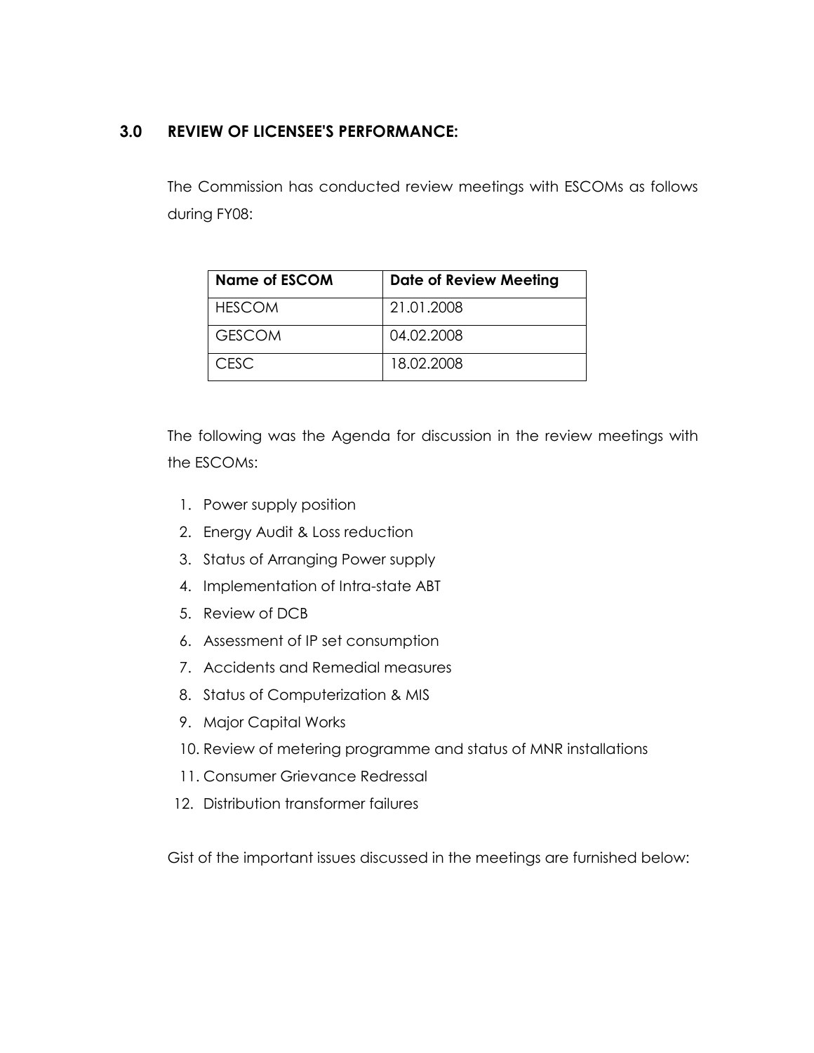## 3.0 REVIEW OF LICENSEE'S PERFORMANCE:

The Commission has conducted review meetings with ESCOMs as follows during FY08:

| Name of ESCOM | Date of Review Meeting |
|---|---|
| HESCOM | 21.01.2008 |
| GESCOM | 04.02.2008 |
| CESC | 18.02.2008 |

The following was the Agenda for discussion in the review meetings with the ESCOMs:

1. Power supply position
2. Energy Audit & Loss reduction
3. Status of Arranging Power supply
4. Implementation of Intra-state ABT
5. Review of DCB
6. Assessment of IP set consumption
7. Accidents and Remedial measures
8. Status of Computerization & MIS
9. Major Capital Works
10. Review of metering programme and status of MNR installations
11. Consumer Grievance Redressal
12. Distribution transformer failures

Gist of the important issues discussed in the meetings are furnished below: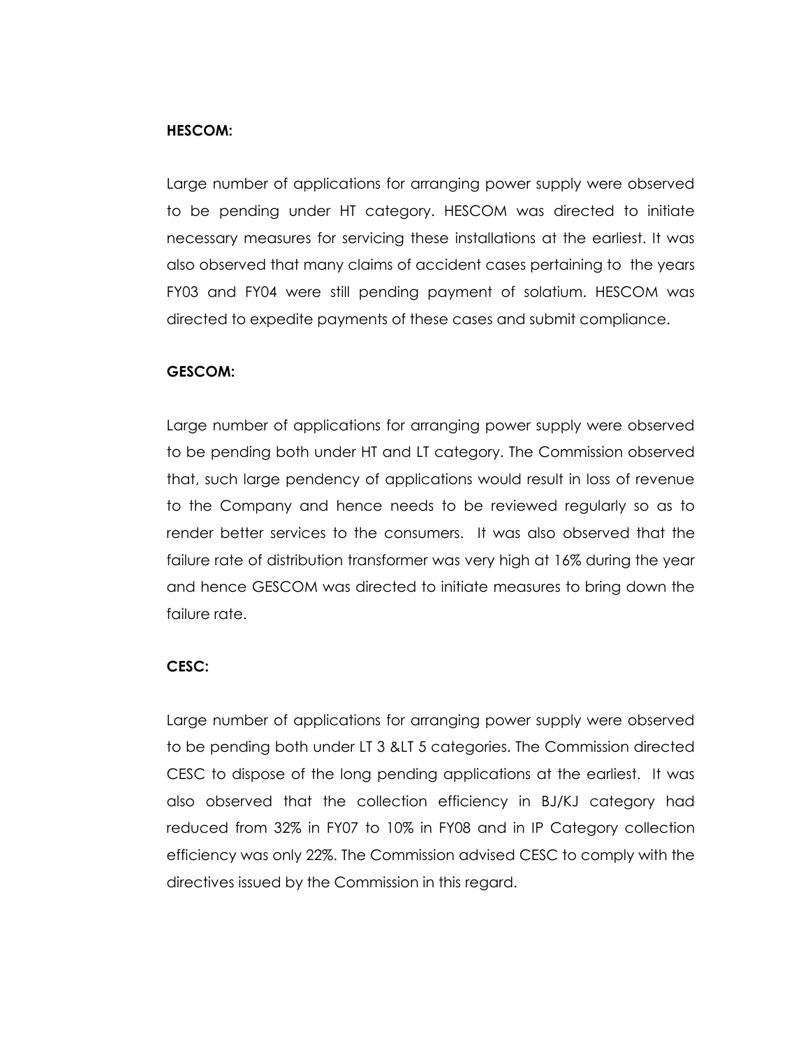**HESCOM:**

Large number of applications for arranging power supply were observed to be pending under HT category. HESCOM was directed to initiate necessary measures for servicing these installations at the earliest. It was also observed that many claims of accident cases pertaining to the years FY03 and FY04 were still pending payment of solatium. HESCOM was directed to expedite payments of these cases and submit compliance.

**GESCOM:**

Large number of applications for arranging power supply were observed to be pending both under HT and LT category. The Commission observed that, such large pendency of applications would result in loss of revenue to the Company and hence needs to be reviewed regularly so as to render better services to the consumers. It was also observed that the failure rate of distribution transformer was very high at 16% during the year and hence GESCOM was directed to initiate measures to bring down the failure rate.

**CESC:**

Large number of applications for arranging power supply were observed to be pending both under LT 3 &LT 5 categories. The Commission directed CESC to dispose of the long pending applications at the earliest. It was also observed that the collection efficiency in BJ/KJ category had reduced from 32% in FY07 to 10% in FY08 and in IP Category collection efficiency was only 22%. The Commission advised CESC to comply with the directives issued by the Commission in this regard.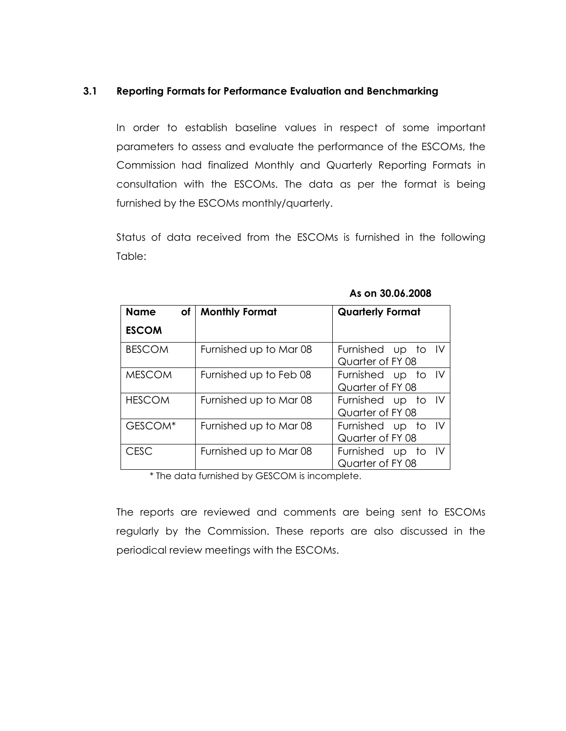### 3.1 Reporting Formats for Performance Evaluation and Benchmarking

In order to establish baseline values in respect of some important parameters to assess and evaluate the performance of the ESCOMs, the Commission had finalized Monthly and Quarterly Reporting Formats in consultation with the ESCOMs. The data as per the format is being furnished by the ESCOMs monthly/quarterly.

Status of data received from the ESCOMs is furnished in the following Table:

**As on 30.06.2008**

| Name of ESCOM | Monthly Format | Quarterly Format |
|---|---|---|
| BESCOM | Furnished up to Mar 08 | Furnished up to IV Quarter of FY 08 |
| MESCOM | Furnished up to Feb 08 | Furnished up to IV Quarter of FY 08 |
| HESCOM | Furnished up to Mar 08 | Furnished up to IV Quarter of FY 08 |
| GESCOM* | Furnished up to Mar 08 | Furnished up to IV Quarter of FY 08 |
| CESC | Furnished up to Mar 08 | Furnished up to IV Quarter of FY 08 |

\* The data furnished by GESCOM is incomplete.

The reports are reviewed and comments are being sent to ESCOMs regularly by the Commission. These reports are also discussed in the periodical review meetings with the ESCOMs.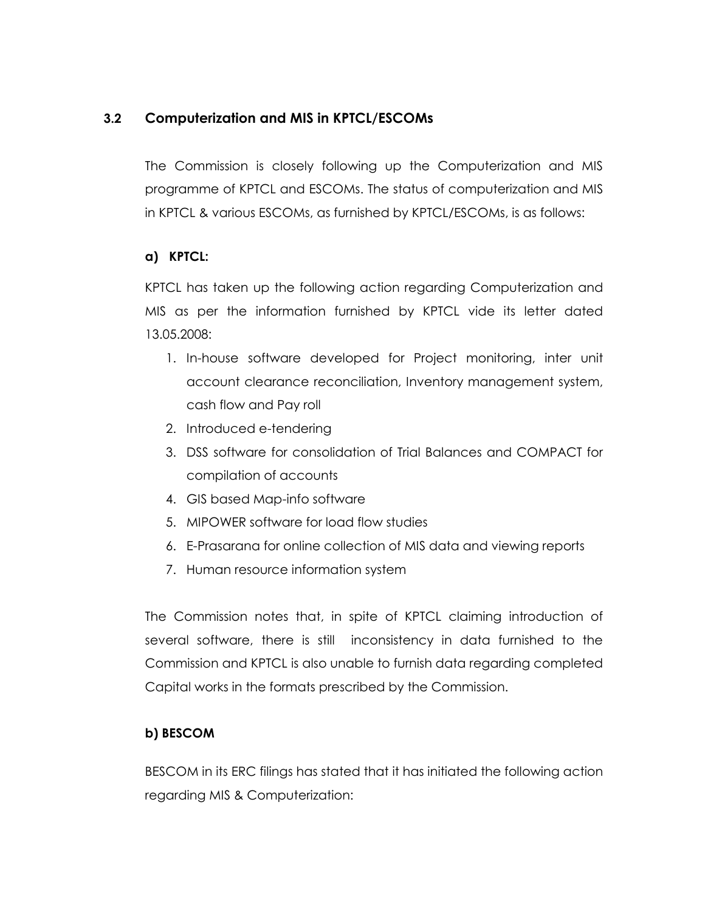### 3.2 Computerization and MIS in KPTCL/ESCOMs

The Commission is closely following up the Computerization and MIS programme of KPTCL and ESCOMs. The status of computerization and MIS in KPTCL & various ESCOMs, as furnished by KPTCL/ESCOMs, is as follows:

**a) KPTCL:**

KPTCL has taken up the following action regarding Computerization and MIS as per the information furnished by KPTCL vide its letter dated 13.05.2008:

1. In-house software developed for Project monitoring, inter unit account clearance reconciliation, Inventory management system, cash flow and Pay roll
2. Introduced e-tendering
3. DSS software for consolidation of Trial Balances and COMPACT for compilation of accounts
4. GIS based Map-info software
5. MIPOWER software for load flow studies
6. E-Prasarana for online collection of MIS data and viewing reports
7. Human resource information system

The Commission notes that, in spite of KPTCL claiming introduction of several software, there is still inconsistency in data furnished to the Commission and KPTCL is also unable to furnish data regarding completed Capital works in the formats prescribed by the Commission.

**b) BESCOM**

BESCOM in its ERC filings has stated that it has initiated the following action regarding MIS & Computerization: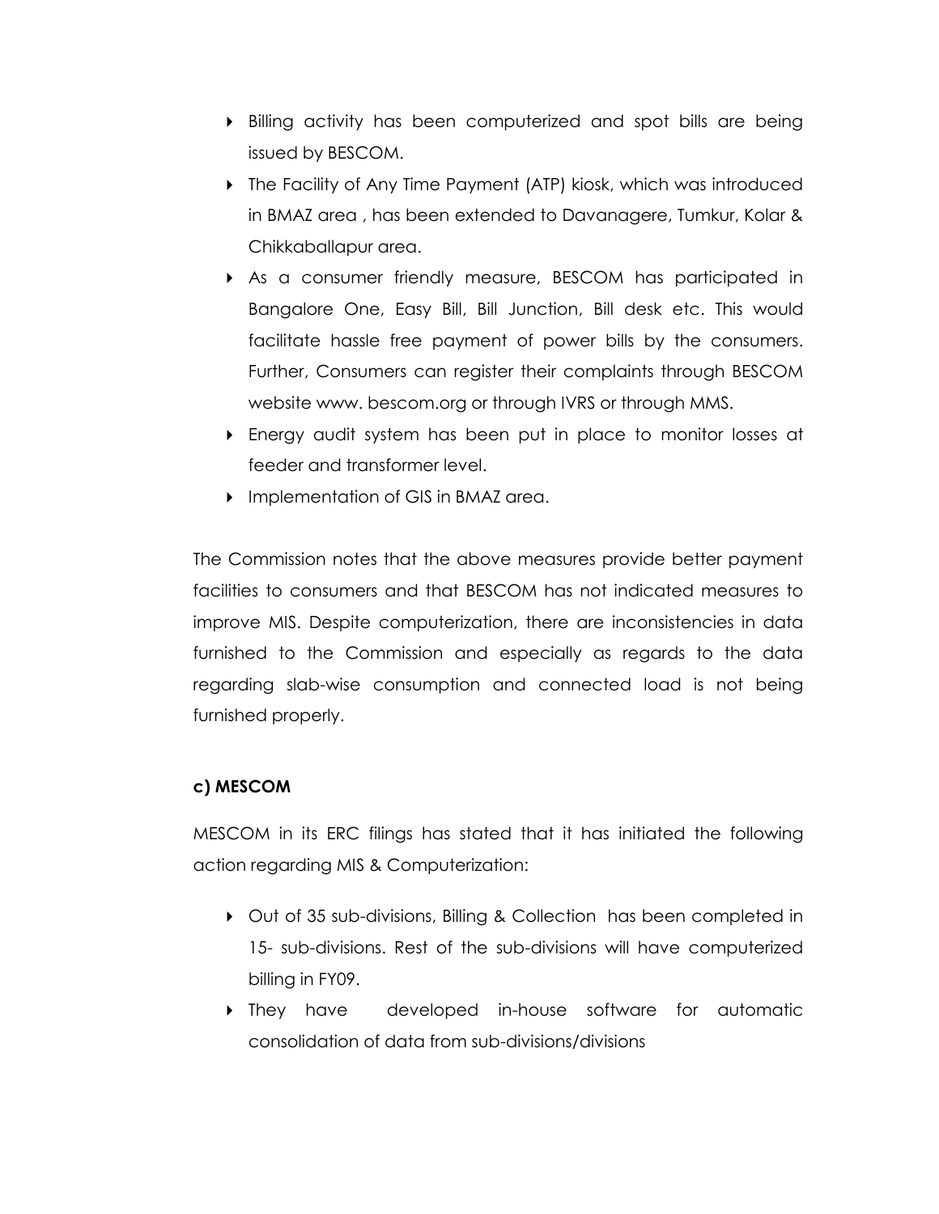- Billing activity has been computerized and spot bills are being issued by BESCOM.
- The Facility of Any Time Payment (ATP) kiosk, which was introduced in BMAZ area , has been extended to Davanagere, Tumkur, Kolar & Chikkaballapur area.
- As a consumer friendly measure, BESCOM has participated in Bangalore One, Easy Bill, Bill Junction, Bill desk etc. This would facilitate hassle free payment of power bills by the consumers. Further, Consumers can register their complaints through BESCOM website www. bescom.org or through IVRS or through MMS.
- Energy audit system has been put in place to monitor losses at feeder and transformer level.
- Implementation of GIS in BMAZ area.

The Commission notes that the above measures provide better payment facilities to consumers and that BESCOM has not indicated measures to improve MIS. Despite computerization, there are inconsistencies in data furnished to the Commission and especially as regards to the data regarding slab-wise consumption and connected load is not being furnished properly.

**c) MESCOM**

MESCOM in its ERC filings has stated that it has initiated the following action regarding MIS & Computerization:

- Out of 35 sub-divisions, Billing & Collection has been completed in 15- sub-divisions. Rest of the sub-divisions will have computerized billing in FY09.
- They have developed in-house software for automatic consolidation of data from sub-divisions/divisions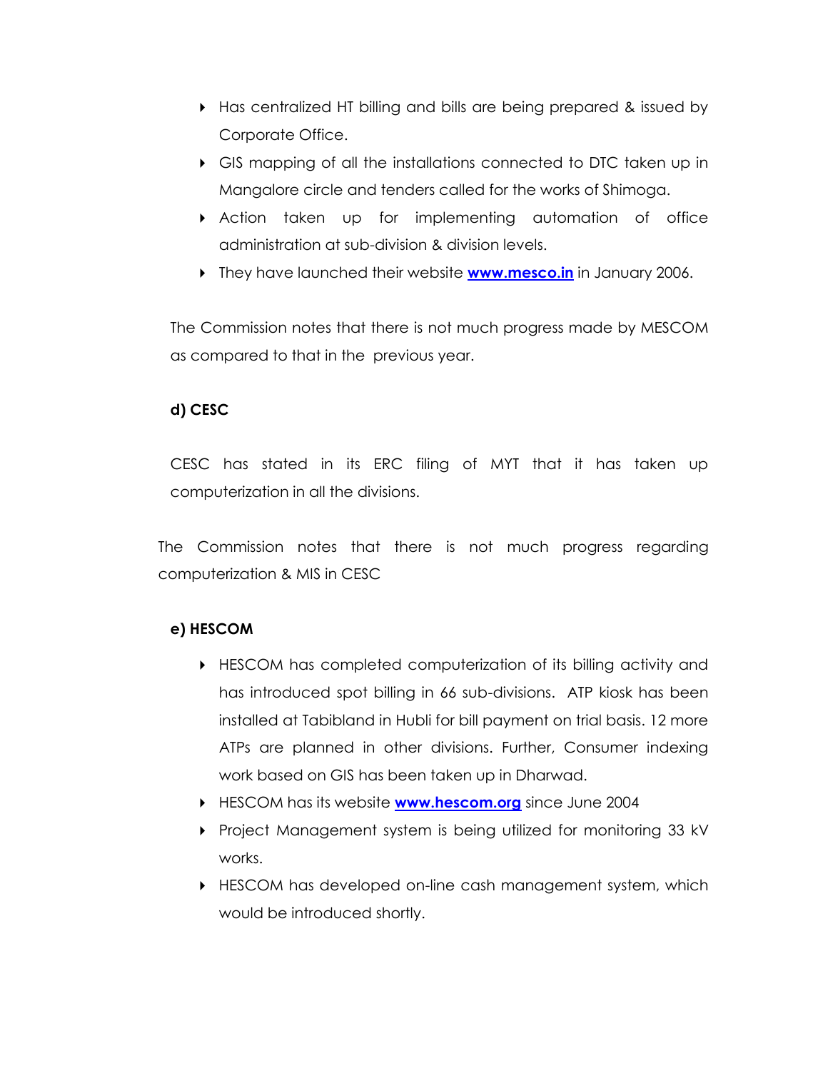- Has centralized HT billing and bills are being prepared & issued by Corporate Office.
- GIS mapping of all the installations connected to DTC taken up in Mangalore circle and tenders called for the works of Shimoga.
- Action taken up for implementing automation of office administration at sub-division & division levels.
- They have launched their website **www.mesco.in** in January 2006.

The Commission notes that there is not much progress made by MESCOM as compared to that in the previous year.

**d) CESC**

CESC has stated in its ERC filing of MYT that it has taken up computerization in all the divisions.

The Commission notes that there is not much progress regarding computerization & MIS in CESC

**e) HESCOM**

- HESCOM has completed computerization of its billing activity and has introduced spot billing in 66 sub-divisions. ATP kiosk has been installed at Tabibland in Hubli for bill payment on trial basis. 12 more ATPs are planned in other divisions. Further, Consumer indexing work based on GIS has been taken up in Dharwad.
- HESCOM has its website **www.hescom.org** since June 2004
- Project Management system is being utilized for monitoring 33 kV works.
- HESCOM has developed on-line cash management system, which would be introduced shortly.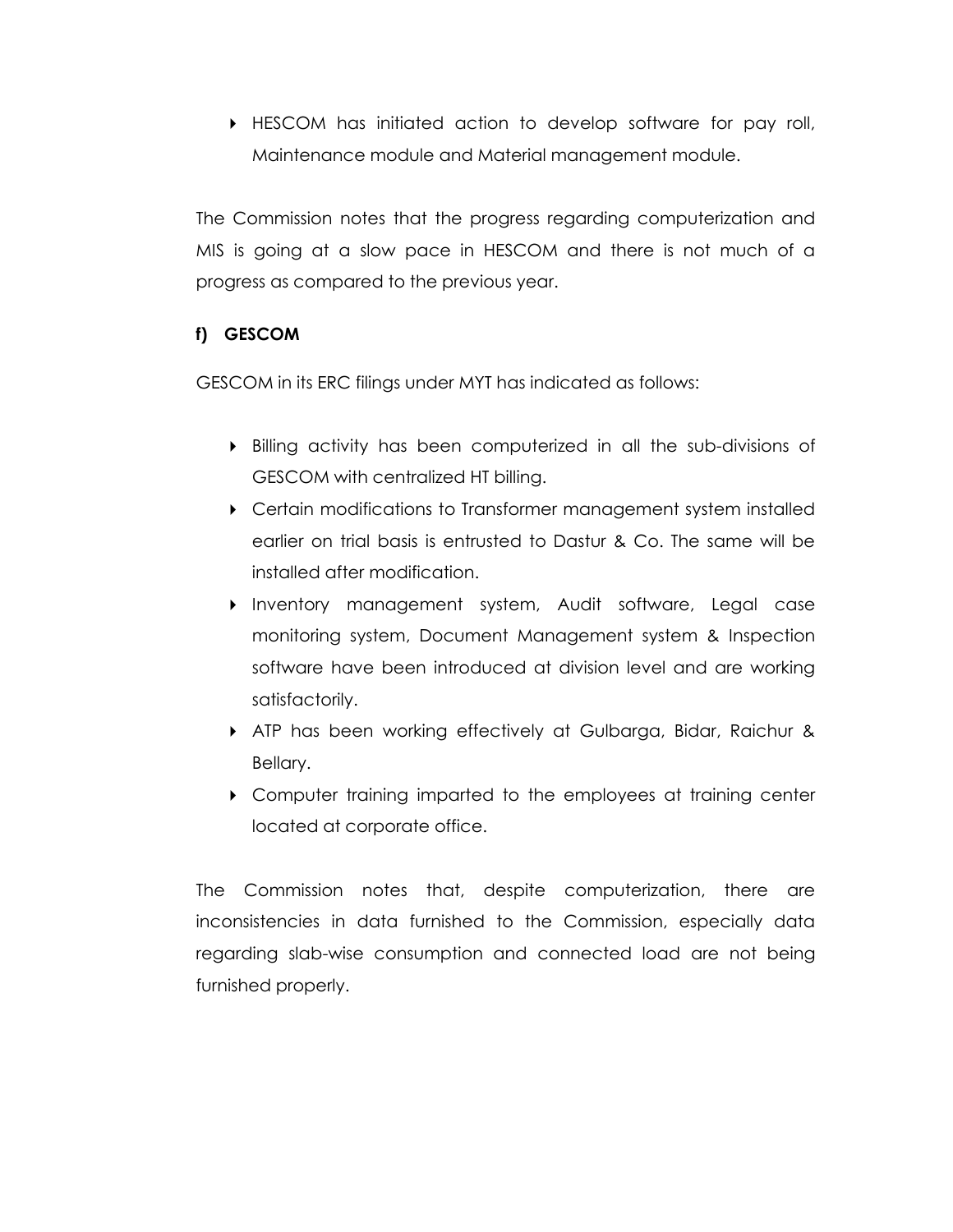- HESCOM has initiated action to develop software for pay roll, Maintenance module and Material management module.

The Commission notes that the progress regarding computerization and MIS is going at a slow pace in HESCOM and there is not much of a progress as compared to the previous year.

**f) GESCOM**

GESCOM in its ERC filings under MYT has indicated as follows:

- Billing activity has been computerized in all the sub-divisions of GESCOM with centralized HT billing.
- Certain modifications to Transformer management system installed earlier on trial basis is entrusted to Dastur & Co. The same will be installed after modification.
- Inventory management system, Audit software, Legal case monitoring system, Document Management system & Inspection software have been introduced at division level and are working satisfactorily.
- ATP has been working effectively at Gulbarga, Bidar, Raichur & Bellary.
- Computer training imparted to the employees at training center located at corporate office.

The Commission notes that, despite computerization, there are inconsistencies in data furnished to the Commission, especially data regarding slab-wise consumption and connected load are not being furnished properly.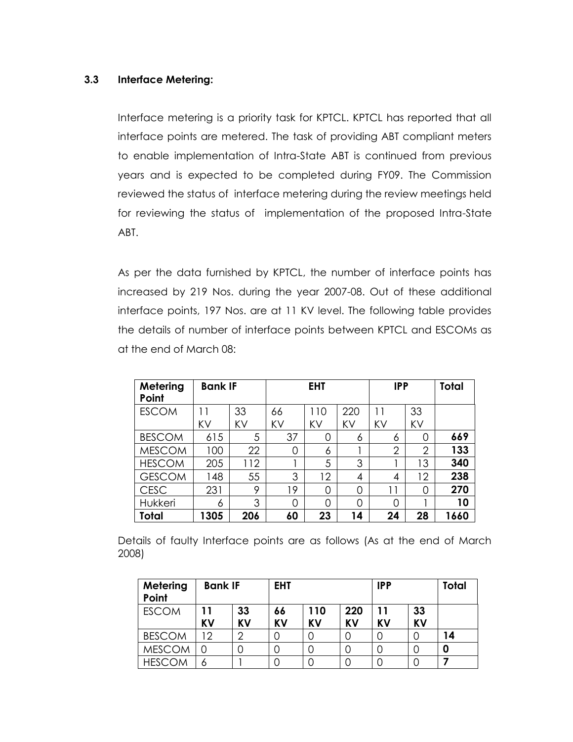### 3.3 Interface Metering:

Interface metering is a priority task for KPTCL. KPTCL has reported that all interface points are metered. The task of providing ABT compliant meters to enable implementation of Intra-State ABT is continued from previous years and is expected to be completed during FY09. The Commission reviewed the status of interface metering during the review meetings held for reviewing the status of implementation of the proposed Intra-State ABT.

As per the data furnished by KPTCL, the number of interface points has increased by 219 Nos. during the year 2007-08. Out of these additional interface points, 197 Nos. are at 11 KV level. The following table provides the details of number of interface points between KPTCL and ESCOMs as at the end of March 08:

| Metering Point | Bank IF | | EHT | | | IPP | | Total |
|---|---|---|---|---|---|---|---|---|
| ESCOM | 11 KV | 33 KV | 66 KV | 110 KV | 220 KV | 11 KV | 33 KV | |
| BESCOM | 615 | 5 | 37 | 0 | 6 | 6 | 0 | **669** |
| MESCOM | 100 | 22 | 0 | 6 | 1 | 2 | 2 | **133** |
| HESCOM | 205 | 112 | 1 | 5 | 3 | 1 | 13 | **340** |
| GESCOM | 148 | 55 | 3 | 12 | 4 | 4 | 12 | **238** |
| CESC | 231 | 9 | 19 | 0 | 0 | 11 | 0 | **270** |
| Hukkeri | 6 | 3 | 0 | 0 | 0 | 0 | 1 | **10** |
| **Total** | **1305** | **206** | **60** | **23** | **14** | **24** | **28** | **1660** |

Details of faulty Interface points are as follows (As at the end of March 2008)

| Metering Point | Bank IF | | EHT | | | IPP | | Total |
|---|---|---|---|---|---|---|---|---|
| ESCOM | **11 KV** | **33 KV** | **66 KV** | **110 KV** | **220 KV** | **11 KV** | **33 KV** | |
| BESCOM | 12 | 2 | 0 | 0 | 0 | 0 | 0 | **14** |
| MESCOM | 0 | 0 | 0 | 0 | 0 | 0 | 0 | **0** |
| HESCOM | 6 | 1 | 0 | 0 | 0 | 0 | 0 | **7** |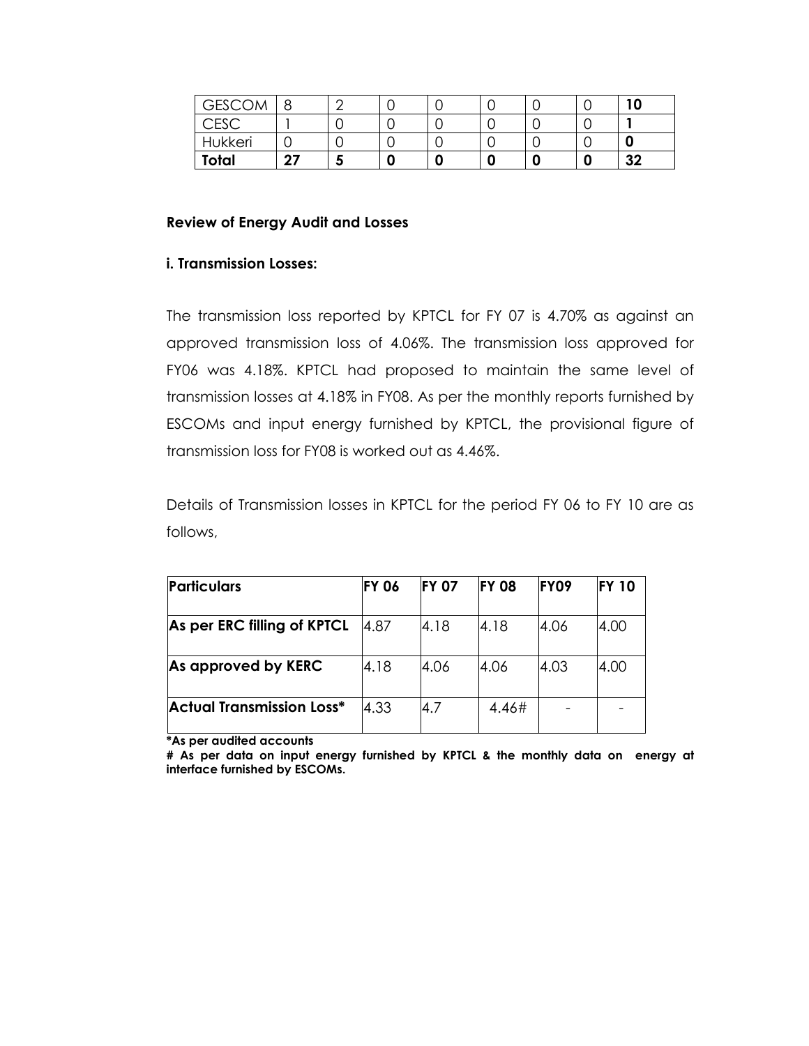| GESCOM | 8 | 2 | 0 | 0 | 0 | 0 | 0 | **10** |
|---|---|---|---|---|---|---|---|---|
| CESC | 1 | 0 | 0 | 0 | 0 | 0 | 0 | **1** |
| Hukkeri | 0 | 0 | 0 | 0 | 0 | 0 | 0 | **0** |
| **Total** | **27** | **5** | **0** | **0** | **0** | **0** | **0** | **32** |

**Review of Energy Audit and Losses**

**i. Transmission Losses:**

The transmission loss reported by KPTCL for FY 07 is 4.70% as against an approved transmission loss of 4.06%. The transmission loss approved for FY06 was 4.18%. KPTCL had proposed to maintain the same level of transmission losses at 4.18% in FY08. As per the monthly reports furnished by ESCOMs and input energy furnished by KPTCL, the provisional figure of transmission loss for FY08 is worked out as 4.46%.

Details of Transmission losses in KPTCL for the period FY 06 to FY 10 are as follows,

| Particulars | FY 06 | FY 07 | FY 08 | FY09 | FY 10 |
|---|---|---|---|---|---|
| As per ERC filling of KPTCL | 4.87 | 4.18 | 4.18 | 4.06 | 4.00 |
| As approved by KERC | 4.18 | 4.06 | 4.06 | 4.03 | 4.00 |
| Actual Transmission Loss* | 4.33 | 4.7 | 4.46# | - | - |

**\*As per audited accounts**

**# As per data on input energy furnished by KPTCL & the monthly data on energy at interface furnished by ESCOMs.**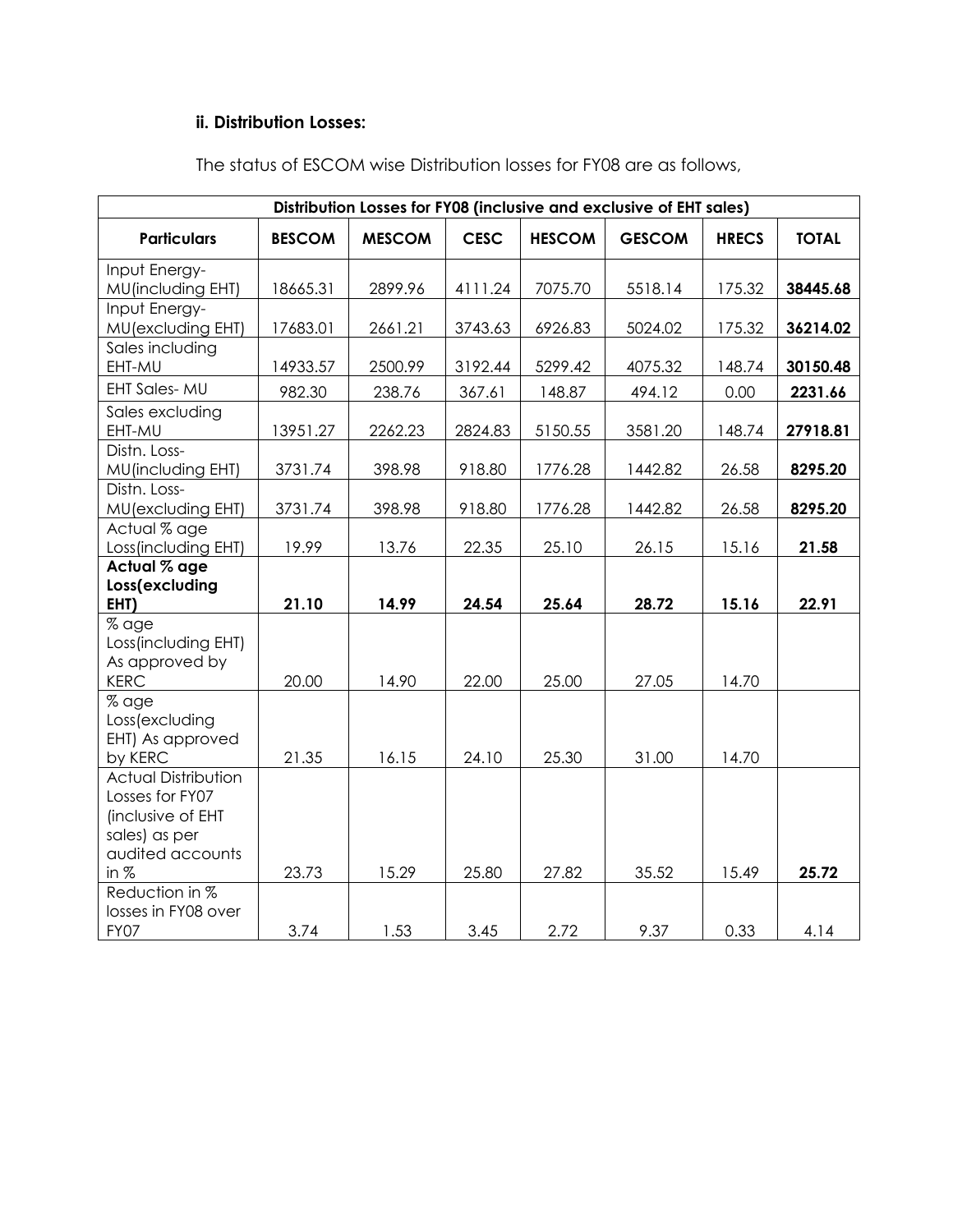**ii. Distribution Losses:**

The status of ESCOM wise Distribution losses for FY08 are as follows,

| Distribution Losses for FY08 (inclusive and exclusive of EHT sales) | | | | | | | |
|---|---|---|---|---|---|---|---|
| **Particulars** | **BESCOM** | **MESCOM** | **CESC** | **HESCOM** | **GESCOM** | **HRECS** | **TOTAL** |
| Input Energy-MU(including EHT) | 18665.31 | 2899.96 | 4111.24 | 7075.70 | 5518.14 | 175.32 | **38445.68** |
| Input Energy-MU(excluding EHT) | 17683.01 | 2661.21 | 3743.63 | 6926.83 | 5024.02 | 175.32 | **36214.02** |
| Sales including EHT-MU | 14933.57 | 2500.99 | 3192.44 | 5299.42 | 4075.32 | 148.74 | **30150.48** |
| EHT Sales- MU | 982.30 | 238.76 | 367.61 | 148.87 | 494.12 | 0.00 | **2231.66** |
| Sales excluding EHT-MU | 13951.27 | 2262.23 | 2824.83 | 5150.55 | 3581.20 | 148.74 | **27918.81** |
| Distn. Loss-MU(including EHT) | 3731.74 | 398.98 | 918.80 | 1776.28 | 1442.82 | 26.58 | **8295.20** |
| Distn. Loss-MU(excluding EHT) | 3731.74 | 398.98 | 918.80 | 1776.28 | 1442.82 | 26.58 | **8295.20** |
| Actual % age Loss(including EHT) | 19.99 | 13.76 | 22.35 | 25.10 | 26.15 | 15.16 | **21.58** |
| **Actual % age Loss(excluding EHT)** | **21.10** | **14.99** | **24.54** | **25.64** | **28.72** | **15.16** | **22.91** |
| % age Loss(including EHT) As approved by KERC | 20.00 | 14.90 | 22.00 | 25.00 | 27.05 | 14.70 | |
| % age Loss(excluding EHT) As approved by KERC | 21.35 | 16.15 | 24.10 | 25.30 | 31.00 | 14.70 | |
| Actual Distribution Losses for FY07 (inclusive of EHT sales) as per audited accounts in % | 23.73 | 15.29 | 25.80 | 27.82 | 35.52 | 15.49 | **25.72** |
| Reduction in % losses in FY08 over FY07 | 3.74 | 1.53 | 3.45 | 2.72 | 9.37 | 0.33 | 4.14 |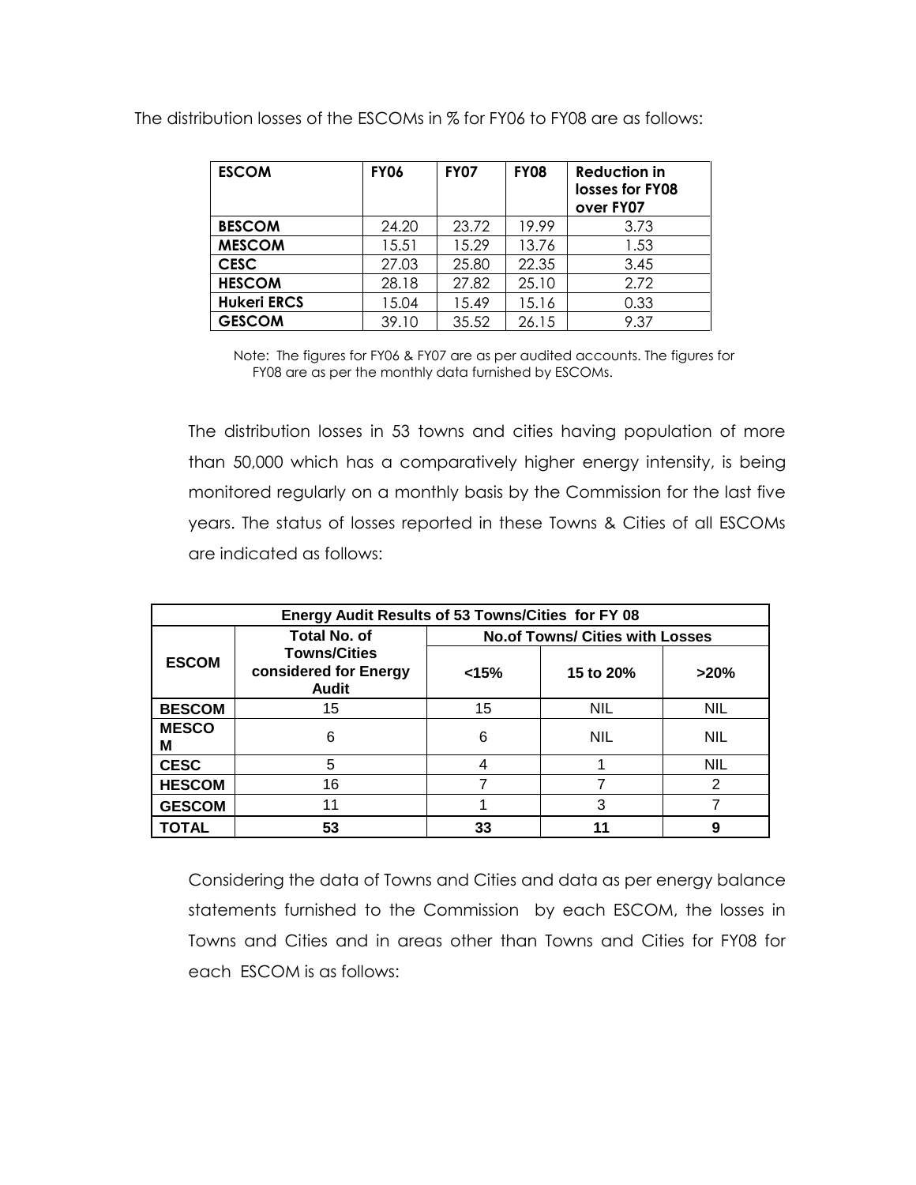The distribution losses of the ESCOMs in % for FY06 to FY08 are as follows:

| ESCOM | FY06 | FY07 | FY08 | Reduction in losses for FY08 over FY07 |
|---|---|---|---|---|
| BESCOM | 24.20 | 23.72 | 19.99 | 3.73 |
| MESCOM | 15.51 | 15.29 | 13.76 | 1.53 |
| CESC | 27.03 | 25.80 | 22.35 | 3.45 |
| HESCOM | 28.18 | 27.82 | 25.10 | 2.72 |
| Hukeri ERCS | 15.04 | 15.49 | 15.16 | 0.33 |
| GESCOM | 39.10 | 35.52 | 26.15 | 9.37 |

Note: The figures for FY06 & FY07 are as per audited accounts. The figures for FY08 are as per the monthly data furnished by ESCOMs.

The distribution losses in 53 towns and cities having population of more than 50,000 which has a comparatively higher energy intensity, is being monitored regularly on a monthly basis by the Commission for the last five years. The status of losses reported in these Towns & Cities of all ESCOMs are indicated as follows:

| Energy Audit Results of 53 Towns/Cities for FY 08 | | | | |
|---|---|---|---|---|
| ESCOM | Total No. of Towns/Cities considered for Energy Audit | No.of Towns/ Cities with Losses | | |
| | | <15% | 15 to 20% | >20% |
| BESCOM | 15 | 15 | NIL | NIL |
| MESCOM | 6 | 6 | NIL | NIL |
| CESC | 5 | 4 | 1 | NIL |
| HESCOM | 16 | 7 | 7 | 2 |
| GESCOM | 11 | 1 | 3 | 7 |
| **TOTAL** | **53** | **33** | **11** | **9** |

Considering the data of Towns and Cities and data as per energy balance statements furnished to the Commission by each ESCOM, the losses in Towns and Cities and in areas other than Towns and Cities for FY08 for each ESCOM is as follows: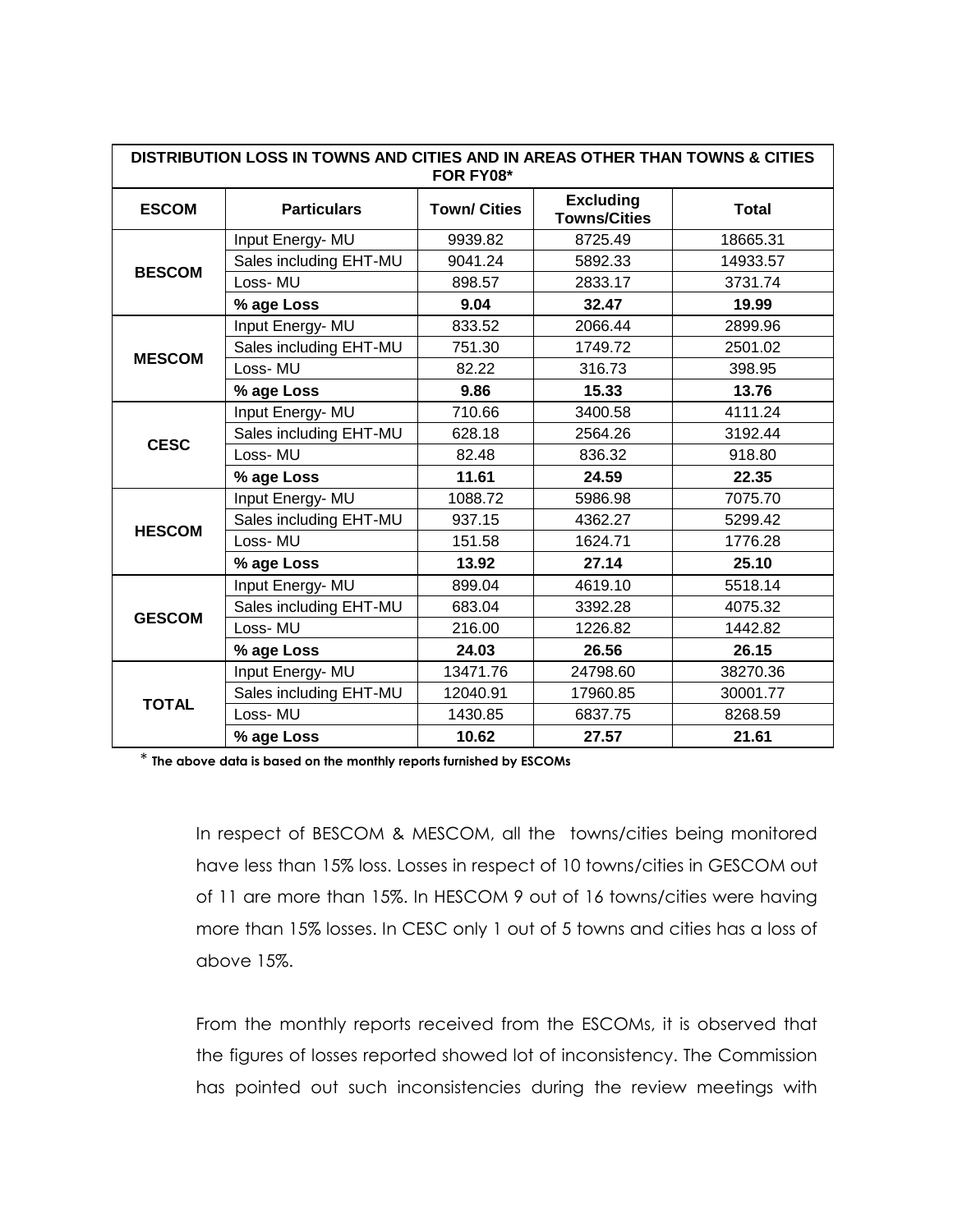| DISTRIBUTION LOSS IN TOWNS AND CITIES AND IN AREAS OTHER THAN TOWNS & CITIES FOR FY08* | | | | |
|---|---|---|---|---|
| **ESCOM** | **Particulars** | **Town/ Cities** | **Excluding Towns/Cities** | **Total** |
| **BESCOM** | Input Energy- MU | 9939.82 | 8725.49 | 18665.31 |
| | Sales including EHT-MU | 9041.24 | 5892.33 | 14933.57 |
| | Loss- MU | 898.57 | 2833.17 | 3731.74 |
| | **% age Loss** | **9.04** | **32.47** | **19.99** |
| **MESCOM** | Input Energy- MU | 833.52 | 2066.44 | 2899.96 |
| | Sales including EHT-MU | 751.30 | 1749.72 | 2501.02 |
| | Loss- MU | 82.22 | 316.73 | 398.95 |
| | **% age Loss** | **9.86** | **15.33** | **13.76** |
| **CESC** | Input Energy- MU | 710.66 | 3400.58 | 4111.24 |
| | Sales including EHT-MU | 628.18 | 2564.26 | 3192.44 |
| | Loss- MU | 82.48 | 836.32 | 918.80 |
| | **% age Loss** | **11.61** | **24.59** | **22.35** |
| **HESCOM** | Input Energy- MU | 1088.72 | 5986.98 | 7075.70 |
| | Sales including EHT-MU | 937.15 | 4362.27 | 5299.42 |
| | Loss- MU | 151.58 | 1624.71 | 1776.28 |
| | **% age Loss** | **13.92** | **27.14** | **25.10** |
| **GESCOM** | Input Energy- MU | 899.04 | 4619.10 | 5518.14 |
| | Sales including EHT-MU | 683.04 | 3392.28 | 4075.32 |
| | Loss- MU | 216.00 | 1226.82 | 1442.82 |
| | **% age Loss** | **24.03** | **26.56** | **26.15** |
| **TOTAL** | Input Energy- MU | 13471.76 | 24798.60 | 38270.36 |
| | Sales including EHT-MU | 12040.91 | 17960.85 | 30001.77 |
| | Loss- MU | 1430.85 | 6837.75 | 8268.59 |
| | **% age Loss** | **10.62** | **27.57** | **21.61** |

\* **The above data is based on the monthly reports furnished by ESCOMs**

In respect of BESCOM & MESCOM, all the towns/cities being monitored have less than 15% loss. Losses in respect of 10 towns/cities in GESCOM out of 11 are more than 15%. In HESCOM 9 out of 16 towns/cities were having more than 15% losses. In CESC only 1 out of 5 towns and cities has a loss of above 15%.

From the monthly reports received from the ESCOMs, it is observed that the figures of losses reported showed lot of inconsistency. The Commission has pointed out such inconsistencies during the review meetings with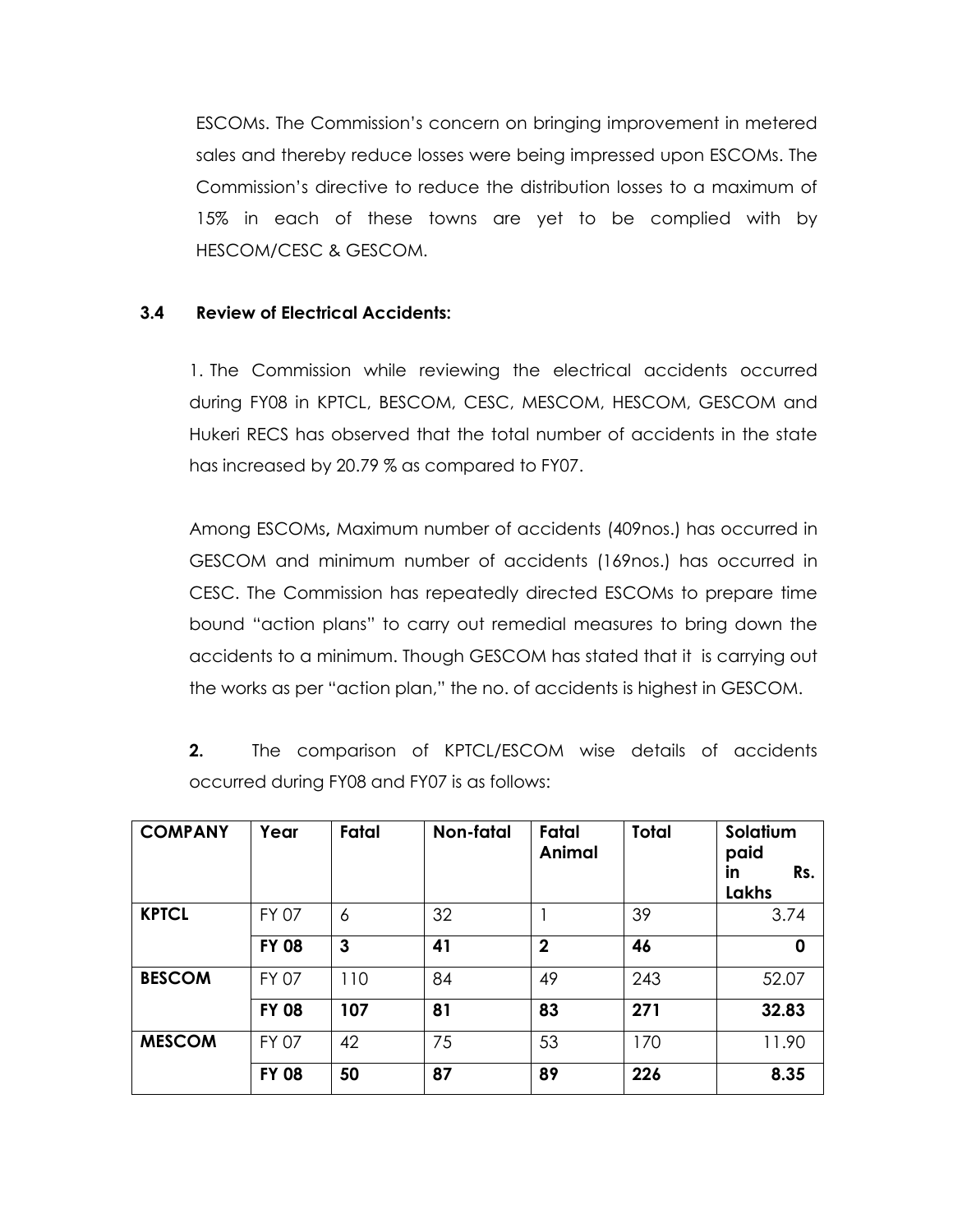ESCOMs. The Commission's concern on bringing improvement in metered sales and thereby reduce losses were being impressed upon ESCOMs. The Commission's directive to reduce the distribution losses to a maximum of 15% in each of these towns are yet to be complied with by HESCOM/CESC & GESCOM.

### 3.4 Review of Electrical Accidents:

1. The Commission while reviewing the electrical accidents occurred during FY08 in KPTCL, BESCOM, CESC, MESCOM, HESCOM, GESCOM and Hukeri RECS has observed that the total number of accidents in the state has increased by 20.79 % as compared to FY07.

Among ESCOMs**,** Maximum number of accidents (409nos.) has occurred in GESCOM and minimum number of accidents (169nos.) has occurred in CESC. The Commission has repeatedly directed ESCOMs to prepare time bound "action plans" to carry out remedial measures to bring down the accidents to a minimum. Though GESCOM has stated that it is carrying out the works as per "action plan," the no. of accidents is highest in GESCOM.

**2.** The comparison of KPTCL/ESCOM wise details of accidents occurred during FY08 and FY07 is as follows:

| COMPANY | Year | Fatal | Non-fatal | Fatal Animal | Total | Solatium paid in Rs. Lakhs |
|---|---|---|---|---|---|---|
| **KPTCL** | FY 07 | 6 | 32 | 1 | 39 | 3.74 |
| | **FY 08** | **3** | **41** | **2** | **46** | **0** |
| **BESCOM** | FY 07 | 110 | 84 | 49 | 243 | 52.07 |
| | **FY 08** | **107** | **81** | **83** | **271** | **32.83** |
| **MESCOM** | FY 07 | 42 | 75 | 53 | 170 | 11.90 |
| | **FY 08** | **50** | **87** | **89** | **226** | **8.35** |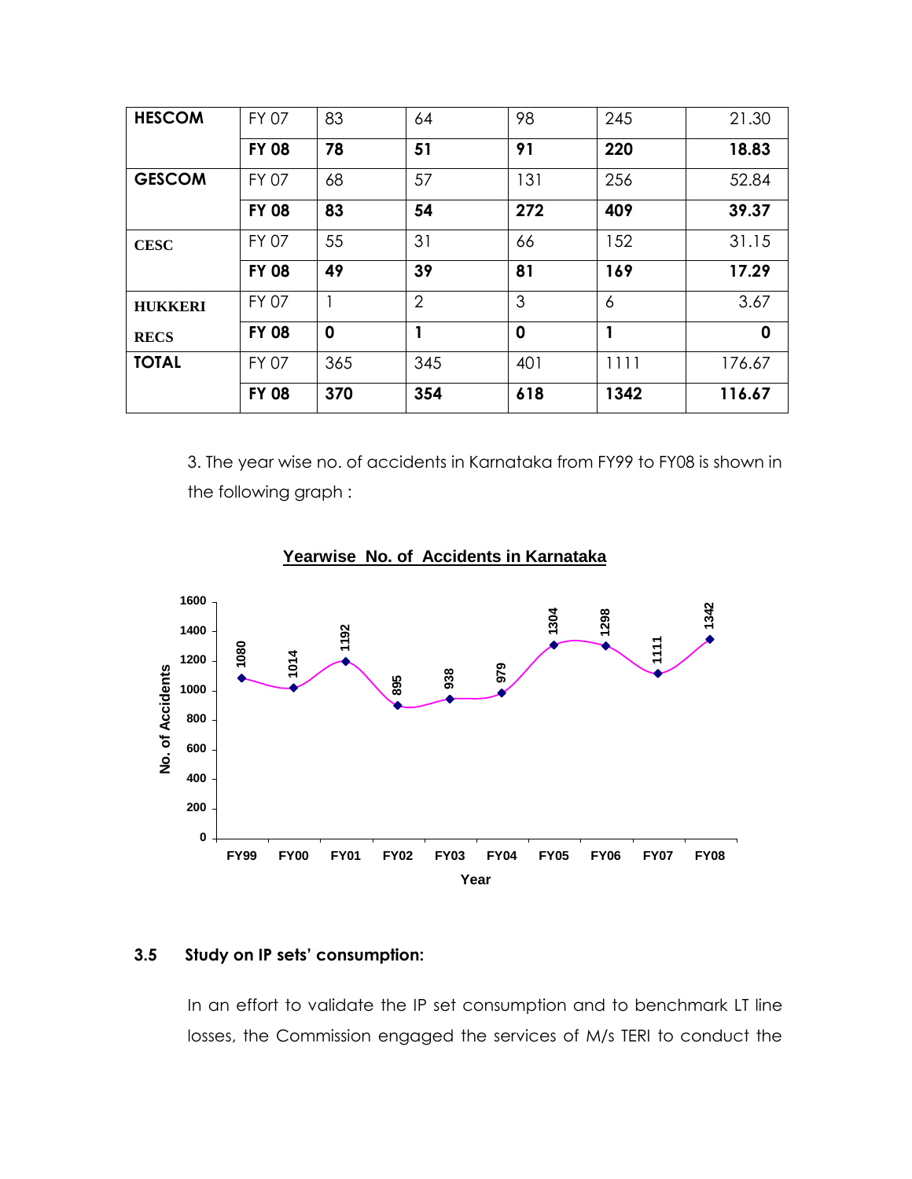| | | | | | | |
|---|---|---|---|---|---|---|
| **HESCOM** | FY 07 | 83 | 64 | 98 | 245 | 21.30 |
| | **FY 08** | **78** | **51** | **91** | **220** | **18.83** |
| **GESCOM** | FY 07 | 68 | 57 | 131 | 256 | 52.84 |
| | **FY 08** | **83** | **54** | **272** | **409** | **39.37** |
| **CESC** | FY 07 | 55 | 31 | 66 | 152 | 31.15 |
| | **FY 08** | **49** | **39** | **81** | **169** | **17.29** |
| **HUKKERI RECS** | FY 07 | 1 | 2 | 3 | 6 | 3.67 |
| | **FY 08** | **0** | **1** | **0** | **1** | **0** |
| **TOTAL** | FY 07 | 365 | 345 | 401 | 1111 | 176.67 |
| | **FY 08** | **370** | **354** | **618** | **1342** | **116.67** |

3. The year wise no. of accidents in Karnataka from FY99 to FY08 is shown in the following graph :

**Yearwise No. of Accidents in Karnataka**

| Year | FY99 | FY00 | FY01 | FY02 | FY03 | FY04 | FY05 | FY06 | FY07 | FY08 |
|---|---|---|---|---|---|---|---|---|---|---|
| No. of Accidents | 1080 | 1014 | 1192 | 895 | 938 | 979 | 1304 | 1298 | 1111 | 1342 |

### 3.5 Study on IP sets' consumption:

In an effort to validate the IP set consumption and to benchmark LT line losses, the Commission engaged the services of M/s TERI to conduct the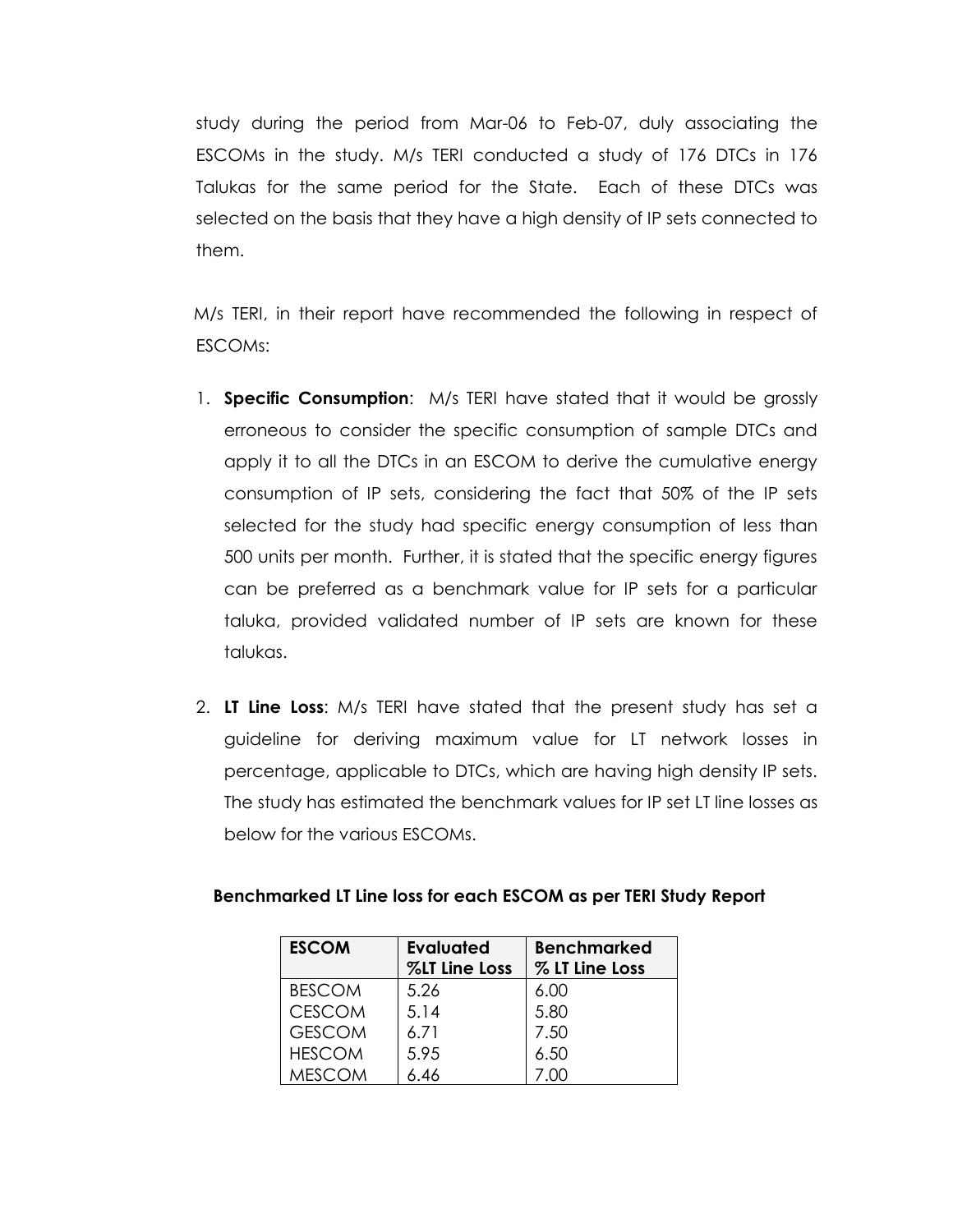study during the period from Mar-06 to Feb-07, duly associating the ESCOMs in the study. M/s TERI conducted a study of 176 DTCs in 176 Talukas for the same period for the State. Each of these DTCs was selected on the basis that they have a high density of IP sets connected to them.

M/s TERI, in their report have recommended the following in respect of ESCOMs:

1. **Specific Consumption**: M/s TERI have stated that it would be grossly erroneous to consider the specific consumption of sample DTCs and apply it to all the DTCs in an ESCOM to derive the cumulative energy consumption of IP sets, considering the fact that 50% of the IP sets selected for the study had specific energy consumption of less than 500 units per month. Further, it is stated that the specific energy figures can be preferred as a benchmark value for IP sets for a particular taluka, provided validated number of IP sets are known for these talukas.

2. **LT Line Loss**: M/s TERI have stated that the present study has set a guideline for deriving maximum value for LT network losses in percentage, applicable to DTCs, which are having high density IP sets. The study has estimated the benchmark values for IP set LT line losses as below for the various ESCOMs.

**Benchmarked LT Line loss for each ESCOM as per TERI Study Report**

| ESCOM | Evaluated %LT Line Loss | Benchmarked % LT Line Loss |
|---|---|---|
| BESCOM | 5.26 | 6.00 |
| CESCOM | 5.14 | 5.80 |
| GESCOM | 6.71 | 7.50 |
| HESCOM | 5.95 | 6.50 |
| MESCOM | 6.46 | 7.00 |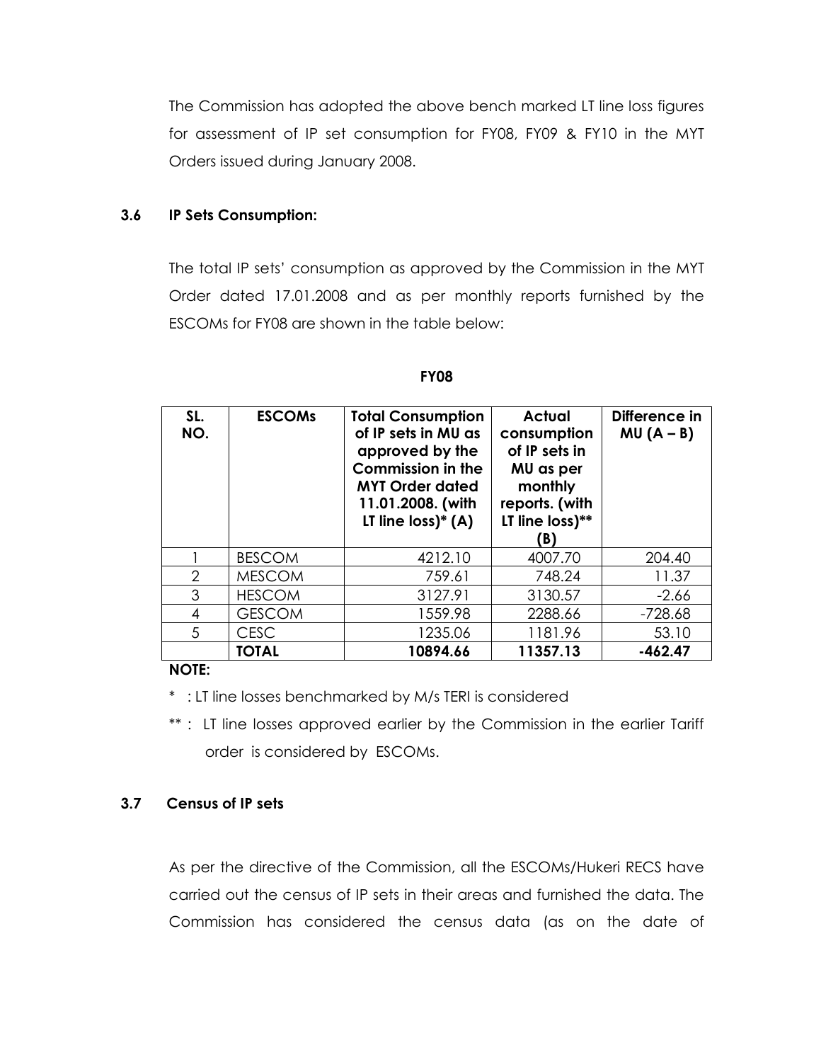The Commission has adopted the above bench marked LT line loss figures for assessment of IP set consumption for FY08, FY09 & FY10 in the MYT Orders issued during January 2008.

### 3.6 IP Sets Consumption:

The total IP sets' consumption as approved by the Commission in the MYT Order dated 17.01.2008 and as per monthly reports furnished by the ESCOMs for FY08 are shown in the table below:

**FY08**

| SL. NO. | ESCOMs | Total Consumption of IP sets in MU as approved by the Commission in the MYT Order dated 11.01.2008. (with LT line loss)* (A) | Actual consumption of IP sets in MU as per monthly reports. (with LT line loss)** (B) | Difference in MU (A – B) |
|---|---|---|---|---|
| 1 | BESCOM | 4212.10 | 4007.70 | 204.40 |
| 2 | MESCOM | 759.61 | 748.24 | 11.37 |
| 3 | HESCOM | 3127.91 | 3130.57 | -2.66 |
| 4 | GESCOM | 1559.98 | 2288.66 | -728.68 |
| 5 | CESC | 1235.06 | 1181.96 | 53.10 |
| | **TOTAL** | **10894.66** | **11357.13** | **-462.47** |

**NOTE:**

* : LT line losses benchmarked by M/s TERI is considered

** : LT line losses approved earlier by the Commission in the earlier Tariff order is considered by ESCOMs.

### 3.7 Census of IP sets

As per the directive of the Commission, all the ESCOMs/Hukeri RECS have carried out the census of IP sets in their areas and furnished the data. The Commission has considered the census data (as on the date of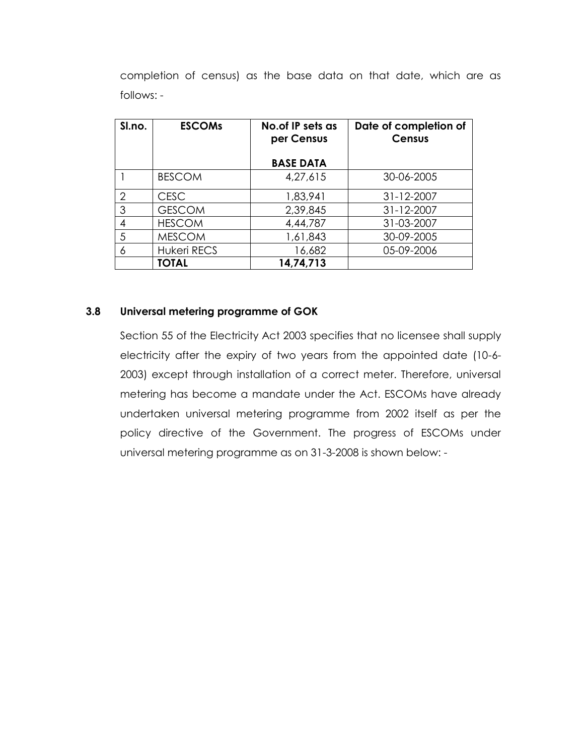completion of census) as the base data on that date, which are as follows: -

| Sl.no. | ESCOMs | No.of IP sets as per Census<br><br>BASE DATA | Date of completion of Census |
|---|---|---|---|
| 1 | BESCOM | 4,27,615 | 30-06-2005 |
| 2 | CESC | 1,83,941 | 31-12-2007 |
| 3 | GESCOM | 2,39,845 | 31-12-2007 |
| 4 | HESCOM | 4,44,787 | 31-03-2007 |
| 5 | MESCOM | 1,61,843 | 30-09-2005 |
| 6 | Hukeri RECS | 16,682 | 05-09-2006 |
| | **TOTAL** | **14,74,713** | |

### 3.8 Universal metering programme of GOK

Section 55 of the Electricity Act 2003 specifies that no licensee shall supply electricity after the expiry of two years from the appointed date (10-6-2003) except through installation of a correct meter. Therefore, universal metering has become a mandate under the Act. ESCOMs have already undertaken universal metering programme from 2002 itself as per the policy directive of the Government. The progress of ESCOMs under universal metering programme as on 31-3-2008 is shown below: -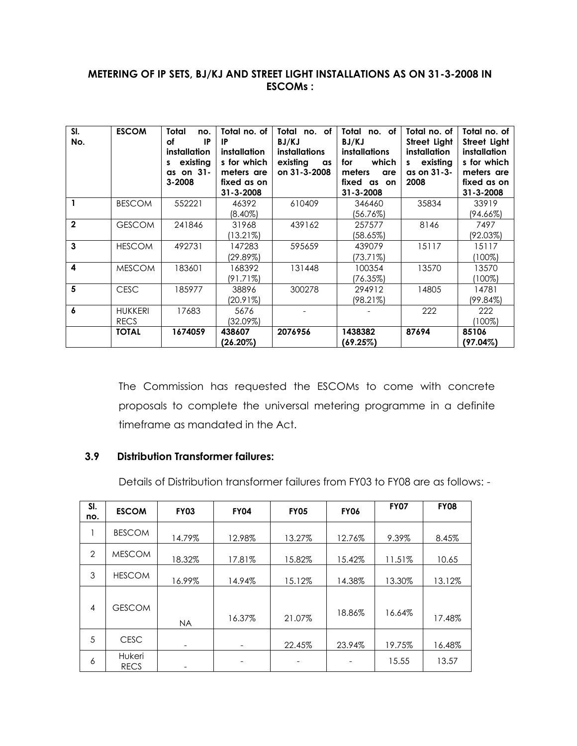**METERING OF IP SETS, BJ/KJ AND STREET LIGHT INSTALLATIONS AS ON 31-3-2008 IN ESCOMs :**

| Sl. No. | ESCOM | Total no. of IP installations existing as on 31-3-2008 | Total no. of IP installations for which meters are fixed as on 31-3-2008 | Total no. of BJ/KJ installations existing as on 31-3-2008 | Total no. of BJ/KJ installations for which meters are fixed as on 31-3-2008 | Total no. of Street Light installations existing as on 31-3-2008 | Total no. of Street Light installations for which meters are fixed as on 31-3-2008 |
|---|---|---|---|---|---|---|---|
| 1 | BESCOM | 552221 | 46392 (8.40%) | 610409 | 346460 (56.76%) | 35834 | 33919 (94.66%) |
| 2 | GESCOM | 241846 | 31968 (13.21%) | 439162 | 257577 (58.65%) | 8146 | 7497 (92.03%) |
| 3 | HESCOM | 492731 | 147283 (29.89%) | 595659 | 439079 (73.71%) | 15117 | 15117 (100%) |
| 4 | MESCOM | 183601 | 168392 (91.71%) | 131448 | 100354 (76.35%) | 13570 | 13570 (100%) |
| 5 | CESC | 185977 | 38896 (20.91%) | 300278 | 294912 (98.21%) | 14805 | 14781 (99.84%) |
| 6 | HUKKERI RECS | 17683 | 5676 (32.09%) | - | - | 222 | 222 (100%) |
| | **TOTAL** | **1674059** | **438607 (26.20%)** | **2076956** | **1438382 (69.25%)** | **87694** | **85106 (97.04%)** |

The Commission has requested the ESCOMs to come with concrete proposals to complete the universal metering programme in a definite timeframe as mandated in the Act.

### 3.9 Distribution Transformer failures:

Details of Distribution transformer failures from FY03 to FY08 are as follows: -

| Sl. no. | ESCOM | FY03 | FY04 | FY05 | FY06 | FY07 | FY08 |
|---|---|---|---|---|---|---|---|
| 1 | BESCOM | 14.79% | 12.98% | 13.27% | 12.76% | 9.39% | 8.45% |
| 2 | MESCOM | 18.32% | 17.81% | 15.82% | 15.42% | 11.51% | 10.65 |
| 3 | HESCOM | 16.99% | 14.94% | 15.12% | 14.38% | 13.30% | 13.12% |
| 4 | GESCOM | NA | 16.37% | 21.07% | 18.86% | 16.64% | 17.48% |
| 5 | CESC | - | - | 22.45% | 23.94% | 19.75% | 16.48% |
| 6 | Hukeri RECS | - | - | - | - | 15.55 | 13.57 |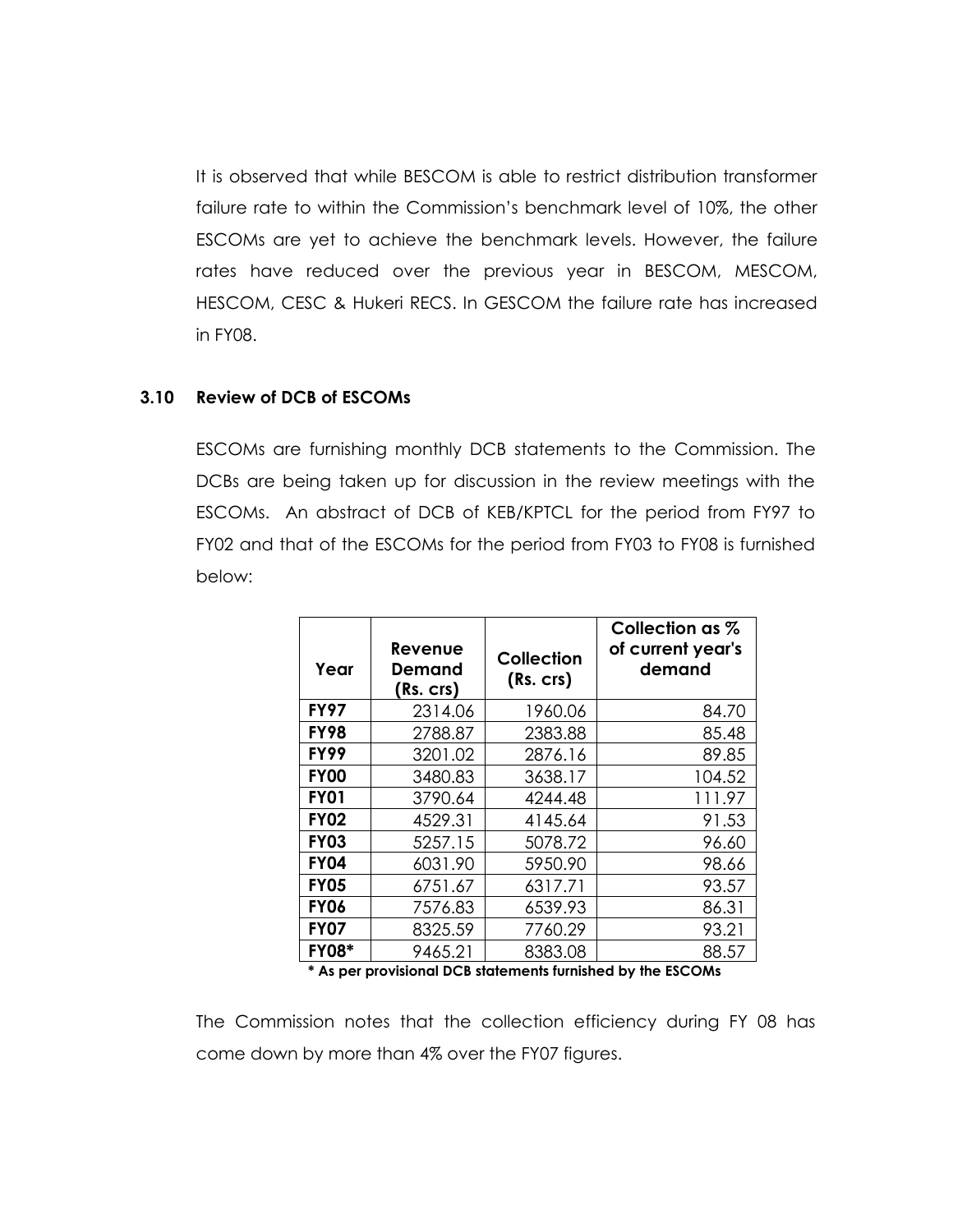It is observed that while BESCOM is able to restrict distribution transformer failure rate to within the Commission's benchmark level of 10%, the other ESCOMs are yet to achieve the benchmark levels. However, the failure rates have reduced over the previous year in BESCOM, MESCOM, HESCOM, CESC & Hukeri RECS. In GESCOM the failure rate has increased in FY08.

### 3.10 Review of DCB of ESCOMs

ESCOMs are furnishing monthly DCB statements to the Commission. The DCBs are being taken up for discussion in the review meetings with the ESCOMs. An abstract of DCB of KEB/KPTCL for the period from FY97 to FY02 and that of the ESCOMs for the period from FY03 to FY08 is furnished below:

| Year | Revenue Demand (Rs. crs) | Collection (Rs. crs) | Collection as % of current year's demand |
|---|---|---|---|
| **FY97** | 2314.06 | 1960.06 | 84.70 |
| **FY98** | 2788.87 | 2383.88 | 85.48 |
| **FY99** | 3201.02 | 2876.16 | 89.85 |
| **FY00** | 3480.83 | 3638.17 | 104.52 |
| **FY01** | 3790.64 | 4244.48 | 111.97 |
| **FY02** | 4529.31 | 4145.64 | 91.53 |
| **FY03** | 5257.15 | 5078.72 | 96.60 |
| **FY04** | 6031.90 | 5950.90 | 98.66 |
| **FY05** | 6751.67 | 6317.71 | 93.57 |
| **FY06** | 7576.83 | 6539.93 | 86.31 |
| **FY07** | 8325.59 | 7760.29 | 93.21 |
| **FY08*** | 9465.21 | 8383.08 | 88.57 |

**\* As per provisional DCB statements furnished by the ESCOMs**

The Commission notes that the collection efficiency during FY 08 has come down by more than 4% over the FY07 figures.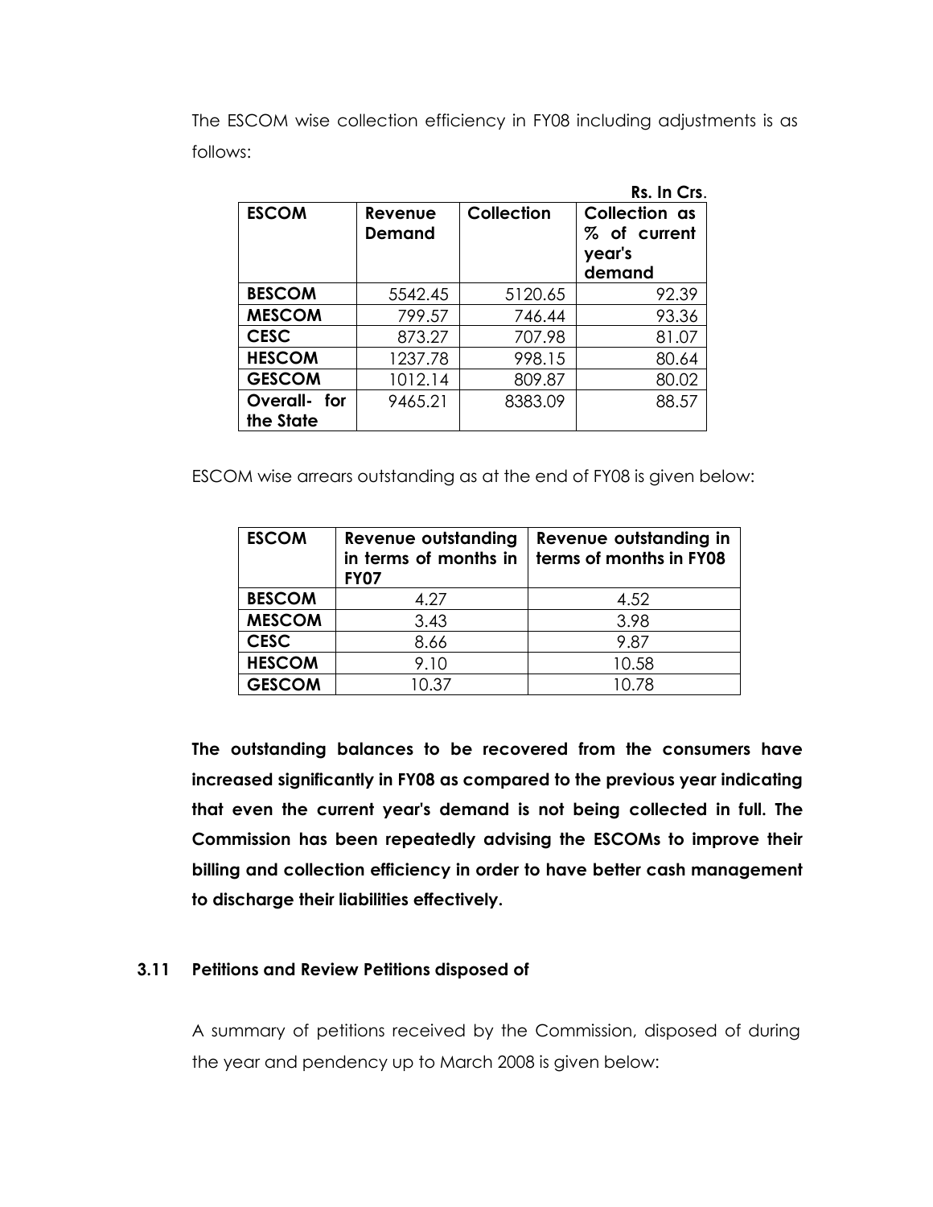The ESCOM wise collection efficiency in FY08 including adjustments is as follows:

**Rs. In Crs.**

| ESCOM | Revenue Demand | Collection | Collection as % of current year's demand |
|---|---|---|---|
| **BESCOM** | 5542.45 | 5120.65 | 92.39 |
| **MESCOM** | 799.57 | 746.44 | 93.36 |
| **CESC** | 873.27 | 707.98 | 81.07 |
| **HESCOM** | 1237.78 | 998.15 | 80.64 |
| **GESCOM** | 1012.14 | 809.87 | 80.02 |
| **Overall- for the State** | 9465.21 | 8383.09 | 88.57 |

ESCOM wise arrears outstanding as at the end of FY08 is given below:

| ESCOM | Revenue outstanding in terms of months in FY07 | Revenue outstanding in terms of months in FY08 |
|---|---|---|
| **BESCOM** | 4.27 | 4.52 |
| **MESCOM** | 3.43 | 3.98 |
| **CESC** | 8.66 | 9.87 |
| **HESCOM** | 9.10 | 10.58 |
| **GESCOM** | 10.37 | 10.78 |

**The outstanding balances to be recovered from the consumers have increased significantly in FY08 as compared to the previous year indicating that even the current year's demand is not being collected in full. The Commission has been repeatedly advising the ESCOMs to improve their billing and collection efficiency in order to have better cash management to discharge their liabilities effectively.**

### 3.11 Petitions and Review Petitions disposed of

A summary of petitions received by the Commission, disposed of during the year and pendency up to March 2008 is given below: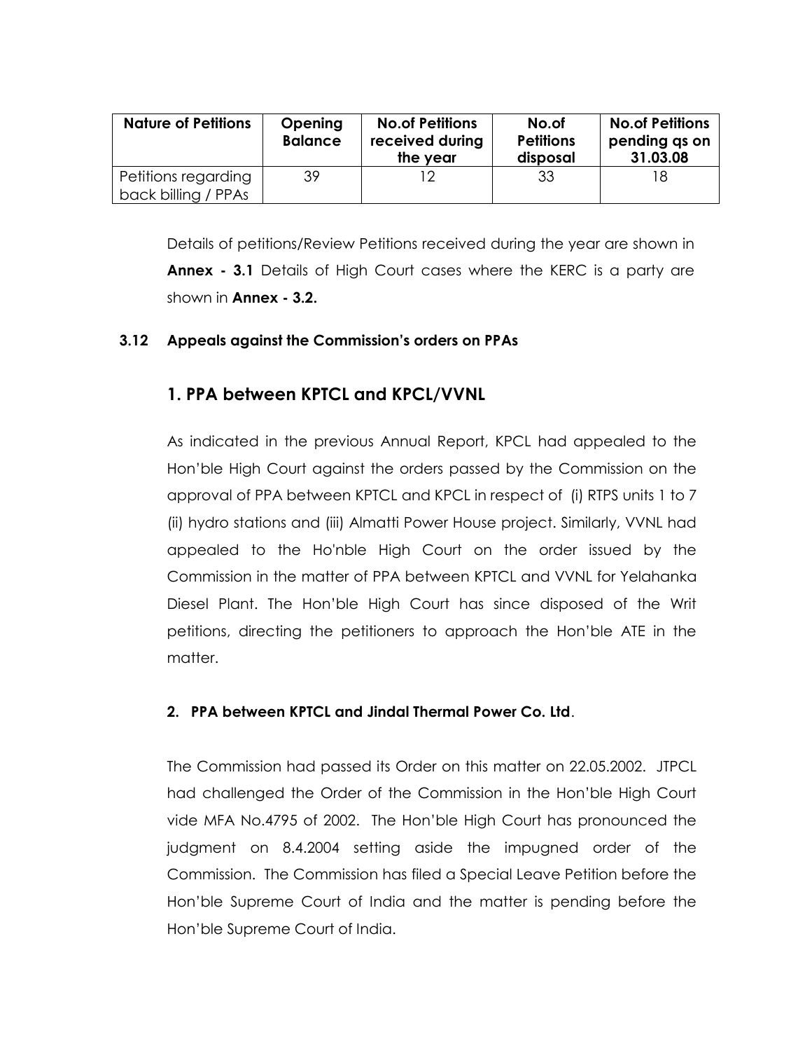| Nature of Petitions | Opening Balance | No.of Petitions received during the year | No.of Petitions disposal | No.of Petitions pending qs on 31.03.08 |
|---|---|---|---|---|
| Petitions regarding back billing / PPAs | 39 | 12 | 33 | 18 |

Details of petitions/Review Petitions received during the year are shown in **Annex - 3.1** Details of High Court cases where the KERC is a party are shown in **Annex - 3.2.**

### 3.12 Appeals against the Commission's orders on PPAs

## 1. PPA between KPTCL and KPCL/VVNL

As indicated in the previous Annual Report, KPCL had appealed to the Hon'ble High Court against the orders passed by the Commission on the approval of PPA between KPTCL and KPCL in respect of (i) RTPS units 1 to 7 (ii) hydro stations and (iii) Almatti Power House project. Similarly, VVNL had appealed to the Ho'nble High Court on the order issued by the Commission in the matter of PPA between KPTCL and VVNL for Yelahanka Diesel Plant. The Hon'ble High Court has since disposed of the Writ petitions, directing the petitioners to approach the Hon'ble ATE in the matter.

**2. PPA between KPTCL and Jindal Thermal Power Co. Ltd**.

The Commission had passed its Order on this matter on 22.05.2002. JTPCL had challenged the Order of the Commission in the Hon'ble High Court vide MFA No.4795 of 2002. The Hon'ble High Court has pronounced the judgment on 8.4.2004 setting aside the impugned order of the Commission. The Commission has filed a Special Leave Petition before the Hon'ble Supreme Court of India and the matter is pending before the Hon'ble Supreme Court of India.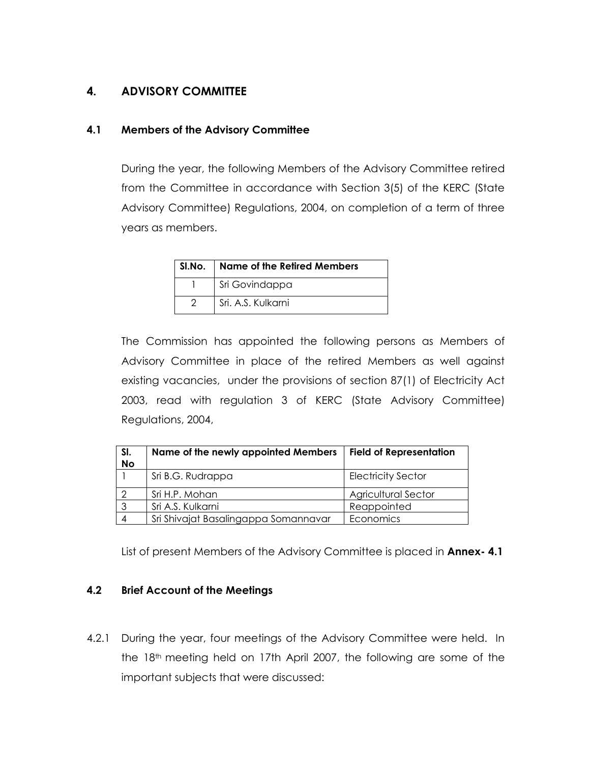## 4. ADVISORY COMMITTEE

### 4.1 Members of the Advisory Committee

During the year, the following Members of the Advisory Committee retired from the Committee in accordance with Section 3(5) of the KERC (State Advisory Committee) Regulations, 2004, on completion of a term of three years as members.

| Sl.No. | Name of the Retired Members |
|---|---|
| 1 | Sri Govindappa |
| 2 | Sri. A.S. Kulkarni |

The Commission has appointed the following persons as Members of Advisory Committee in place of the retired Members as well against existing vacancies, under the provisions of section 87(1) of Electricity Act 2003, read with regulation 3 of KERC (State Advisory Committee) Regulations, 2004,

| Sl. No | Name of the newly appointed Members | Field of Representation |
|---|---|---|
| 1 | Sri B.G. Rudrappa | Electricity Sector |
| 2 | Sri H.P. Mohan | Agricultural Sector |
| 3 | Sri A.S. Kulkarni | Reappointed |
| 4 | Sri Shivajat Basalingappa Somannavar | Economics |

List of present Members of the Advisory Committee is placed in **Annex- 4.1**

### 4.2 Brief Account of the Meetings

4.2.1 During the year, four meetings of the Advisory Committee were held. In the 18th meeting held on 17th April 2007, the following are some of the important subjects that were discussed: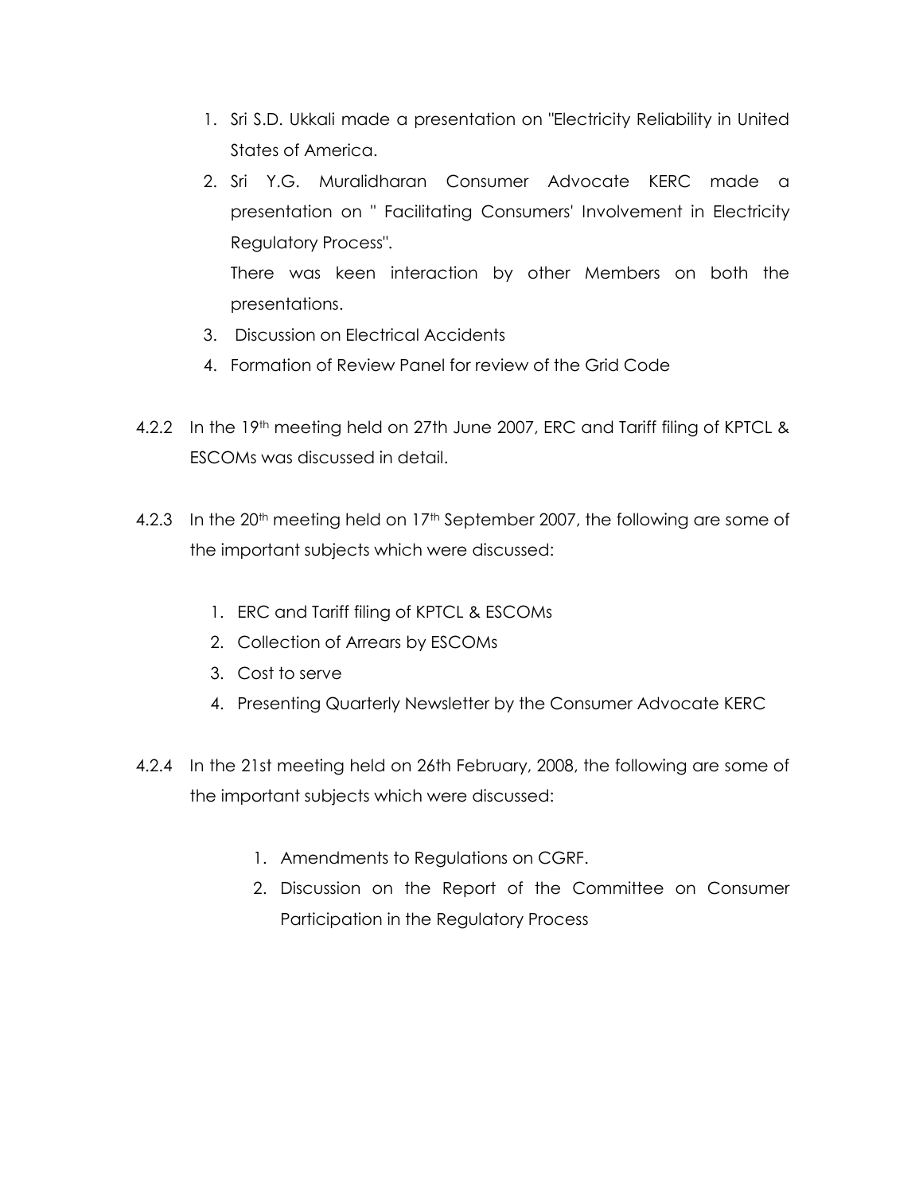1. Sri S.D. Ukkali made a presentation on "Electricity Reliability in United States of America.
2. Sri Y.G. Muralidharan Consumer Advocate KERC made a presentation on " Facilitating Consumers' Involvement in Electricity Regulatory Process".

   There was keen interaction by other Members on both the presentations.
3. Discussion on Electrical Accidents
4. Formation of Review Panel for review of the Grid Code

4.2.2 In the 19th meeting held on 27th June 2007, ERC and Tariff filing of KPTCL & ESCOMs was discussed in detail.

4.2.3 In the 20th meeting held on 17th September 2007, the following are some of the important subjects which were discussed:

1. ERC and Tariff filing of KPTCL & ESCOMs
2. Collection of Arrears by ESCOMs
3. Cost to serve
4. Presenting Quarterly Newsletter by the Consumer Advocate KERC

4.2.4 In the 21st meeting held on 26th February, 2008, the following are some of the important subjects which were discussed:

1. Amendments to Regulations on CGRF.
2. Discussion on the Report of the Committee on Consumer Participation in the Regulatory Process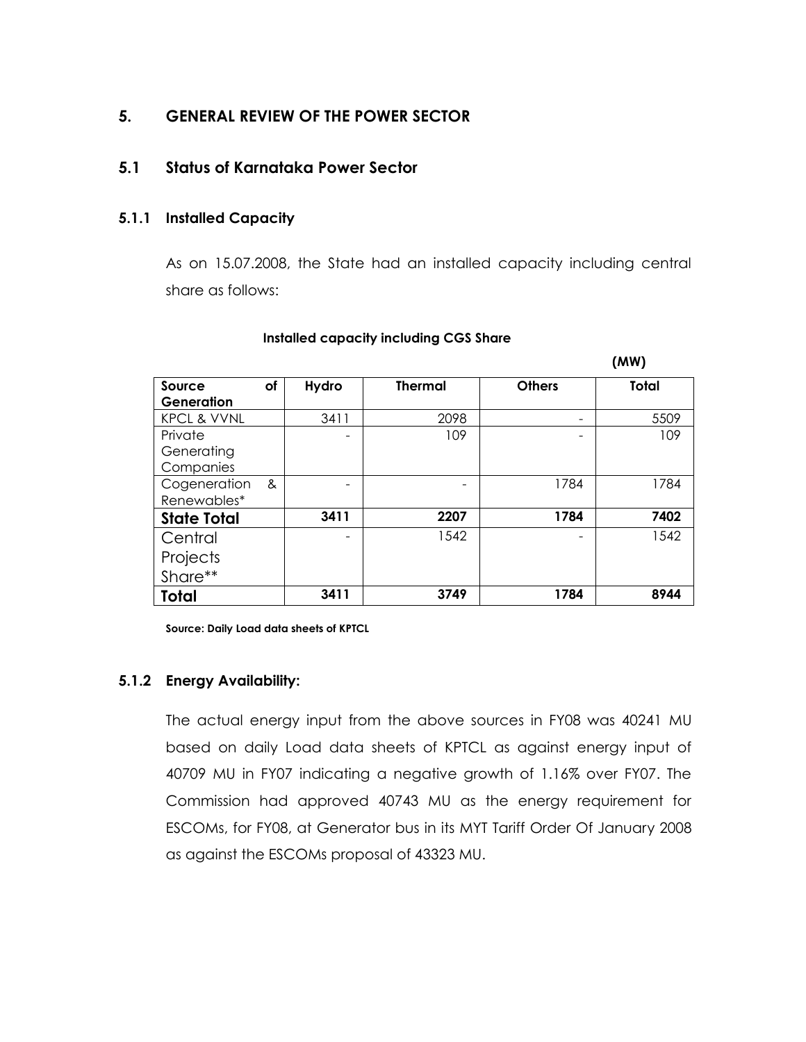## 5. GENERAL REVIEW OF THE POWER SECTOR

## 5.1 Status of Karnataka Power Sector

### 5.1.1 Installed Capacity

As on 15.07.2008, the State had an installed capacity including central share as follows:

**Installed capacity including CGS Share**

**(MW)**

| Source of Generation | Hydro | Thermal | Others | Total |
|---|---|---|---|---|
| KPCL & VVNL | 3411 | 2098 | - | 5509 |
| Private Generating Companies | - | 109 | - | 109 |
| Cogeneration & Renewables* | - | - | 1784 | 1784 |
| **State Total** | **3411** | **2207** | **1784** | **7402** |
| Central Projects Share** | - | 1542 | - | 1542 |
| **Total** | **3411** | **3749** | **1784** | **8944** |

**Source: Daily Load data sheets of KPTCL**

### 5.1.2 Energy Availability:

The actual energy input from the above sources in FY08 was 40241 MU based on daily Load data sheets of KPTCL as against energy input of 40709 MU in FY07 indicating a negative growth of 1.16% over FY07. The Commission had approved 40743 MU as the energy requirement for ESCOMs, for FY08, at Generator bus in its MYT Tariff Order Of January 2008 as against the ESCOMs proposal of 43323 MU.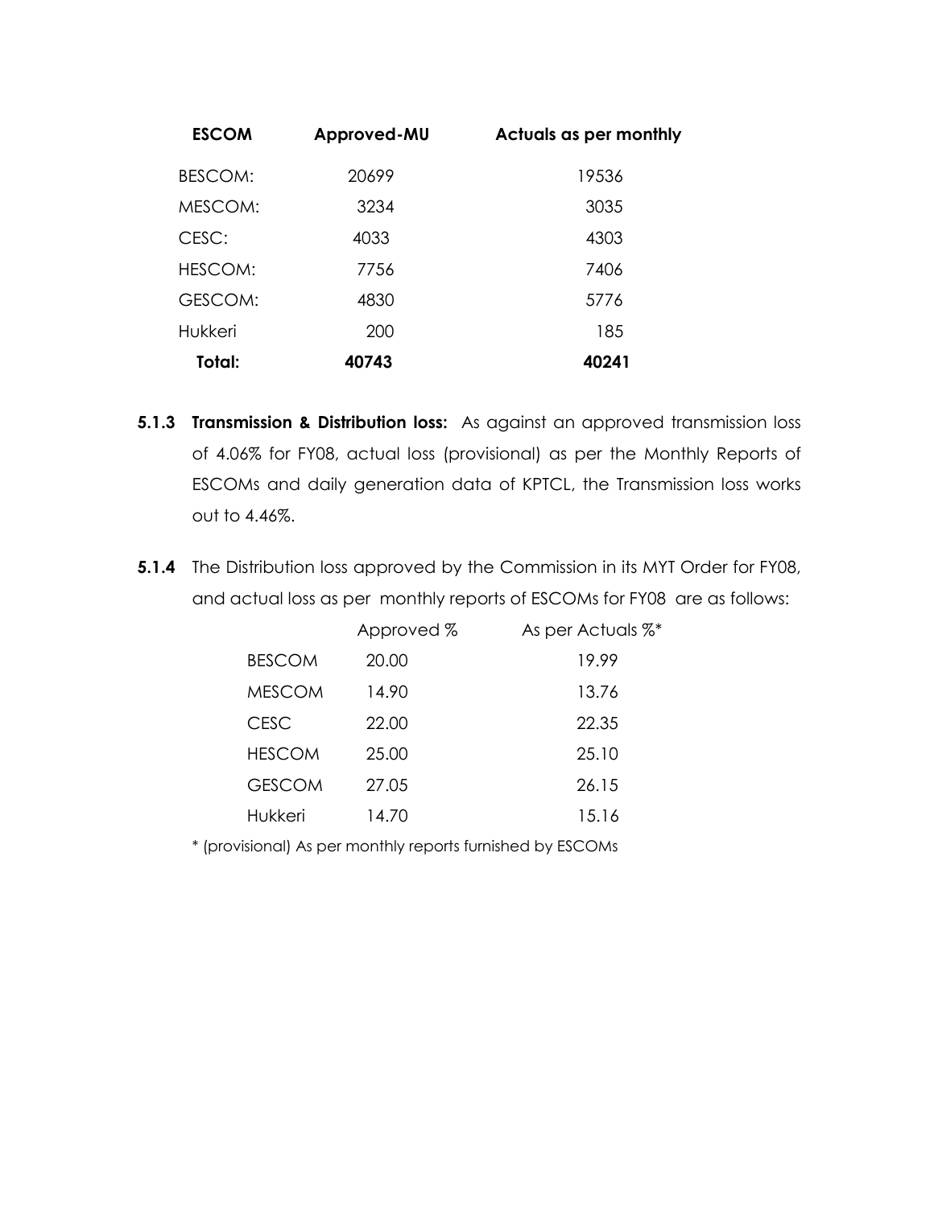| ESCOM | Approved-MU | Actuals as per monthly |
|---|---|---|
| BESCOM: | 20699 | 19536 |
| MESCOM: | 3234 | 3035 |
| CESC: | 4033 | 4303 |
| HESCOM: | 7756 | 7406 |
| GESCOM: | 4830 | 5776 |
| Hukkeri | 200 | 185 |
| **Total:** | **40743** | **40241** |

**5.1.3** **Transmission & Distribution loss:** As against an approved transmission loss of 4.06% for FY08, actual loss (provisional) as per the Monthly Reports of ESCOMs and daily generation data of KPTCL, the Transmission loss works out to 4.46%.

**5.1.4** The Distribution loss approved by the Commission in its MYT Order for FY08, and actual loss as per monthly reports of ESCOMs for FY08 are as follows:

| | Approved % | As per Actuals %* |
|---|---|---|
| BESCOM | 20.00 | 19.99 |
| MESCOM | 14.90 | 13.76 |
| CESC | 22.00 | 22.35 |
| HESCOM | 25.00 | 25.10 |
| GESCOM | 27.05 | 26.15 |
| Hukkeri | 14.70 | 15.16 |

* (provisional) As per monthly reports furnished by ESCOMs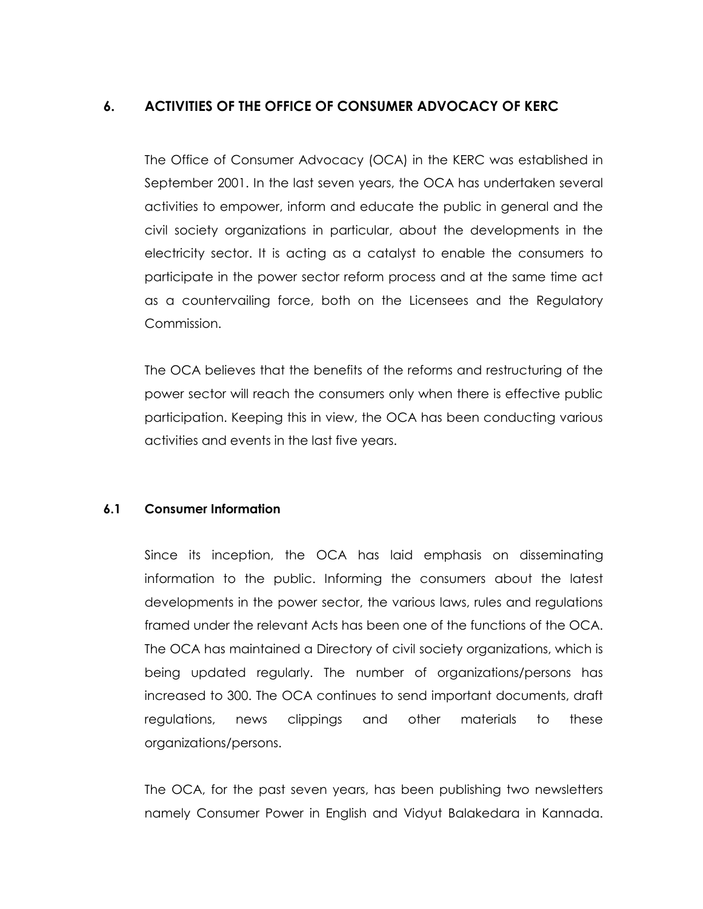## 6. ACTIVITIES OF THE OFFICE OF CONSUMER ADVOCACY OF KERC

The Office of Consumer Advocacy (OCA) in the KERC was established in September 2001. In the last seven years, the OCA has undertaken several activities to empower, inform and educate the public in general and the civil society organizations in particular, about the developments in the electricity sector. It is acting as a catalyst to enable the consumers to participate in the power sector reform process and at the same time act as a countervailing force, both on the Licensees and the Regulatory Commission.

The OCA believes that the benefits of the reforms and restructuring of the power sector will reach the consumers only when there is effective public participation. Keeping this in view, the OCA has been conducting various activities and events in the last five years.

### 6.1 Consumer Information

Since its inception, the OCA has laid emphasis on disseminating information to the public. Informing the consumers about the latest developments in the power sector, the various laws, rules and regulations framed under the relevant Acts has been one of the functions of the OCA. The OCA has maintained a Directory of civil society organizations, which is being updated regularly. The number of organizations/persons has increased to 300. The OCA continues to send important documents, draft regulations, news clippings and other materials to these organizations/persons.

The OCA, for the past seven years, has been publishing two newsletters namely Consumer Power in English and Vidyut Balakedara in Kannada.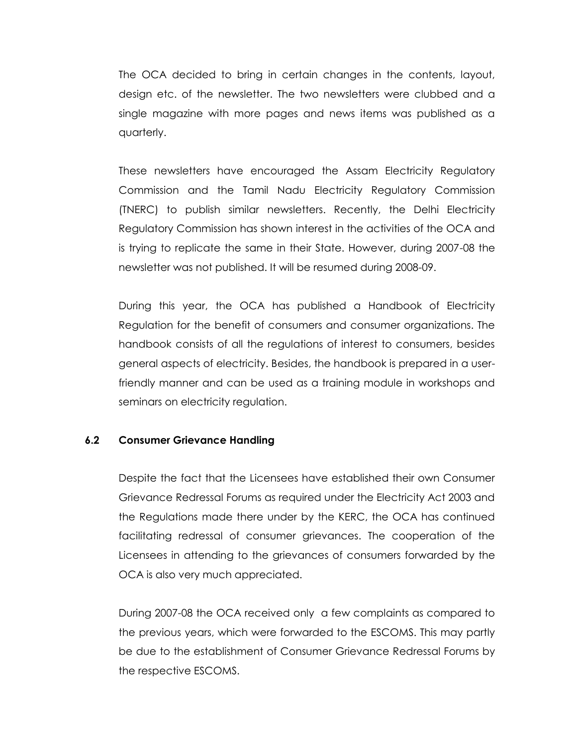The OCA decided to bring in certain changes in the contents, layout, design etc. of the newsletter. The two newsletters were clubbed and a single magazine with more pages and news items was published as a quarterly.

These newsletters have encouraged the Assam Electricity Regulatory Commission and the Tamil Nadu Electricity Regulatory Commission (TNERC) to publish similar newsletters. Recently, the Delhi Electricity Regulatory Commission has shown interest in the activities of the OCA and is trying to replicate the same in their State. However, during 2007-08 the newsletter was not published. It will be resumed during 2008-09.

During this year, the OCA has published a Handbook of Electricity Regulation for the benefit of consumers and consumer organizations. The handbook consists of all the regulations of interest to consumers, besides general aspects of electricity. Besides, the handbook is prepared in a user-friendly manner and can be used as a training module in workshops and seminars on electricity regulation.

### 6.2 Consumer Grievance Handling

Despite the fact that the Licensees have established their own Consumer Grievance Redressal Forums as required under the Electricity Act 2003 and the Regulations made there under by the KERC, the OCA has continued facilitating redressal of consumer grievances. The cooperation of the Licensees in attending to the grievances of consumers forwarded by the OCA is also very much appreciated.

During 2007-08 the OCA received only a few complaints as compared to the previous years, which were forwarded to the ESCOMS. This may partly be due to the establishment of Consumer Grievance Redressal Forums by the respective ESCOMS.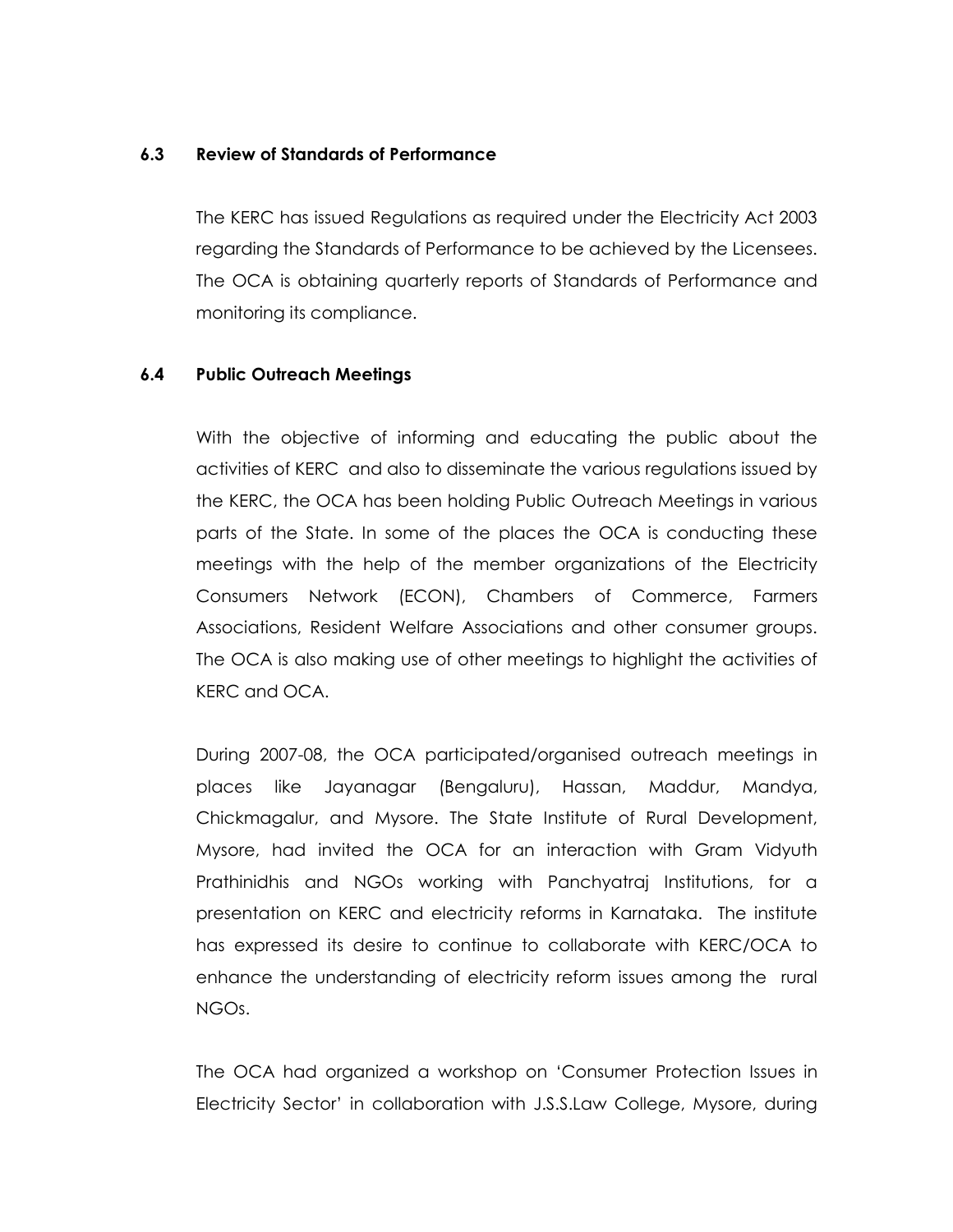### 6.3 Review of Standards of Performance

The KERC has issued Regulations as required under the Electricity Act 2003 regarding the Standards of Performance to be achieved by the Licensees. The OCA is obtaining quarterly reports of Standards of Performance and monitoring its compliance.

### 6.4 Public Outreach Meetings

With the objective of informing and educating the public about the activities of KERC and also to disseminate the various regulations issued by the KERC, the OCA has been holding Public Outreach Meetings in various parts of the State. In some of the places the OCA is conducting these meetings with the help of the member organizations of the Electricity Consumers Network (ECON), Chambers of Commerce, Farmers Associations, Resident Welfare Associations and other consumer groups. The OCA is also making use of other meetings to highlight the activities of KERC and OCA.

During 2007-08, the OCA participated/organised outreach meetings in places like Jayanagar (Bengaluru), Hassan, Maddur, Mandya, Chickmagalur, and Mysore. The State Institute of Rural Development, Mysore, had invited the OCA for an interaction with Gram Vidyuth Prathinidhis and NGOs working with Panchyatraj Institutions, for a presentation on KERC and electricity reforms in Karnataka. The institute has expressed its desire to continue to collaborate with KERC/OCA to enhance the understanding of electricity reform issues among the rural NGOs.

The OCA had organized a workshop on 'Consumer Protection Issues in Electricity Sector' in collaboration with J.S.S.Law College, Mysore, during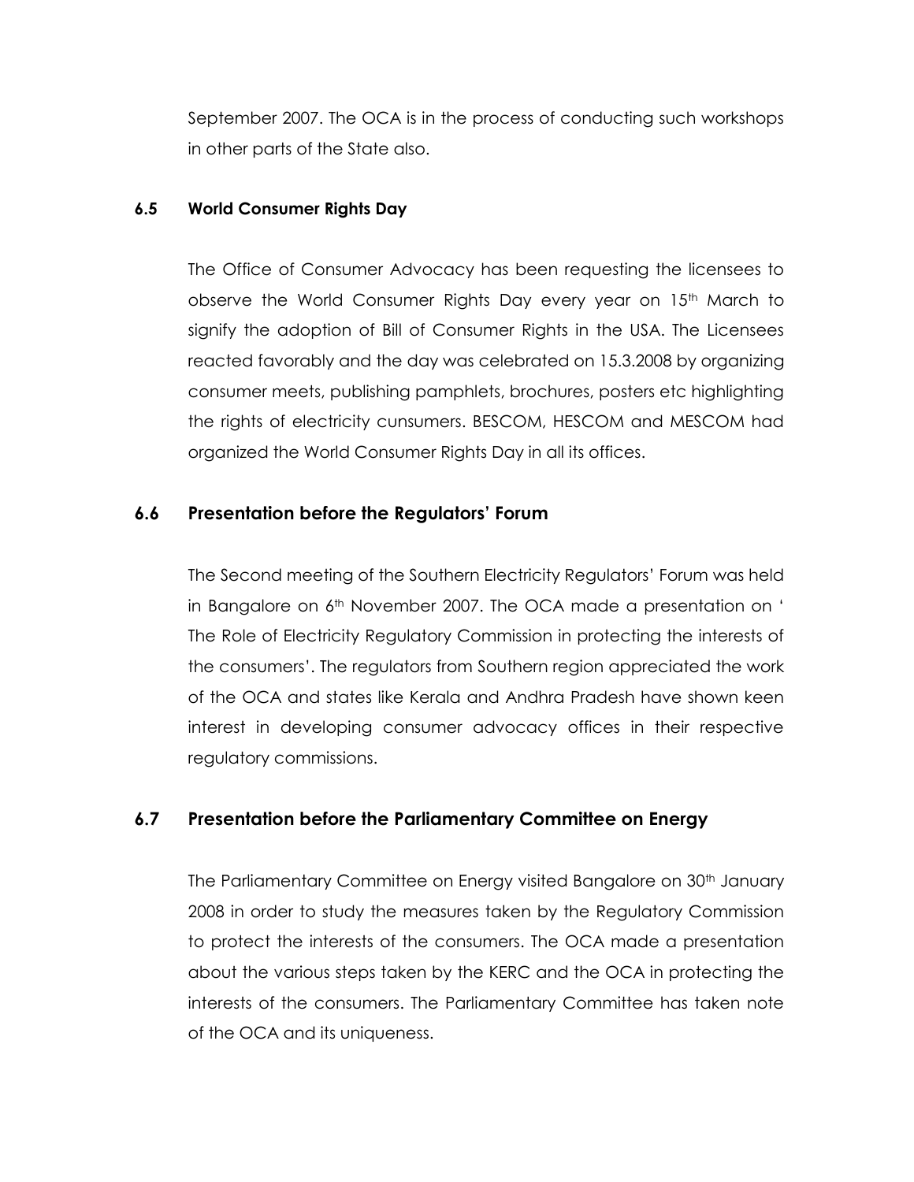September 2007. The OCA is in the process of conducting such workshops in other parts of the State also.

### 6.5 World Consumer Rights Day

The Office of Consumer Advocacy has been requesting the licensees to observe the World Consumer Rights Day every year on 15th March to signify the adoption of Bill of Consumer Rights in the USA. The Licensees reacted favorably and the day was celebrated on 15.3.2008 by organizing consumer meets, publishing pamphlets, brochures, posters etc highlighting the rights of electricity cunsumers. BESCOM, HESCOM and MESCOM had organized the World Consumer Rights Day in all its offices.

### 6.6 Presentation before the Regulators' Forum

The Second meeting of the Southern Electricity Regulators' Forum was held in Bangalore on 6th November 2007. The OCA made a presentation on ' The Role of Electricity Regulatory Commission in protecting the interests of the consumers'. The regulators from Southern region appreciated the work of the OCA and states like Kerala and Andhra Pradesh have shown keen interest in developing consumer advocacy offices in their respective regulatory commissions.

### 6.7 Presentation before the Parliamentary Committee on Energy

The Parliamentary Committee on Energy visited Bangalore on 30th January 2008 in order to study the measures taken by the Regulatory Commission to protect the interests of the consumers. The OCA made a presentation about the various steps taken by the KERC and the OCA in protecting the interests of the consumers. The Parliamentary Committee has taken note of the OCA and its uniqueness.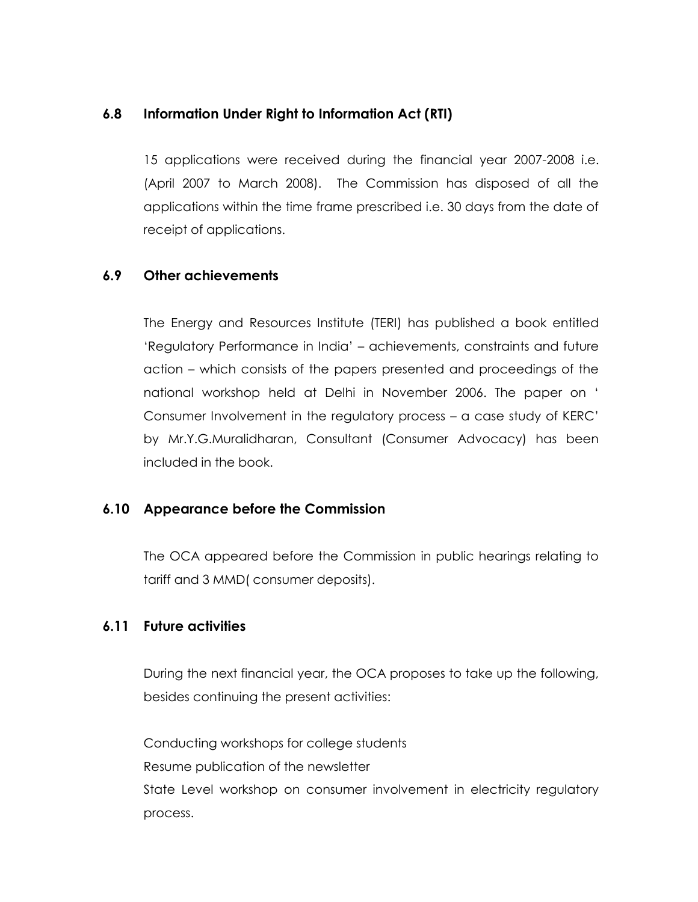### 6.8 Information Under Right to Information Act (RTI)

15 applications were received during the financial year 2007-2008 i.e. (April 2007 to March 2008). The Commission has disposed of all the applications within the time frame prescribed i.e. 30 days from the date of receipt of applications.

### 6.9 Other achievements

The Energy and Resources Institute (TERI) has published a book entitled 'Regulatory Performance in India' – achievements, constraints and future action – which consists of the papers presented and proceedings of the national workshop held at Delhi in November 2006. The paper on ' Consumer Involvement in the regulatory process – a case study of KERC' by Mr.Y.G.Muralidharan, Consultant (Consumer Advocacy) has been included in the book.

### 6.10 Appearance before the Commission

The OCA appeared before the Commission in public hearings relating to tariff and 3 MMD( consumer deposits).

### 6.11 Future activities

During the next financial year, the OCA proposes to take up the following, besides continuing the present activities:

Conducting workshops for college students
Resume publication of the newsletter
State Level workshop on consumer involvement in electricity regulatory process.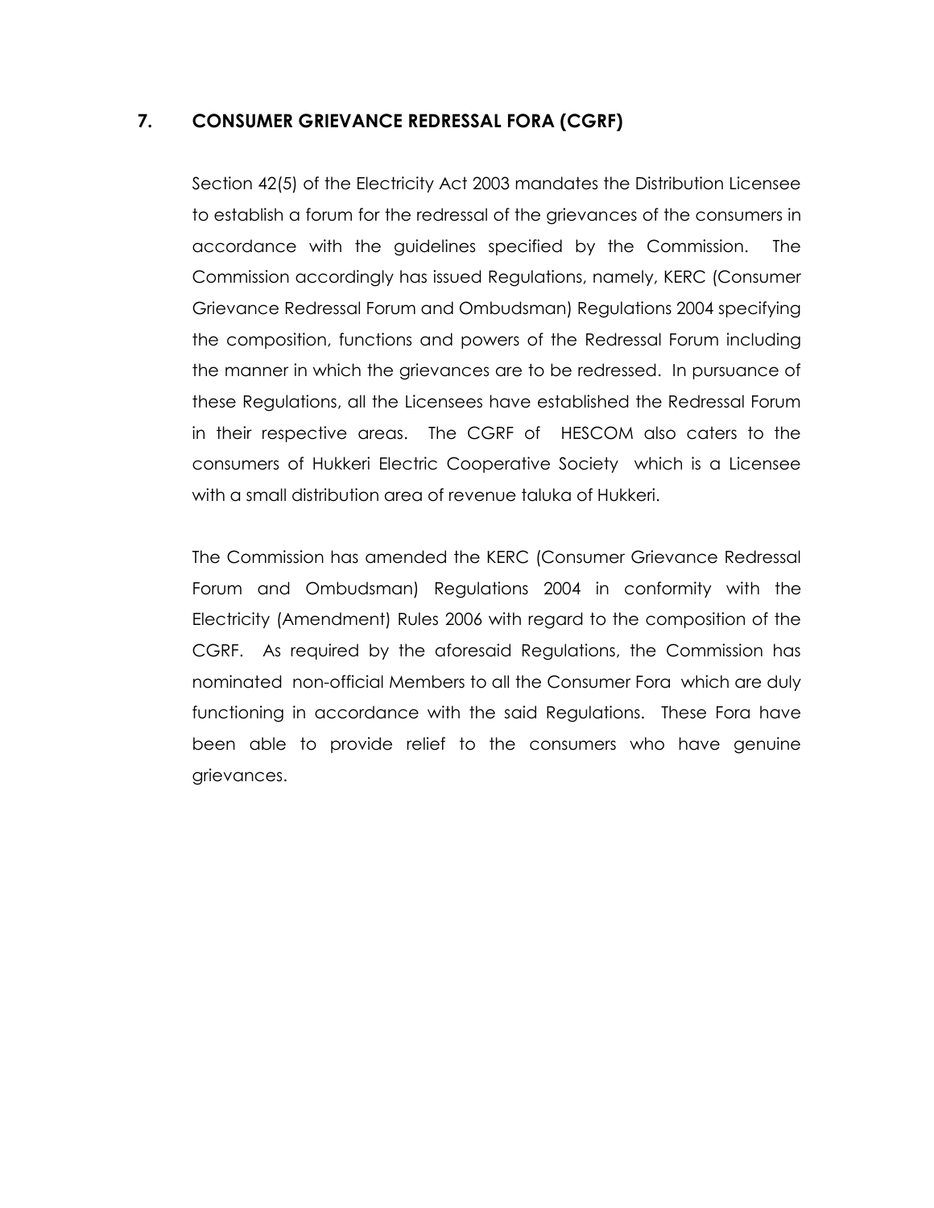## 7. CONSUMER GRIEVANCE REDRESSAL FORA (CGRF)

Section 42(5) of the Electricity Act 2003 mandates the Distribution Licensee to establish a forum for the redressal of the grievances of the consumers in accordance with the guidelines specified by the Commission. The Commission accordingly has issued Regulations, namely, KERC (Consumer Grievance Redressal Forum and Ombudsman) Regulations 2004 specifying the composition, functions and powers of the Redressal Forum including the manner in which the grievances are to be redressed. In pursuance of these Regulations, all the Licensees have established the Redressal Forum in their respective areas. The CGRF of HESCOM also caters to the consumers of Hukkeri Electric Cooperative Society which is a Licensee with a small distribution area of revenue taluka of Hukkeri.

The Commission has amended the KERC (Consumer Grievance Redressal Forum and Ombudsman) Regulations 2004 in conformity with the Electricity (Amendment) Rules 2006 with regard to the composition of the CGRF. As required by the aforesaid Regulations, the Commission has nominated non-official Members to all the Consumer Fora which are duly functioning in accordance with the said Regulations. These Fora have been able to provide relief to the consumers who have genuine grievances.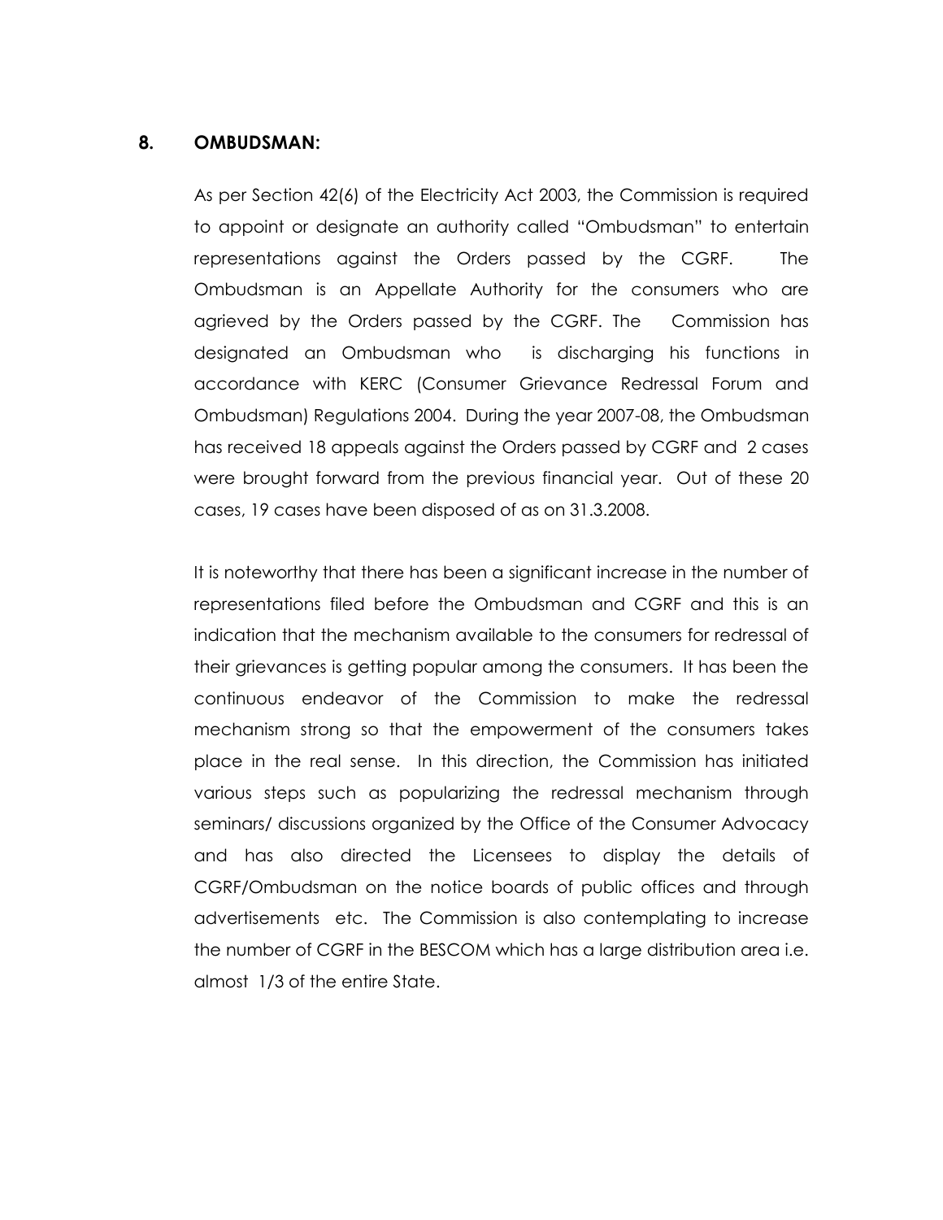## 8. OMBUDSMAN:

As per Section 42(6) of the Electricity Act 2003, the Commission is required to appoint or designate an authority called "Ombudsman" to entertain representations against the Orders passed by the CGRF. The Ombudsman is an Appellate Authority for the consumers who are agrieved by the Orders passed by the CGRF. The Commission has designated an Ombudsman who is discharging his functions in accordance with KERC (Consumer Grievance Redressal Forum and Ombudsman) Regulations 2004. During the year 2007-08, the Ombudsman has received 18 appeals against the Orders passed by CGRF and 2 cases were brought forward from the previous financial year. Out of these 20 cases, 19 cases have been disposed of as on 31.3.2008.

It is noteworthy that there has been a significant increase in the number of representations filed before the Ombudsman and CGRF and this is an indication that the mechanism available to the consumers for redressal of their grievances is getting popular among the consumers. It has been the continuous endeavor of the Commission to make the redressal mechanism strong so that the empowerment of the consumers takes place in the real sense. In this direction, the Commission has initiated various steps such as popularizing the redressal mechanism through seminars/ discussions organized by the Office of the Consumer Advocacy and has also directed the Licensees to display the details of CGRF/Ombudsman on the notice boards of public offices and through advertisements etc. The Commission is also contemplating to increase the number of CGRF in the BESCOM which has a large distribution area i.e. almost 1/3 of the entire State.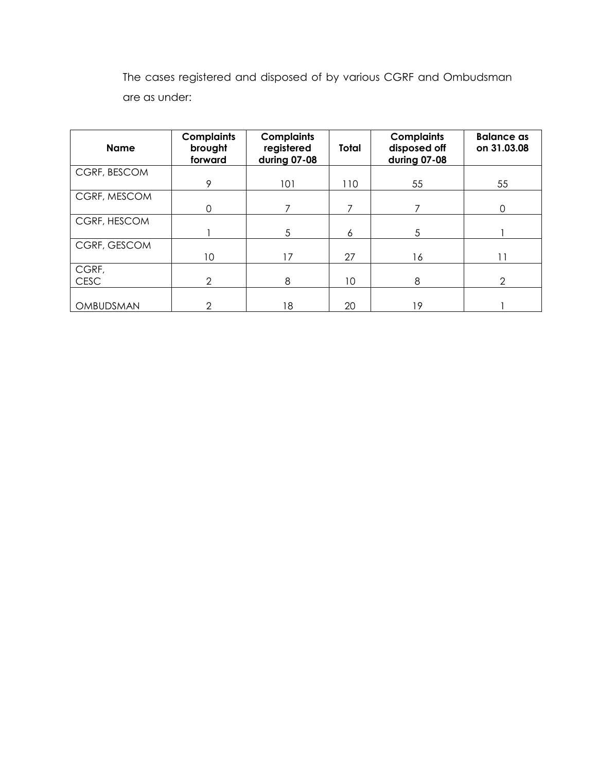The cases registered and disposed of by various CGRF and Ombudsman are as under:

| Name | Complaints brought forward | Complaints registered during 07-08 | Total | Complaints disposed off during 07-08 | Balance as on 31.03.08 |
|---|---|---|---|---|---|
| CGRF, BESCOM | 9 | 101 | 110 | 55 | 55 |
| CGRF, MESCOM | 0 | 7 | 7 | 7 | 0 |
| CGRF, HESCOM | 1 | 5 | 6 | 5 | 1 |
| CGRF, GESCOM | 10 | 17 | 27 | 16 | 11 |
| CGRF, CESC | 2 | 8 | 10 | 8 | 2 |
| OMBUDSMAN | 2 | 18 | 20 | 19 | 1 |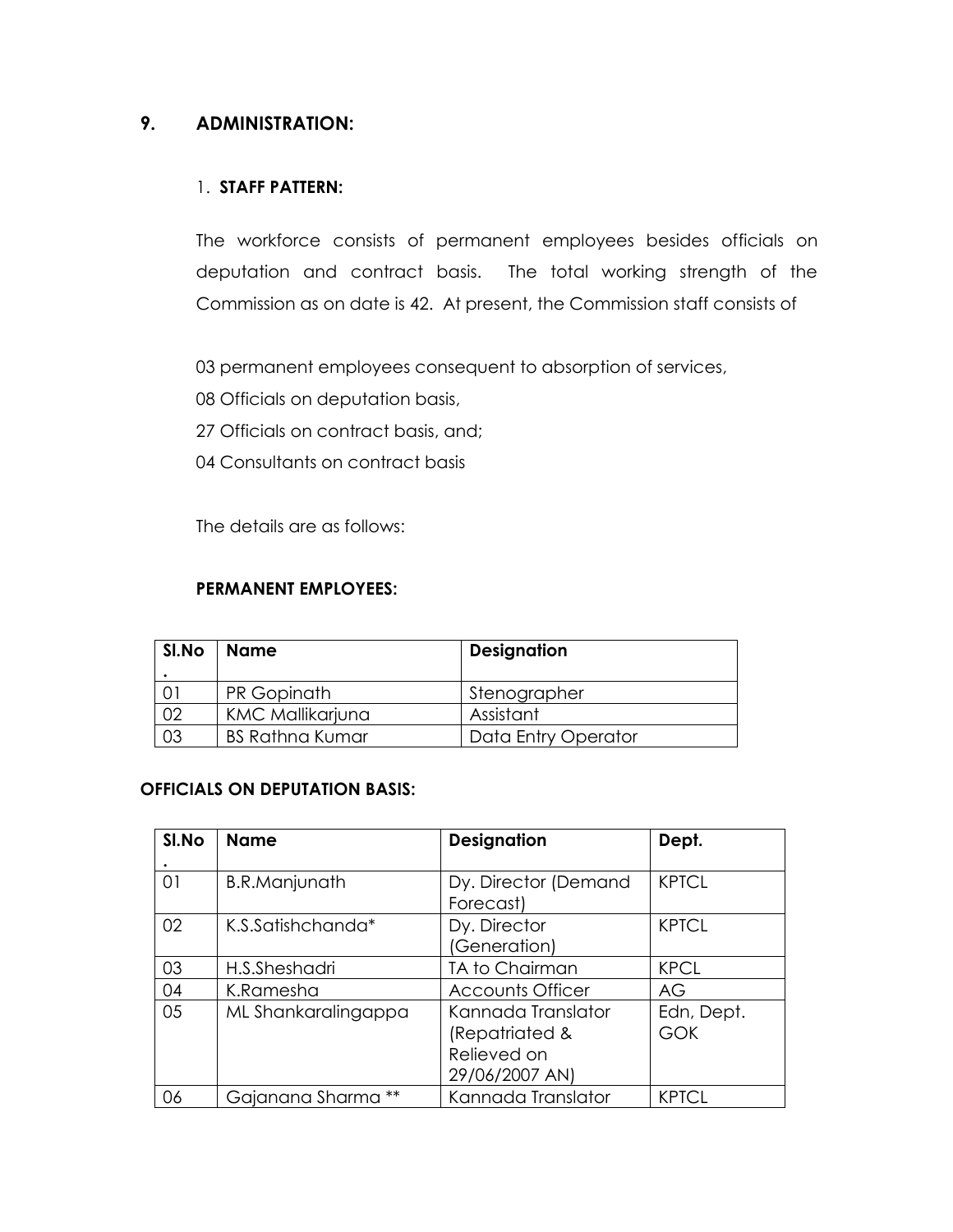## 9. ADMINISTRATION:

### 1. STAFF PATTERN:

The workforce consists of permanent employees besides officials on deputation and contract basis. The total working strength of the Commission as on date is 42. At present, the Commission staff consists of

03 permanent employees consequent to absorption of services,

08 Officials on deputation basis,

27 Officials on contract basis, and;

04 Consultants on contract basis

The details are as follows:

**PERMANENT EMPLOYEES:**

| Sl.No. | Name | Designation |
|---|---|---|
| 01 | PR Gopinath | Stenographer |
| 02 | KMC Mallikarjuna | Assistant |
| 03 | BS Rathna Kumar | Data Entry Operator |

**OFFICIALS ON DEPUTATION BASIS:**

| Sl.No. | Name | Designation | Dept. |
|---|---|---|---|
| 01 | B.R.Manjunath | Dy. Director (Demand Forecast) | KPTCL |
| 02 | K.S.Satishchanda* | Dy. Director (Generation) | KPTCL |
| 03 | H.S.Sheshadri | TA to Chairman | KPCL |
| 04 | K.Ramesha | Accounts Officer | AG |
| 05 | ML Shankaralingappa | Kannada Translator (Repatriated & Relieved on 29/06/2007 AN) | Edn, Dept. GOK |
| 06 | Gajanana Sharma ** | Kannada Translator | KPTCL |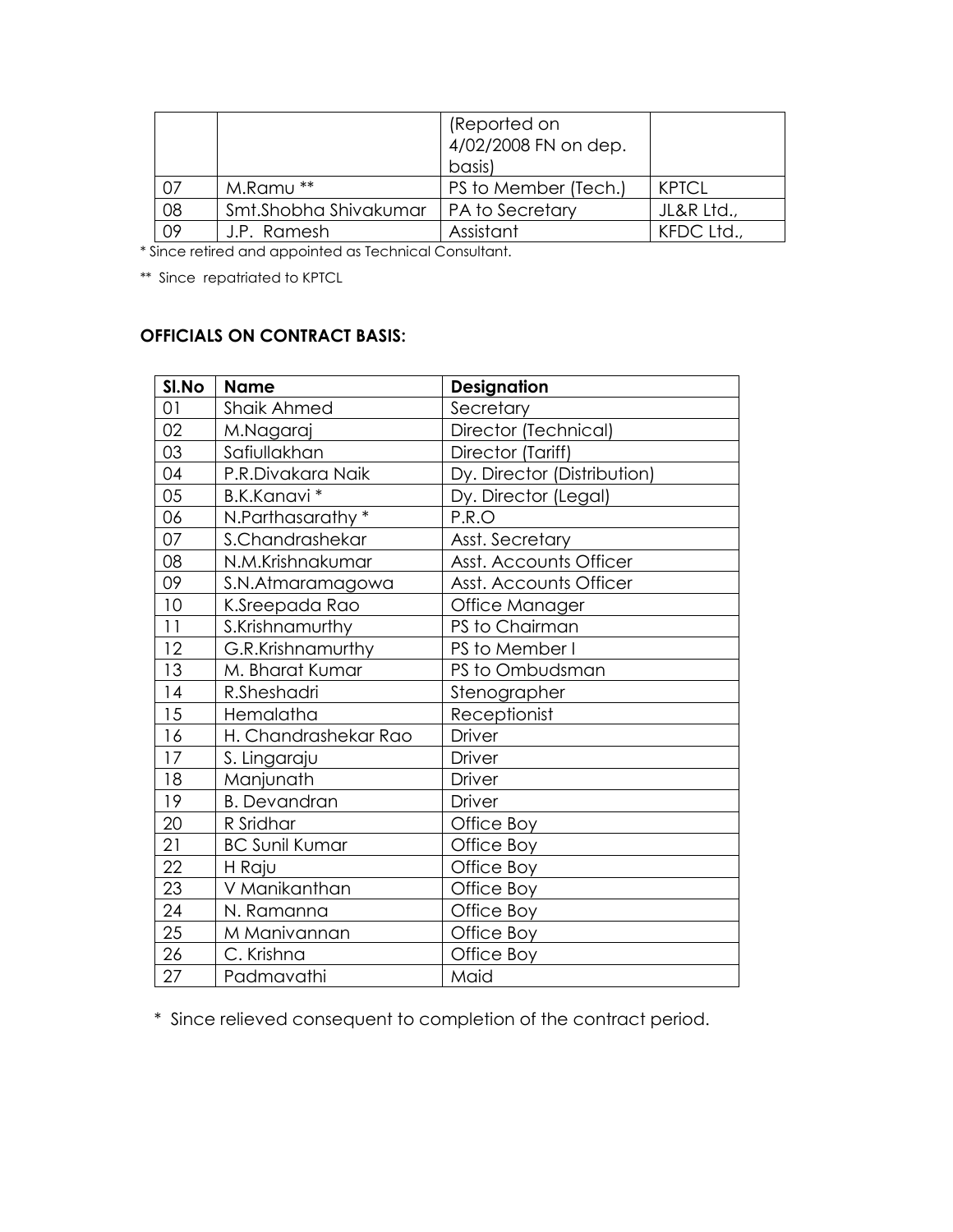| | | (Reported on 4/02/2008 FN on dep. basis) | |
|---|---|---|---|
| 07 | M.Ramu ** | PS to Member (Tech.) | KPTCL |
| 08 | Smt.Shobha Shivakumar | PA to Secretary | JL&R Ltd., |
| 09 | J.P. Ramesh | Assistant | KFDC Ltd., |

* Since retired and appointed as Technical Consultant.

** Since repatriated to KPTCL

**OFFICIALS ON CONTRACT BASIS:**

| Sl.No | Name | Designation |
|---|---|---|
| 01 | Shaik Ahmed | Secretary |
| 02 | M.Nagaraj | Director (Technical) |
| 03 | Safiullakhan | Director (Tariff) |
| 04 | P.R.Divakara Naik | Dy. Director (Distribution) |
| 05 | B.K.Kanavi * | Dy. Director (Legal) |
| 06 | N.Parthasarathy * | P.R.O |
| 07 | S.Chandrashekar | Asst. Secretary |
| 08 | N.M.Krishnakumar | Asst. Accounts Officer |
| 09 | S.N.Atmaramagowa | Asst. Accounts Officer |
| 10 | K.Sreepada Rao | Office Manager |
| 11 | S.Krishnamurthy | PS to Chairman |
| 12 | G.R.Krishnamurthy | PS to Member I |
| 13 | M. Bharat Kumar | PS to Ombudsman |
| 14 | R.Sheshadri | Stenographer |
| 15 | Hemalatha | Receptionist |
| 16 | H. Chandrashekar Rao | Driver |
| 17 | S. Lingaraju | Driver |
| 18 | Manjunath | Driver |
| 19 | B. Devandran | Driver |
| 20 | R Sridhar | Office Boy |
| 21 | BC Sunil Kumar | Office Boy |
| 22 | H Raju | Office Boy |
| 23 | V Manikanthan | Office Boy |
| 24 | N. Ramanna | Office Boy |
| 25 | M Manivannan | Office Boy |
| 26 | C. Krishna | Office Boy |
| 27 | Padmavathi | Maid |

* Since relieved consequent to completion of the contract period.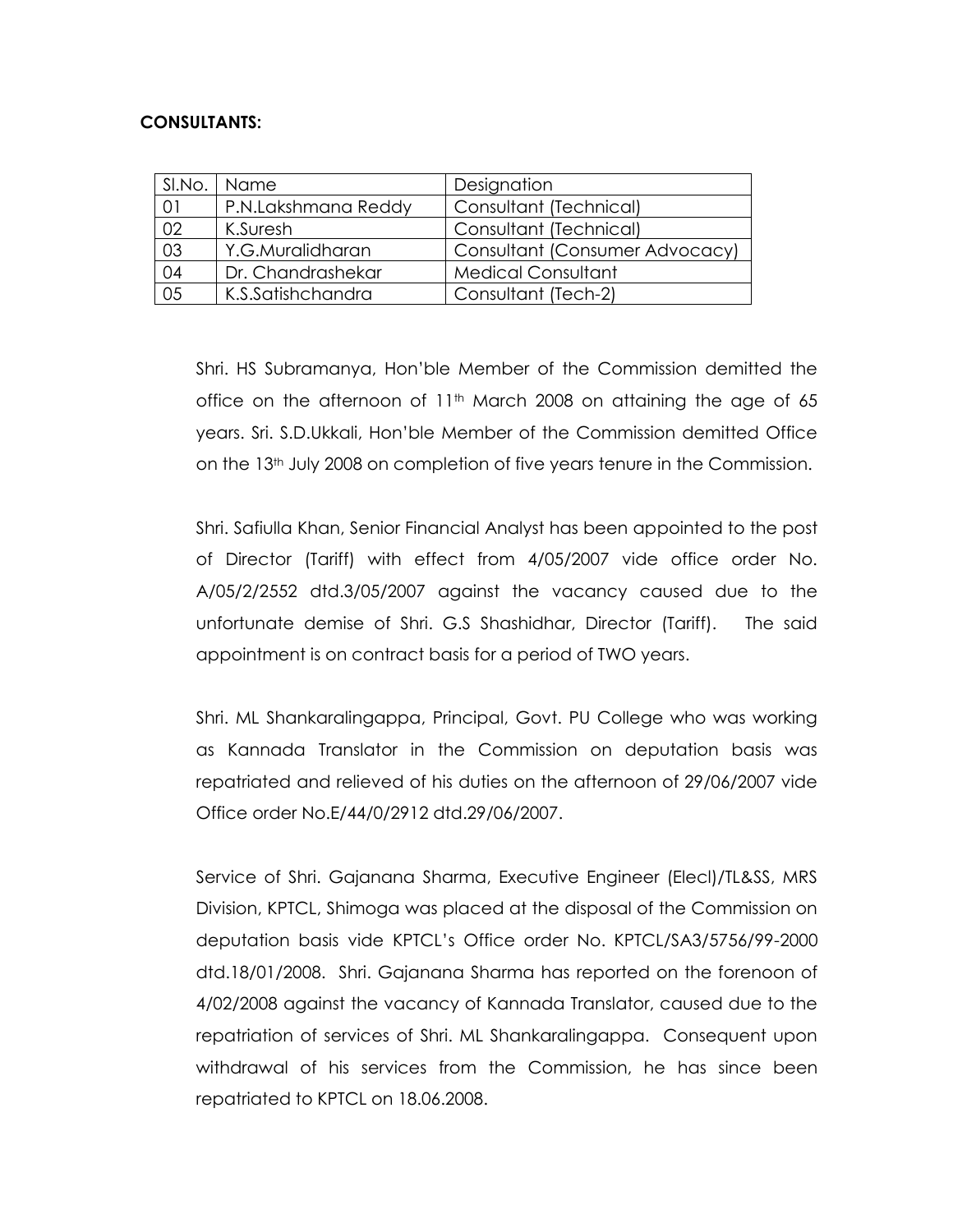**CONSULTANTS:**

| Sl.No. | Name | Designation |
|---|---|---|
| 01 | P.N.Lakshmana Reddy | Consultant (Technical) |
| 02 | K.Suresh | Consultant (Technical) |
| 03 | Y.G.Muralidharan | Consultant (Consumer Advocacy) |
| 04 | Dr. Chandrashekar | Medical Consultant |
| 05 | K.S.Satishchandra | Consultant (Tech-2) |

Shri. HS Subramanya, Hon'ble Member of the Commission demitted the office on the afternoon of 11th March 2008 on attaining the age of 65 years. Sri. S.D.Ukkali, Hon'ble Member of the Commission demitted Office on the 13th July 2008 on completion of five years tenure in the Commission.

Shri. Safiulla Khan, Senior Financial Analyst has been appointed to the post of Director (Tariff) with effect from 4/05/2007 vide office order No. A/05/2/2552 dtd.3/05/2007 against the vacancy caused due to the unfortunate demise of Shri. G.S Shashidhar, Director (Tariff). The said appointment is on contract basis for a period of TWO years.

Shri. ML Shankaralingappa, Principal, Govt. PU College who was working as Kannada Translator in the Commission on deputation basis was repatriated and relieved of his duties on the afternoon of 29/06/2007 vide Office order No.E/44/0/2912 dtd.29/06/2007.

Service of Shri. Gajanana Sharma, Executive Engineer (Elecl)/TL&SS, MRS Division, KPTCL, Shimoga was placed at the disposal of the Commission on deputation basis vide KPTCL's Office order No. KPTCL/SA3/5756/99-2000 dtd.18/01/2008. Shri. Gajanana Sharma has reported on the forenoon of 4/02/2008 against the vacancy of Kannada Translator, caused due to the repatriation of services of Shri. ML Shankaralingappa. Consequent upon withdrawal of his services from the Commission, he has since been repatriated to KPTCL on 18.06.2008.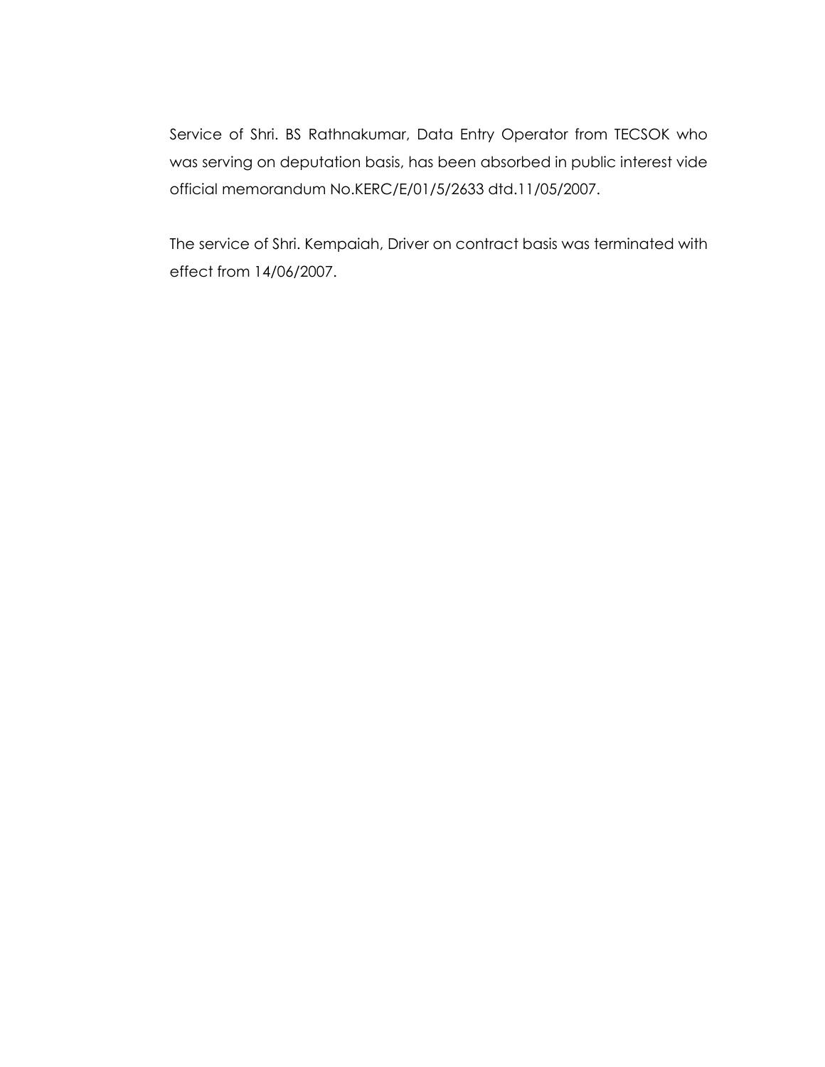Service of Shri. BS Rathnakumar, Data Entry Operator from TECSOK who was serving on deputation basis, has been absorbed in public interest vide official memorandum No.KERC/E/01/5/2633 dtd.11/05/2007.

The service of Shri. Kempaiah, Driver on contract basis was terminated with effect from 14/06/2007.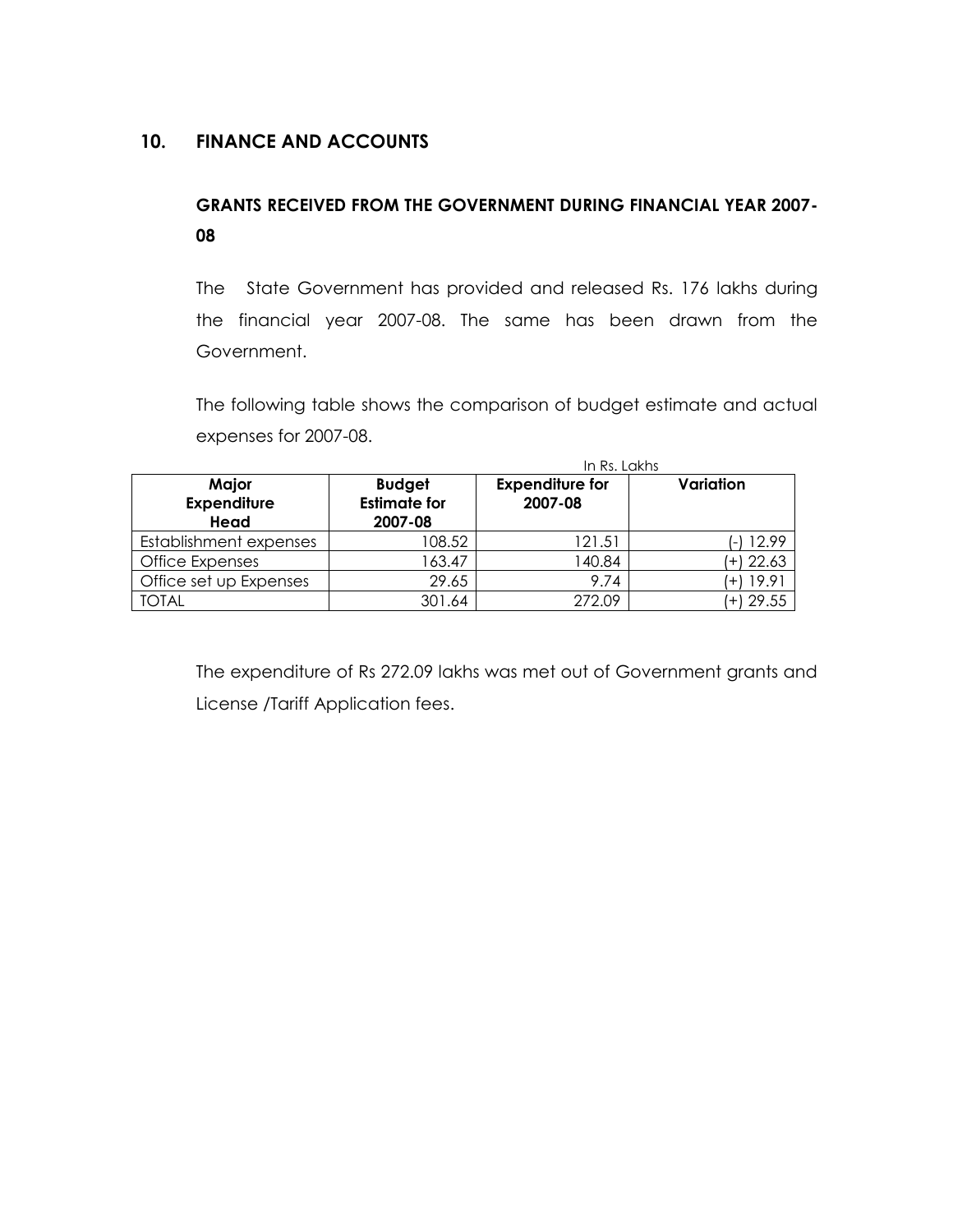## 10. FINANCE AND ACCOUNTS

### GRANTS RECEIVED FROM THE GOVERNMENT DURING FINANCIAL YEAR 2007-08

The State Government has provided and released Rs. 176 lakhs during the financial year 2007-08. The same has been drawn from the Government.

The following table shows the comparison of budget estimate and actual expenses for 2007-08.

In Rs. Lakhs

| Major Expenditure Head | Budget Estimate for 2007-08 | Expenditure for 2007-08 | Variation |
|---|---|---|---|
| Establishment expenses | 108.52 | 121.51 | (-) 12.99 |
| Office Expenses | 163.47 | 140.84 | (+) 22.63 |
| Office set up Expenses | 29.65 | 9.74 | (+) 19.91 |
| TOTAL | 301.64 | 272.09 | (+) 29.55 |

The expenditure of Rs 272.09 lakhs was met out of Government grants and License /Tariff Application fees.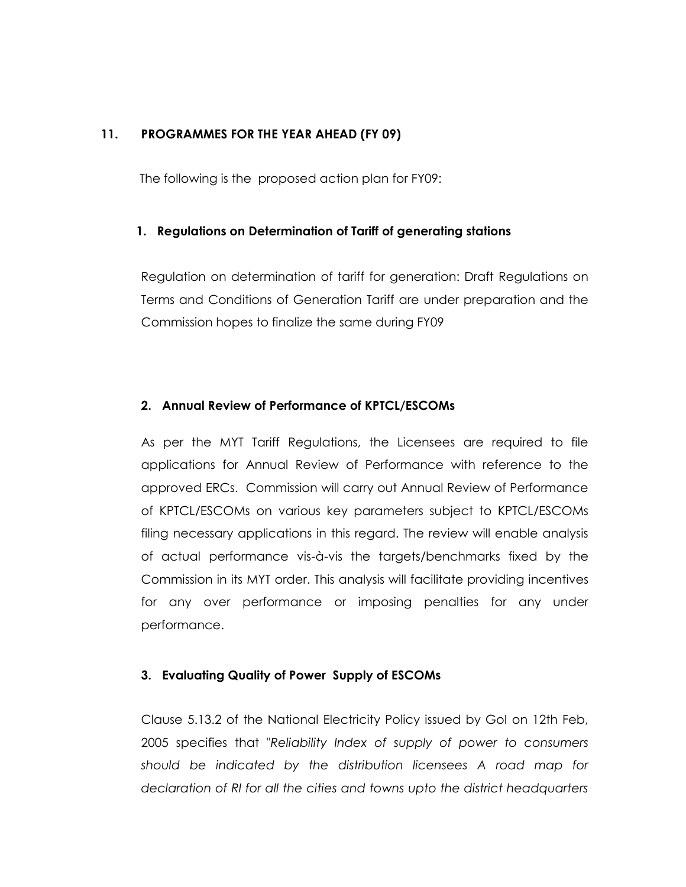## 11. PROGRAMMES FOR THE YEAR AHEAD (FY 09)

The following is the proposed action plan for FY09:

### 1. Regulations on Determination of Tariff of generating stations

Regulation on determination of tariff for generation: Draft Regulations on Terms and Conditions of Generation Tariff are under preparation and the Commission hopes to finalize the same during FY09

### 2. Annual Review of Performance of KPTCL/ESCOMs

As per the MYT Tariff Regulations, the Licensees are required to file applications for Annual Review of Performance with reference to the approved ERCs. Commission will carry out Annual Review of Performance of KPTCL/ESCOMs on various key parameters subject to KPTCL/ESCOMs filing necessary applications in this regard. The review will enable analysis of actual performance vis-à-vis the targets/benchmarks fixed by the Commission in its MYT order. This analysis will facilitate providing incentives for any over performance or imposing penalties for any under performance.

### 3. Evaluating Quality of Power Supply of ESCOMs

Clause 5.13.2 of the National Electricity Policy issued by GoI on 12th Feb, 2005 specifies that "*Reliability Index of supply of power to consumers should be indicated by the distribution licensees A road map for declaration of RI for all the cities and towns upto the district headquarters*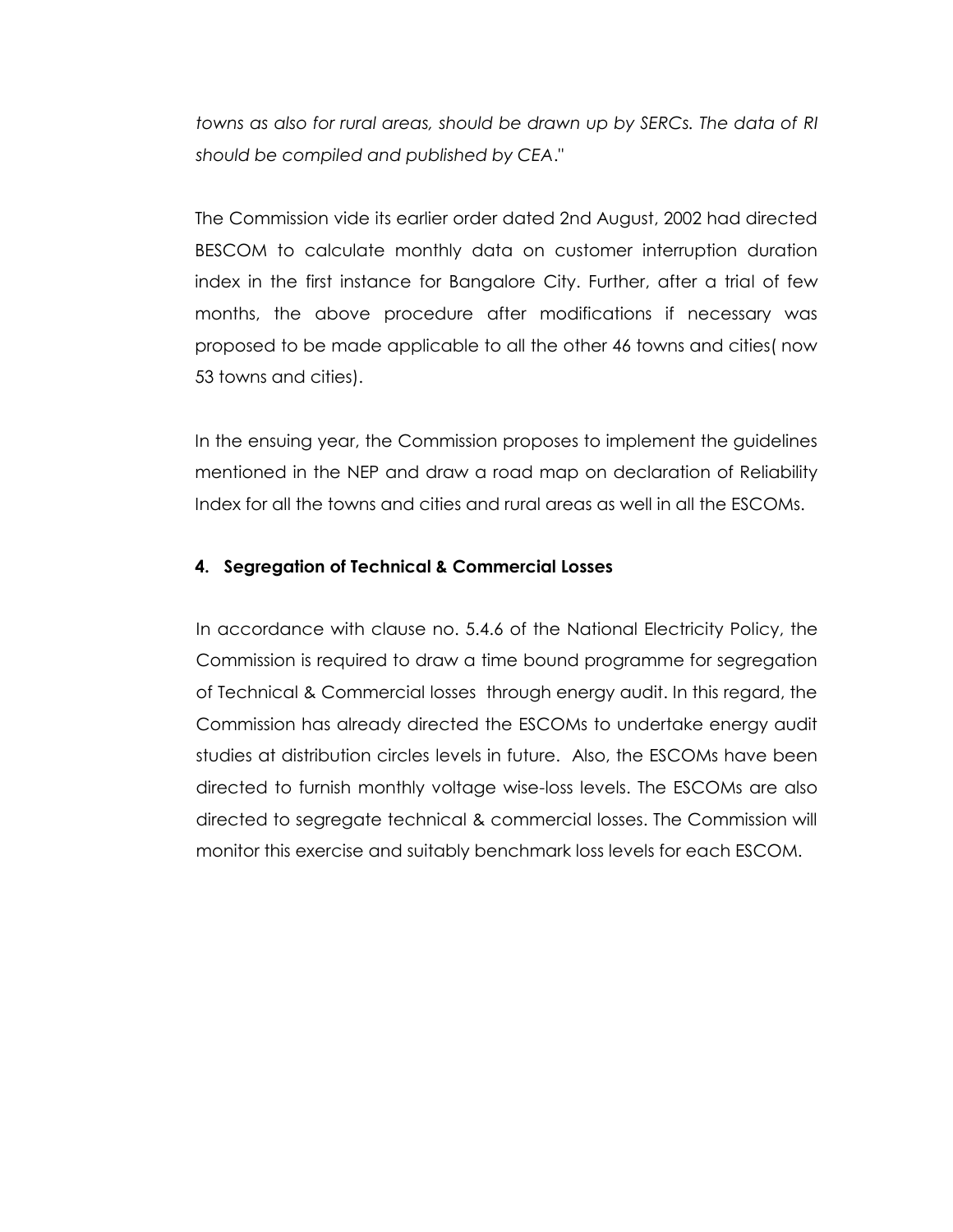*towns as also for rural areas, should be drawn up by SERCs. The data of RI should be compiled and published by CEA*."

The Commission vide its earlier order dated 2nd August, 2002 had directed BESCOM to calculate monthly data on customer interruption duration index in the first instance for Bangalore City. Further, after a trial of few months, the above procedure after modifications if necessary was proposed to be made applicable to all the other 46 towns and cities( now 53 towns and cities).

In the ensuing year, the Commission proposes to implement the guidelines mentioned in the NEP and draw a road map on declaration of Reliability Index for all the towns and cities and rural areas as well in all the ESCOMs.

**4. Segregation of Technical & Commercial Losses**

In accordance with clause no. 5.4.6 of the National Electricity Policy, the Commission is required to draw a time bound programme for segregation of Technical & Commercial losses through energy audit. In this regard, the Commission has already directed the ESCOMs to undertake energy audit studies at distribution circles levels in future. Also, the ESCOMs have been directed to furnish monthly voltage wise-loss levels. The ESCOMs are also directed to segregate technical & commercial losses. The Commission will monitor this exercise and suitably benchmark loss levels for each ESCOM.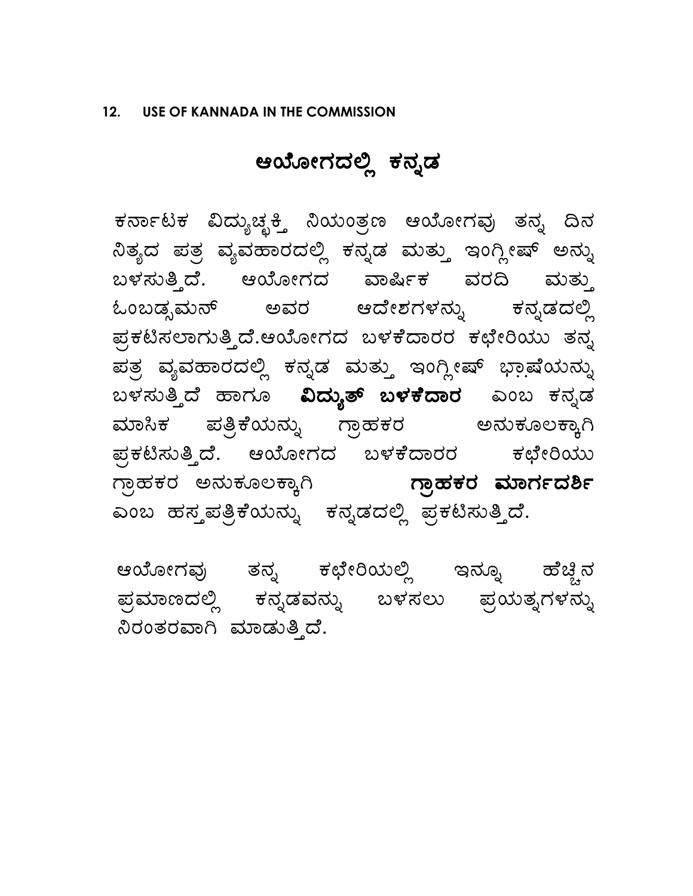## 12. USE OF KANNADA IN THE COMMISSION

# ಆಯೋಗದಲ್ಲಿ ಕನ್ನಡ

ಕರ್ನಾಟಕ ವಿದ್ಯುಚ್ಛಕ್ತಿ ನಿಯಂತ್ರಣ ಆಯೋಗವು ತನ್ನ ದಿನ ನಿತ್ಯದ ಪತ್ರ ವ್ಯವಹಾರದಲ್ಲಿ ಕನ್ನಡ ಮತ್ತು ಇಂಗ್ಲೀಷ್ ಅನ್ನು ಬಳಸುತ್ತಿದೆ. ಆಯೋಗದ ವಾರ್ಷಿಕ ವರದಿ ಮತ್ತು ಓಂಬಡ್ಸಮನ್ ಅವರ ಆದೇಶಗಳನ್ನು ಕನ್ನಡದಲ್ಲಿ ಪ್ರಕಟಿಸಲಾಗುತ್ತಿದೆ.ಆಯೋಗದ ಬಳಕೆದಾರರ ಕಛೇರಿಯು ತನ್ನ ಪತ್ರ ವ್ಯವಹಾರದಲ್ಲಿ ಕನ್ನಡ ಮತ್ತು ಇಂಗ್ಲೀಷ್ ಭಾಷೆಯನ್ನು ಬಳಸುತ್ತಿದೆ ಹಾಗೂ **ವಿದ್ಯುತ್ ಬಳಕೆದಾರ** ಎಂಬ ಕನ್ನಡ ಮಾಸಿಕ ಪತ್ರಿಕೆಯನ್ನು ಗ್ರಾಹಕರ ಅನುಕೂಲಕ್ಕಾಗಿ ಪ್ರಕಟಿಸುತ್ತಿದೆ. ಆಯೋಗದ ಬಳಕೆದಾರರ ಕಛೇರಿಯು ಗ್ರಾಹಕರ ಅನುಕೂಲಕ್ಕಾಗಿ **ಗ್ರಾಹಕರ ಮಾರ್ಗದರ್ಶಿ** ಎಂಬ ಹಸ್ತಪತ್ರಿಕೆಯನ್ನು ಕನ್ನಡದಲ್ಲಿ ಪ್ರಕಟಿಸುತ್ತಿದೆ.

ಆಯೋಗವು ತನ್ನ ಕಛೇರಿಯಲ್ಲಿ ಇನ್ನೂ ಹೆಚ್ಚಿನ ಪ್ರಮಾಣದಲ್ಲಿ ಕನ್ನಡವನ್ನು ಬಳಸಲು ಪ್ರಯತ್ನಗಳನ್ನು ನಿರಂತರವಾಗಿ ಮಾಡುತ್ತಿದೆ.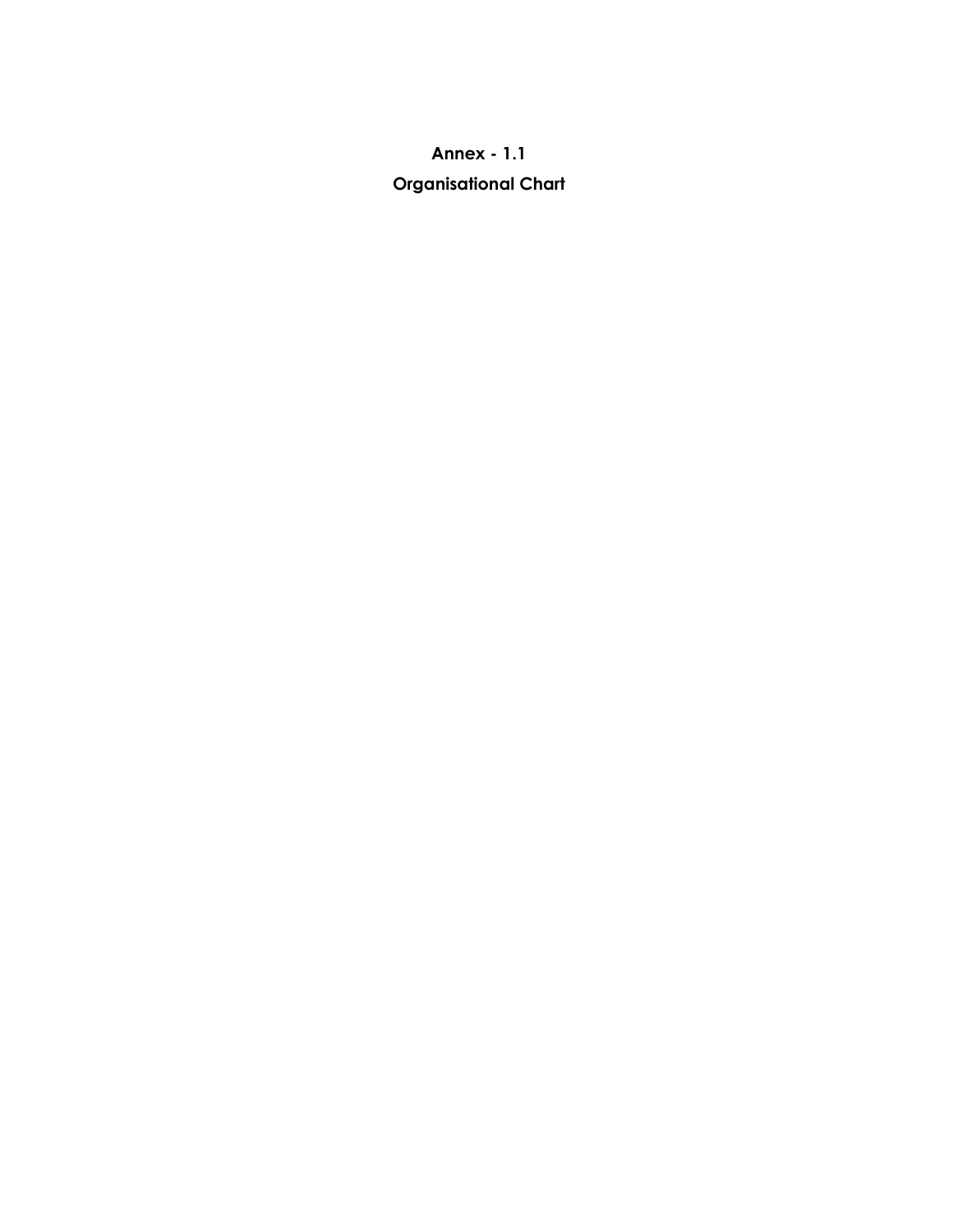# Annex - 1.1

# Organisational Chart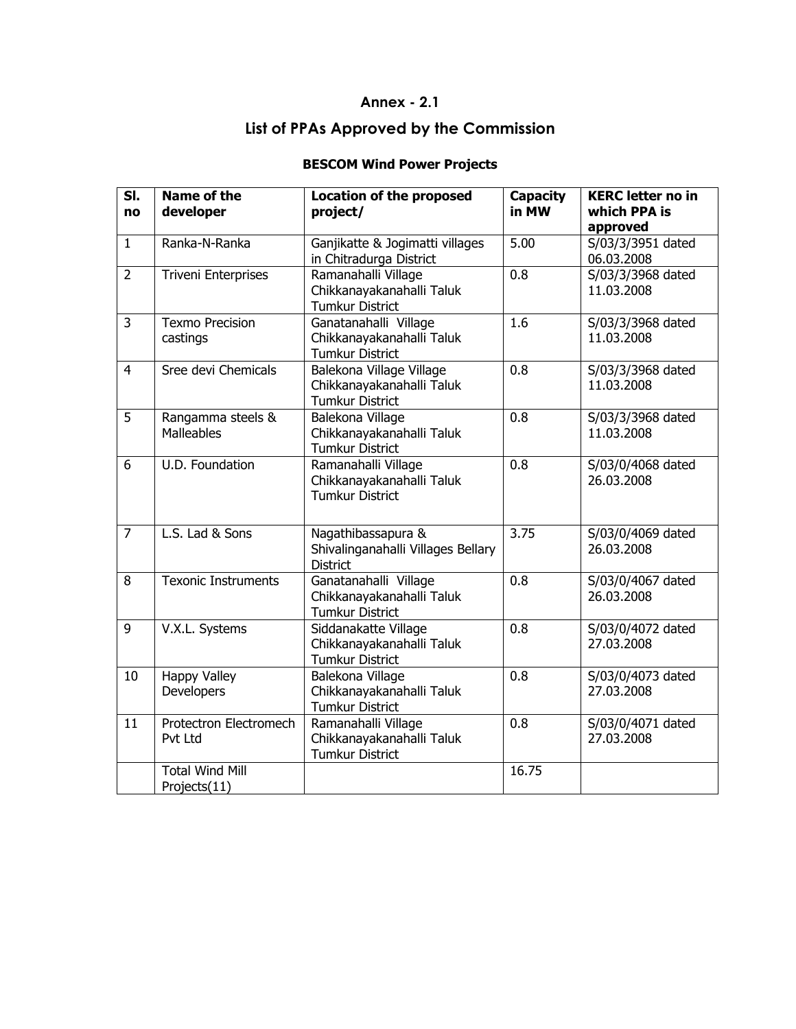## Annex - 2.1

# List of PPAs Approved by the Commission

### BESCOM Wind Power Projects

| Sl. no | Name of the developer | Location of the proposed project/ | Capacity in MW | KERC letter no in which PPA is approved |
|---|---|---|---|---|
| 1 | Ranka-N-Ranka | Ganjikatte & Jogimatti villages in Chitradurga District | 5.00 | S/03/3/3951 dated 06.03.2008 |
| 2 | Triveni Enterprises | Ramanahalli Village Chikkanayakanahalli Taluk Tumkur District | 0.8 | S/03/3/3968 dated 11.03.2008 |
| 3 | Texmo Precision castings | Ganatanahalli Village Chikkanayakanahalli Taluk Tumkur District | 1.6 | S/03/3/3968 dated 11.03.2008 |
| 4 | Sree devi Chemicals | Balekona Village Village Chikkanayakanahalli Taluk Tumkur District | 0.8 | S/03/3/3968 dated 11.03.2008 |
| 5 | Rangamma steels & Malleables | Balekona Village Chikkanayakanahalli Taluk Tumkur District | 0.8 | S/03/3/3968 dated 11.03.2008 |
| 6 | U.D. Foundation | Ramanahalli Village Chikkanayakanahalli Taluk Tumkur District | 0.8 | S/03/0/4068 dated 26.03.2008 |
| 7 | L.S. Lad & Sons | Nagathibassapura & Shivalinganahalli Villages Bellary District | 3.75 | S/03/0/4069 dated 26.03.2008 |
| 8 | Texonic Instruments | Ganatanahalli Village Chikkanayakanahalli Taluk Tumkur District | 0.8 | S/03/0/4067 dated 26.03.2008 |
| 9 | V.X.L. Systems | Siddanakatte Village Chikkanayakanahalli Taluk Tumkur District | 0.8 | S/03/0/4072 dated 27.03.2008 |
| 10 | Happy Valley Developers | Balekona Village Chikkanayakanahalli Taluk Tumkur District | 0.8 | S/03/0/4073 dated 27.03.2008 |
| 11 | Protectron Electromech Pvt Ltd | Ramanahalli Village Chikkanayakanahalli Taluk Tumkur District | 0.8 | S/03/0/4071 dated 27.03.2008 |
| | Total Wind Mill Projects(11) | | 16.75 | |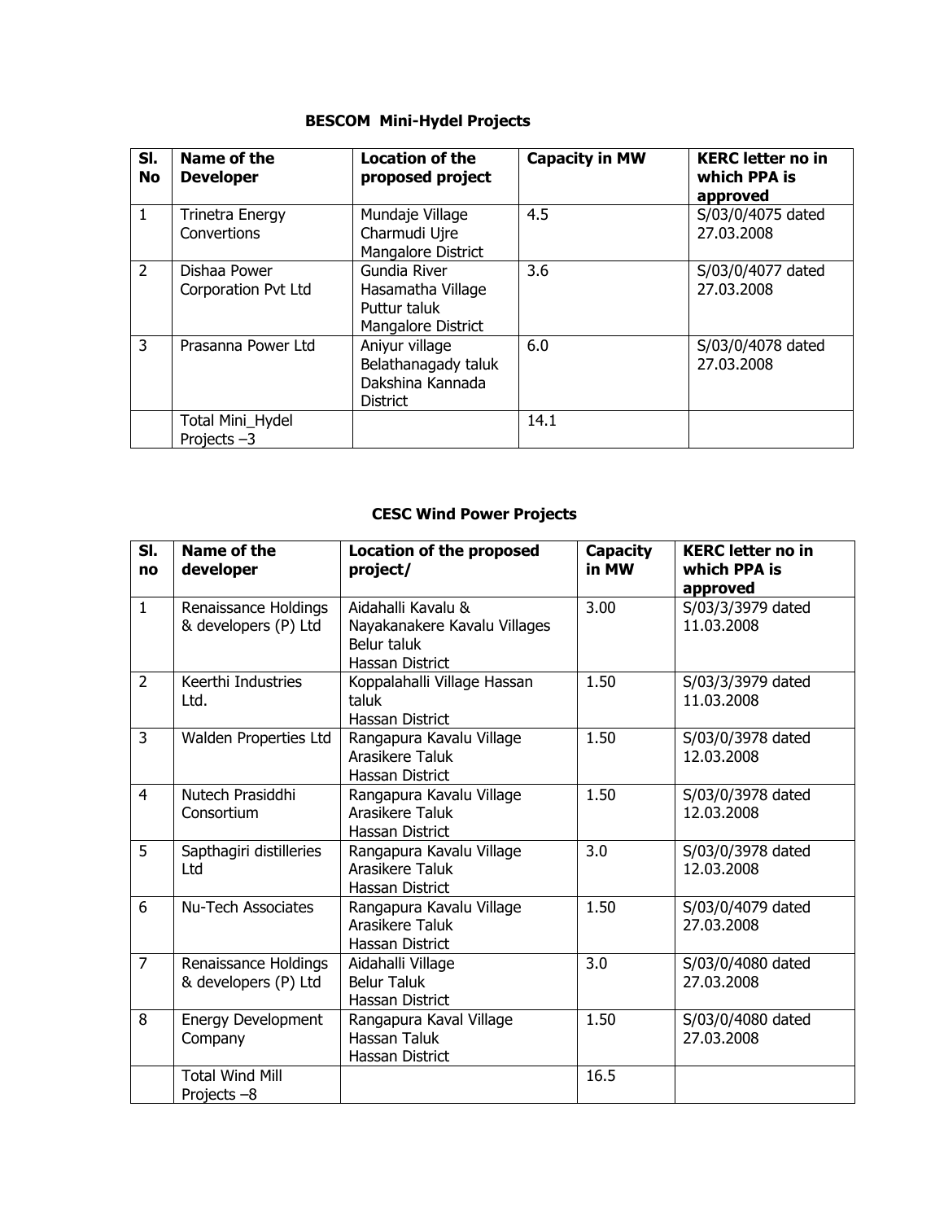**BESCOM Mini-Hydel Projects**

| Sl. No | Name of the Developer | Location of the proposed project | Capacity in MW | KERC letter no in which PPA is approved |
|---|---|---|---|---|
| 1 | Trinetra Energy Convertions | Mundaje Village Charmudi Ujre Mangalore District | 4.5 | S/03/0/4075 dated 27.03.2008 |
| 2 | Dishaa Power Corporation Pvt Ltd | Gundia River Hasamatha Village Puttur taluk Mangalore District | 3.6 | S/03/0/4077 dated 27.03.2008 |
| 3 | Prasanna Power Ltd | Aniyur village Belathanagady taluk Dakshina Kannada District | 6.0 | S/03/0/4078 dated 27.03.2008 |
| | Total Mini_Hydel Projects –3 | | 14.1 | |

**CESC Wind Power Projects**

| Sl. no | Name of the developer | Location of the proposed project/ | Capacity in MW | KERC letter no in which PPA is approved |
|---|---|---|---|---|
| 1 | Renaissance Holdings & developers (P) Ltd | Aidahalli Kavalu & Nayakanakere Kavalu Villages Belur taluk Hassan District | 3.00 | S/03/3/3979 dated 11.03.2008 |
| 2 | Keerthi Industries Ltd. | Koppalahalli Village Hassan taluk Hassan District | 1.50 | S/03/3/3979 dated 11.03.2008 |
| 3 | Walden Properties Ltd | Rangapura Kavalu Village Arasikere Taluk Hassan District | 1.50 | S/03/0/3978 dated 12.03.2008 |
| 4 | Nutech Prasiddhi Consortium | Rangapura Kavalu Village Arasikere Taluk Hassan District | 1.50 | S/03/0/3978 dated 12.03.2008 |
| 5 | Sapthagiri distilleries Ltd | Rangapura Kavalu Village Arasikere Taluk Hassan District | 3.0 | S/03/0/3978 dated 12.03.2008 |
| 6 | Nu-Tech Associates | Rangapura Kavalu Village Arasikere Taluk Hassan District | 1.50 | S/03/0/4079 dated 27.03.2008 |
| 7 | Renaissance Holdings & developers (P) Ltd | Aidahalli Village Belur Taluk Hassan District | 3.0 | S/03/0/4080 dated 27.03.2008 |
| 8 | Energy Development Company | Rangapura Kaval Village Hassan Taluk Hassan District | 1.50 | S/03/0/4080 dated 27.03.2008 |
| | Total Wind Mill Projects –8 | | 16.5 | |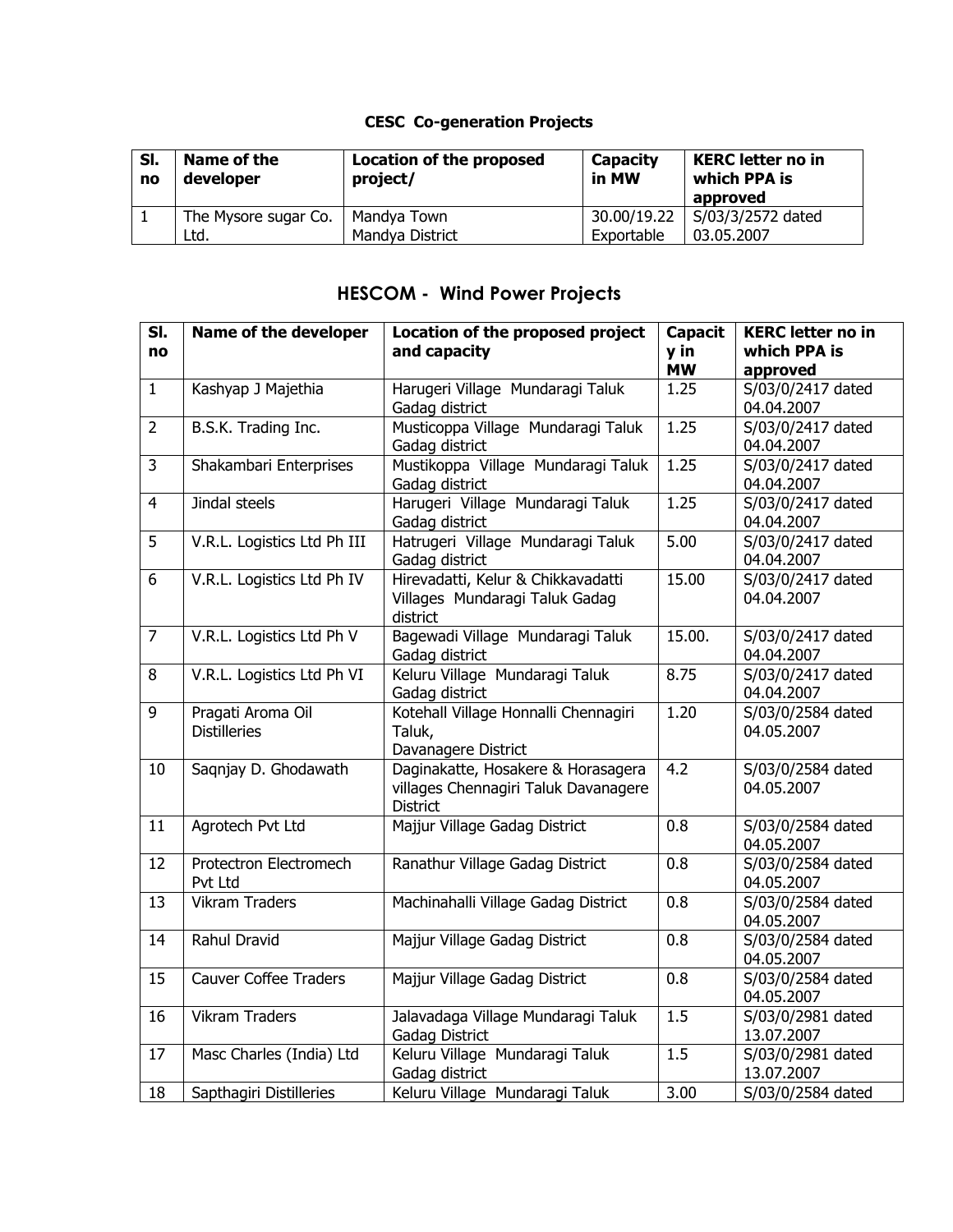### CESC Co-generation Projects

| Sl. no | Name of the developer | Location of the proposed project/ | Capacity in MW | KERC letter no in which PPA is approved |
|---|---|---|---|---|
| 1 | The Mysore sugar Co. Ltd. | Mandya Town Mandya District | 30.00/19.22 Exportable | S/03/3/2572 dated 03.05.2007 |

## HESCOM - Wind Power Projects

| Sl. no | Name of the developer | Location of the proposed project and capacity | Capacity in MW | KERC letter no in which PPA is approved |
|---|---|---|---|---|
| 1 | Kashyap J Majethia | Harugeri Village Mundaragi Taluk Gadag district | 1.25 | S/03/0/2417 dated 04.04.2007 |
| 2 | B.S.K. Trading Inc. | Musticoppa Village Mundaragi Taluk Gadag district | 1.25 | S/03/0/2417 dated 04.04.2007 |
| 3 | Shakambari Enterprises | Mustikoppa Village Mundaragi Taluk Gadag district | 1.25 | S/03/0/2417 dated 04.04.2007 |
| 4 | Jindal steels | Harugeri Village Mundaragi Taluk Gadag district | 1.25 | S/03/0/2417 dated 04.04.2007 |
| 5 | V.R.L. Logistics Ltd Ph III | Hatrugeri Village Mundaragi Taluk Gadag district | 5.00 | S/03/0/2417 dated 04.04.2007 |
| 6 | V.R.L. Logistics Ltd Ph IV | Hirevadatti, Kelur & Chikkavadatti Villages Mundaragi Taluk Gadag district | 15.00 | S/03/0/2417 dated 04.04.2007 |
| 7 | V.R.L. Logistics Ltd Ph V | Bagewadi Village Mundaragi Taluk Gadag district | 15.00. | S/03/0/2417 dated 04.04.2007 |
| 8 | V.R.L. Logistics Ltd Ph VI | Keluru Village Mundaragi Taluk Gadag district | 8.75 | S/03/0/2417 dated 04.04.2007 |
| 9 | Pragati Aroma Oil Distilleries | Kotehall Village Honnalli Chennagiri Taluk, Davanagere District | 1.20 | S/03/0/2584 dated 04.05.2007 |
| 10 | Saqnjay D. Ghodawath | Daginakatte, Hosakere & Horasagera villages Chennagiri Taluk Davanagere District | 4.2 | S/03/0/2584 dated 04.05.2007 |
| 11 | Agrotech Pvt Ltd | Majjur Village Gadag District | 0.8 | S/03/0/2584 dated 04.05.2007 |
| 12 | Protectron Electromech Pvt Ltd | Ranathur Village Gadag District | 0.8 | S/03/0/2584 dated 04.05.2007 |
| 13 | Vikram Traders | Machinahalli Village Gadag District | 0.8 | S/03/0/2584 dated 04.05.2007 |
| 14 | Rahul Dravid | Majjur Village Gadag District | 0.8 | S/03/0/2584 dated 04.05.2007 |
| 15 | Cauver Coffee Traders | Majjur Village Gadag District | 0.8 | S/03/0/2584 dated 04.05.2007 |
| 16 | Vikram Traders | Jalavadaga Village Mundaragi Taluk Gadag District | 1.5 | S/03/0/2981 dated 13.07.2007 |
| 17 | Masc Charles (India) Ltd | Keluru Village Mundaragi Taluk Gadag district | 1.5 | S/03/0/2981 dated 13.07.2007 |
| 18 | Sapthagiri Distilleries | Keluru Village Mundaragi Taluk | 3.00 | S/03/0/2584 dated |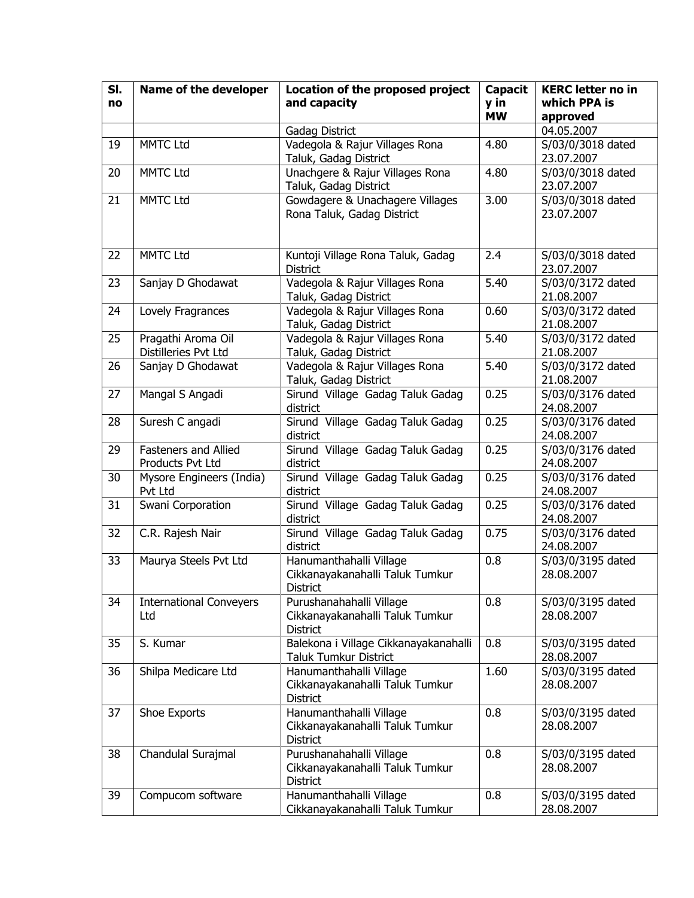| Sl. no | Name of the developer | Location of the proposed project and capacity | Capacity in MW | KERC letter no in which PPA is approved |
|---|---|---|---|---|
| | | Gadag District | | 04.05.2007 |
| 19 | MMTC Ltd | Vadegola & Rajur Villages Rona Taluk, Gadag District | 4.80 | S/03/0/3018 dated 23.07.2007 |
| 20 | MMTC Ltd | Unachgere & Rajur Villages Rona Taluk, Gadag District | 4.80 | S/03/0/3018 dated 23.07.2007 |
| 21 | MMTC Ltd | Gowdagere & Unachagere Villages Rona Taluk, Gadag District | 3.00 | S/03/0/3018 dated 23.07.2007 |
| 22 | MMTC Ltd | Kuntoji Village Rona Taluk, Gadag District | 2.4 | S/03/0/3018 dated 23.07.2007 |
| 23 | Sanjay D Ghodawat | Vadegola & Rajur Villages Rona Taluk, Gadag District | 5.40 | S/03/0/3172 dated 21.08.2007 |
| 24 | Lovely Fragrances | Vadegola & Rajur Villages Rona Taluk, Gadag District | 0.60 | S/03/0/3172 dated 21.08.2007 |
| 25 | Pragathi Aroma Oil Distilleries Pvt Ltd | Vadegola & Rajur Villages Rona Taluk, Gadag District | 5.40 | S/03/0/3172 dated 21.08.2007 |
| 26 | Sanjay D Ghodawat | Vadegola & Rajur Villages Rona Taluk, Gadag District | 5.40 | S/03/0/3172 dated 21.08.2007 |
| 27 | Mangal S Angadi | Sirund Village Gadag Taluk Gadag district | 0.25 | S/03/0/3176 dated 24.08.2007 |
| 28 | Suresh C angadi | Sirund Village Gadag Taluk Gadag district | 0.25 | S/03/0/3176 dated 24.08.2007 |
| 29 | Fasteners and Allied Products Pvt Ltd | Sirund Village Gadag Taluk Gadag district | 0.25 | S/03/0/3176 dated 24.08.2007 |
| 30 | Mysore Engineers (India) Pvt Ltd | Sirund Village Gadag Taluk Gadag district | 0.25 | S/03/0/3176 dated 24.08.2007 |
| 31 | Swani Corporation | Sirund Village Gadag Taluk Gadag district | 0.25 | S/03/0/3176 dated 24.08.2007 |
| 32 | C.R. Rajesh Nair | Sirund Village Gadag Taluk Gadag district | 0.75 | S/03/0/3176 dated 24.08.2007 |
| 33 | Maurya Steels Pvt Ltd | Hanumanthahalli Village Cikkanayakanahalli Taluk Tumkur District | 0.8 | S/03/0/3195 dated 28.08.2007 |
| 34 | International Conveyers Ltd | Purushanahahalli Village Cikkanayakanahalli Taluk Tumkur District | 0.8 | S/03/0/3195 dated 28.08.2007 |
| 35 | S. Kumar | Balekona i Village Cikkanayakanahalli Taluk Tumkur District | 0.8 | S/03/0/3195 dated 28.08.2007 |
| 36 | Shilpa Medicare Ltd | Hanumanthahalli Village Cikkanayakanahalli Taluk Tumkur District | 1.60 | S/03/0/3195 dated 28.08.2007 |
| 37 | Shoe Exports | Hanumanthahalli Village Cikkanayakanahalli Taluk Tumkur District | 0.8 | S/03/0/3195 dated 28.08.2007 |
| 38 | Chandulal Surajmal | Purushanahahalli Village Cikkanayakanahalli Taluk Tumkur District | 0.8 | S/03/0/3195 dated 28.08.2007 |
| 39 | Compucom software | Hanumanthahalli Village Cikkanayakanahalli Taluk Tumkur | 0.8 | S/03/0/3195 dated 28.08.2007 |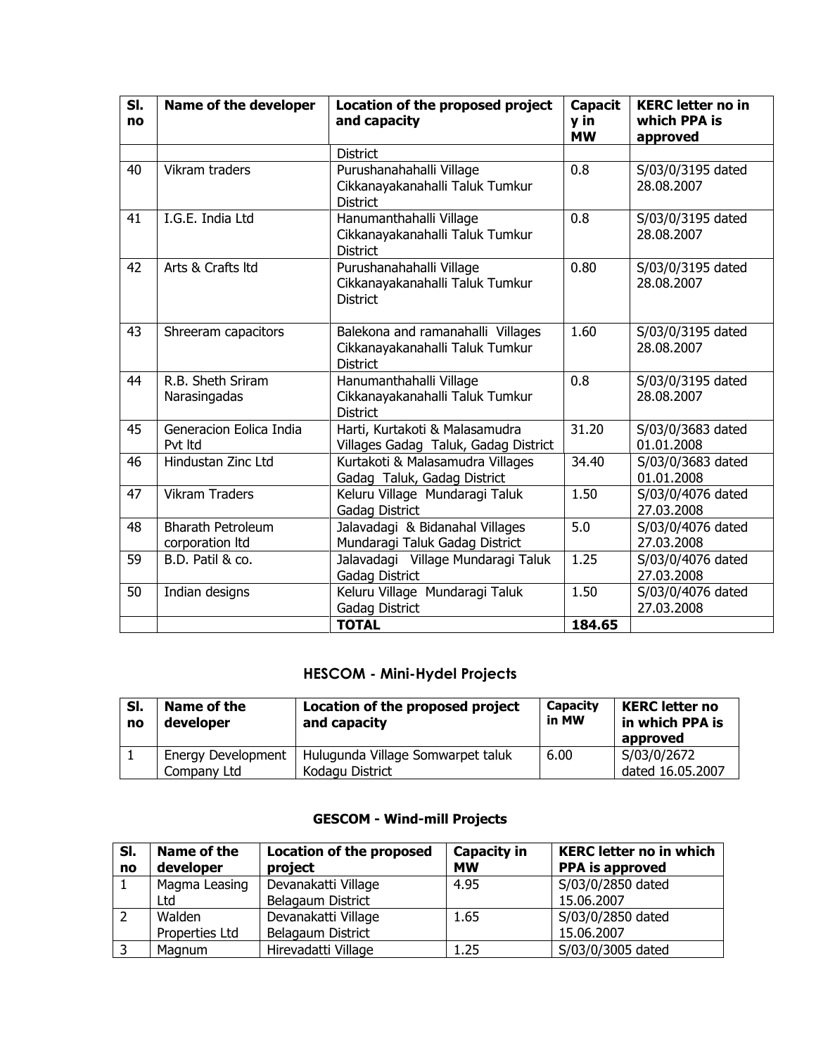| Sl. no | Name of the developer | Location of the proposed project and capacity | Capacity in MW | KERC letter no in which PPA is approved |
|---|---|---|---|---|
| | | District | | |
| 40 | Vikram traders | Purushanahahalli Village Cikkanayakanahalli Taluk Tumkur District | 0.8 | S/03/0/3195 dated 28.08.2007 |
| 41 | I.G.E. India Ltd | Hanumanthahalli Village Cikkanayakanahalli Taluk Tumkur District | 0.8 | S/03/0/3195 dated 28.08.2007 |
| 42 | Arts & Crafts ltd | Purushanahahalli Village Cikkanayakanahalli Taluk Tumkur District | 0.80 | S/03/0/3195 dated 28.08.2007 |
| 43 | Shreeram capacitors | Balekona and ramanahalli Villages Cikkanayakanahalli Taluk Tumkur District | 1.60 | S/03/0/3195 dated 28.08.2007 |
| 44 | R.B. Sheth Sriram Narasingadas | Hanumanthahalli Village Cikkanayakanahalli Taluk Tumkur District | 0.8 | S/03/0/3195 dated 28.08.2007 |
| 45 | Generacion Eolica India Pvt ltd | Harti, Kurtakoti & Malasamudra Villages Gadag Taluk, Gadag District | 31.20 | S/03/0/3683 dated 01.01.2008 |
| 46 | Hindustan Zinc Ltd | Kurtakoti & Malasamudra Villages Gadag Taluk, Gadag District | 34.40 | S/03/0/3683 dated 01.01.2008 |
| 47 | Vikram Traders | Keluru Village Mundaragi Taluk Gadag District | 1.50 | S/03/0/4076 dated 27.03.2008 |
| 48 | Bharath Petroleum corporation ltd | Jalavadagi & Bidanahal Villages Mundaragi Taluk Gadag District | 5.0 | S/03/0/4076 dated 27.03.2008 |
| 59 | B.D. Patil & co. | Jalavadagi Village Mundaragi Taluk Gadag District | 1.25 | S/03/0/4076 dated 27.03.2008 |
| 50 | Indian designs | Keluru Village Mundaragi Taluk Gadag District | 1.50 | S/03/0/4076 dated 27.03.2008 |
| | | **TOTAL** | **184.65** | |

## HESCOM - Mini-Hydel Projects

| Sl. no | Name of the developer | Location of the proposed project and capacity | Capacity in MW | KERC letter no in which PPA is approved |
|---|---|---|---|---|
| 1 | Energy Development Company Ltd | Hulugunda Village Somwarpet taluk Kodagu District | 6.00 | S/03/0/2672 dated 16.05.2007 |

## GESCOM - Wind-mill Projects

| Sl. no | Name of the developer | Location of the proposed project | Capacity in MW | KERC letter no in which PPA is approved |
|---|---|---|---|---|
| 1 | Magma Leasing Ltd | Devanakatti Village Belagaum District | 4.95 | S/03/0/2850 dated 15.06.2007 |
| 2 | Walden Properties Ltd | Devanakatti Village Belagaum District | 1.65 | S/03/0/2850 dated 15.06.2007 |
| 3 | Magnum | Hirevadatti Village | 1.25 | S/03/0/3005 dated |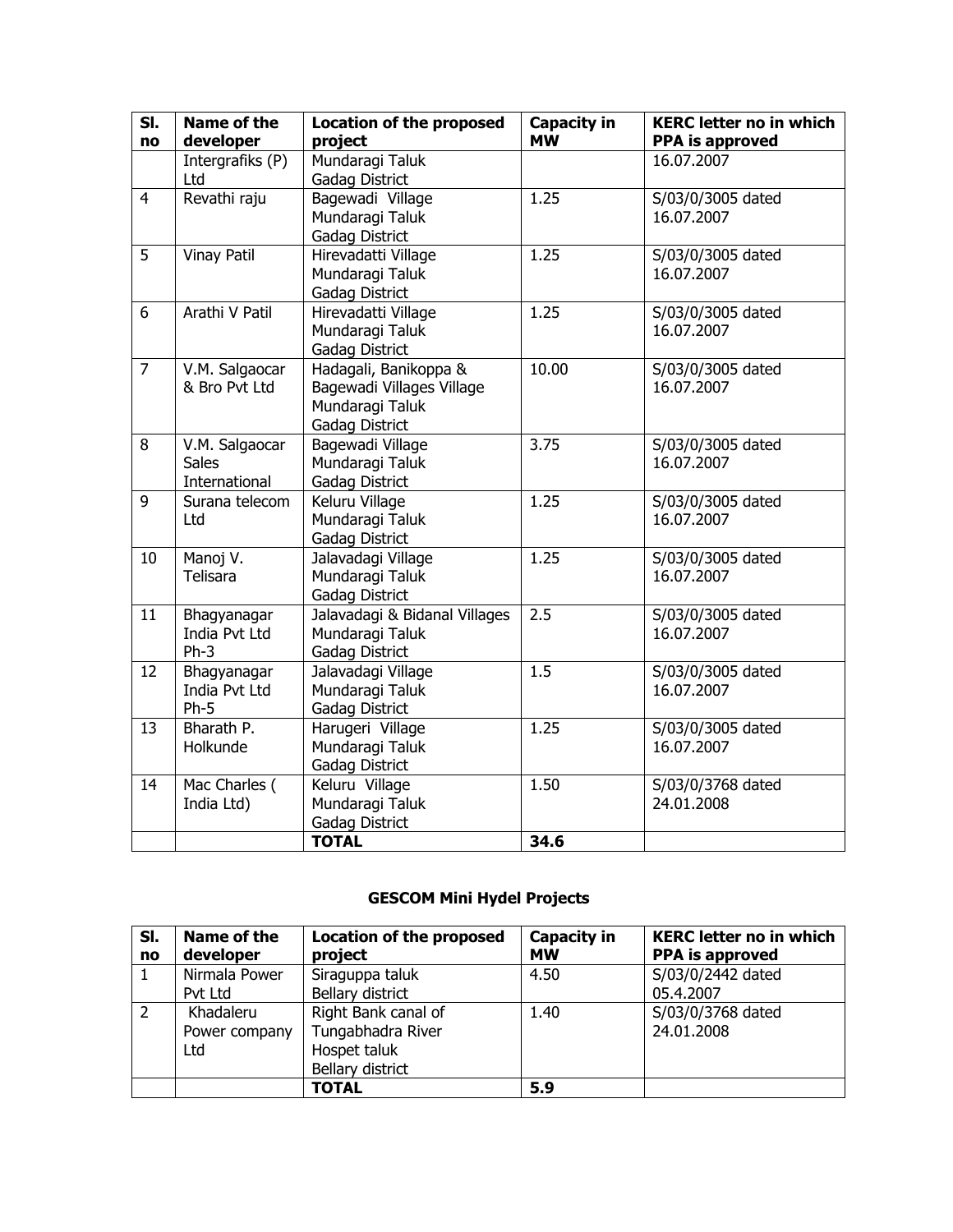| Sl. no | Name of the developer | Location of the proposed project | Capacity in MW | KERC letter no in which PPA is approved |
|---|---|---|---|---|
| | Intergrafiks (P) Ltd | Mundaragi Taluk Gadag District | | 16.07.2007 |
| 4 | Revathi raju | Bagewadi Village Mundaragi Taluk Gadag District | 1.25 | S/03/0/3005 dated 16.07.2007 |
| 5 | Vinay Patil | Hirevadatti Village Mundaragi Taluk Gadag District | 1.25 | S/03/0/3005 dated 16.07.2007 |
| 6 | Arathi V Patil | Hirevadatti Village Mundaragi Taluk Gadag District | 1.25 | S/03/0/3005 dated 16.07.2007 |
| 7 | V.M. Salgaocar & Bro Pvt Ltd | Hadagali, Banikoppa & Bagewadi Villages Village Mundaragi Taluk Gadag District | 10.00 | S/03/0/3005 dated 16.07.2007 |
| 8 | V.M. Salgaocar Sales International | Bagewadi Village Mundaragi Taluk Gadag District | 3.75 | S/03/0/3005 dated 16.07.2007 |
| 9 | Surana telecom Ltd | Keluru Village Mundaragi Taluk Gadag District | 1.25 | S/03/0/3005 dated 16.07.2007 |
| 10 | Manoj V. Telisara | Jalavadagi Village Mundaragi Taluk Gadag District | 1.25 | S/03/0/3005 dated 16.07.2007 |
| 11 | Bhagyanagar India Pvt Ltd Ph-3 | Jalavadagi & Bidanal Villages Mundaragi Taluk Gadag District | 2.5 | S/03/0/3005 dated 16.07.2007 |
| 12 | Bhagyanagar India Pvt Ltd Ph-5 | Jalavadagi Village Mundaragi Taluk Gadag District | 1.5 | S/03/0/3005 dated 16.07.2007 |
| 13 | Bharath P. Holkunde | Harugeri Village Mundaragi Taluk Gadag District | 1.25 | S/03/0/3005 dated 16.07.2007 |
| 14 | Mac Charles ( India Ltd) | Keluru Village Mundaragi Taluk Gadag District | 1.50 | S/03/0/3768 dated 24.01.2008 |
| | | **TOTAL** | **34.6** | |

## GESCOM Mini Hydel Projects

| Sl. no | Name of the developer | Location of the proposed project | Capacity in MW | KERC letter no in which PPA is approved |
|---|---|---|---|---|
| 1 | Nirmala Power Pvt Ltd | Siraguppa taluk Bellary district | 4.50 | S/03/0/2442 dated 05.4.2007 |
| 2 | Khadaleru Power company Ltd | Right Bank canal of Tungabhadra River Hospet taluk Bellary district | 1.40 | S/03/0/3768 dated 24.01.2008 |
| | | **TOTAL** | **5.9** | |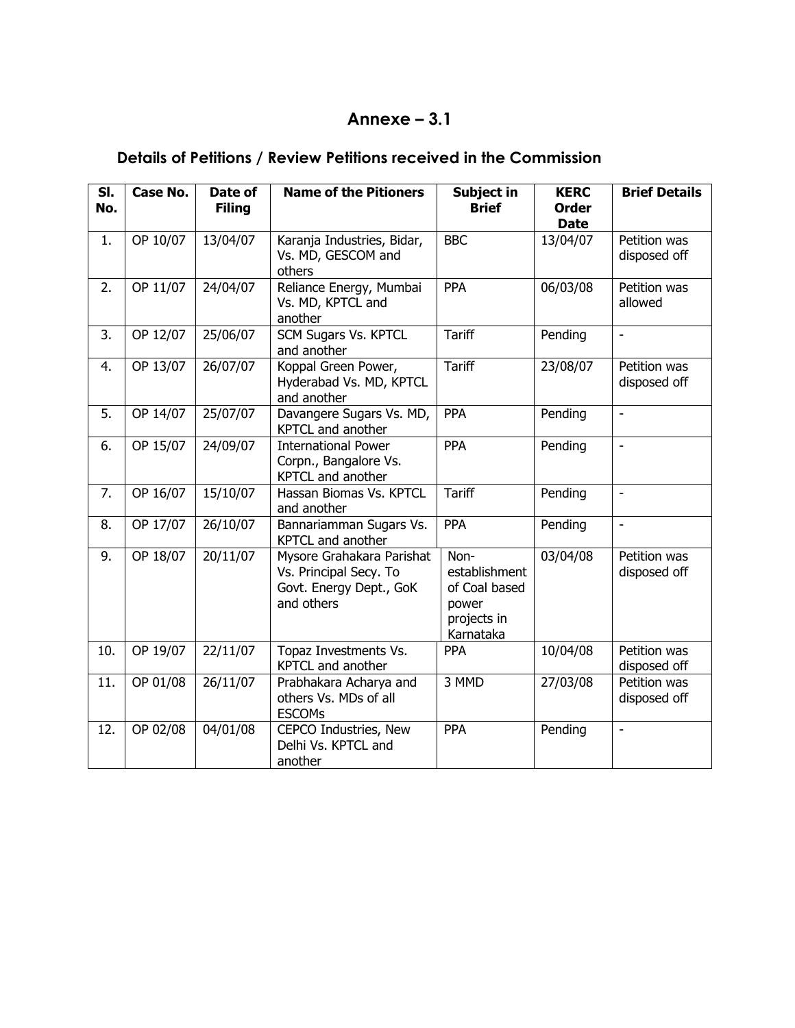# Annexe – 3.1

## Details of Petitions / Review Petitions received in the Commission

| Sl. No. | Case No. | Date of Filing | Name of the Pitioners | Subject in Brief | KERC Order Date | Brief Details |
|---|---|---|---|---|---|---|
| 1. | OP 10/07 | 13/04/07 | Karanja Industries, Bidar, Vs. MD, GESCOM and others | BBC | 13/04/07 | Petition was disposed off |
| 2. | OP 11/07 | 24/04/07 | Reliance Energy, Mumbai Vs. MD, KPTCL and another | PPA | 06/03/08 | Petition was allowed |
| 3. | OP 12/07 | 25/06/07 | SCM Sugars Vs. KPTCL and another | Tariff | Pending | - |
| 4. | OP 13/07 | 26/07/07 | Koppal Green Power, Hyderabad Vs. MD, KPTCL and another | Tariff | 23/08/07 | Petition was disposed off |
| 5. | OP 14/07 | 25/07/07 | Davangere Sugars Vs. MD, KPTCL and another | PPA | Pending | - |
| 6. | OP 15/07 | 24/09/07 | International Power Corpn., Bangalore Vs. KPTCL and another | PPA | Pending | - |
| 7. | OP 16/07 | 15/10/07 | Hassan Biomas Vs. KPTCL and another | Tariff | Pending | - |
| 8. | OP 17/07 | 26/10/07 | Bannariamman Sugars Vs. KPTCL and another | PPA | Pending | - |
| 9. | OP 18/07 | 20/11/07 | Mysore Grahakara Parishat Vs. Principal Secy. To Govt. Energy Dept., GoK and others | Non-establishment of Coal based power projects in Karnataka | 03/04/08 | Petition was disposed off |
| 10. | OP 19/07 | 22/11/07 | Topaz Investments Vs. KPTCL and another | PPA | 10/04/08 | Petition was disposed off |
| 11. | OP 01/08 | 26/11/07 | Prabhakara Acharya and others Vs. MDs of all ESCOMs | 3 MMD | 27/03/08 | Petition was disposed off |
| 12. | OP 02/08 | 04/01/08 | CEPCO Industries, New Delhi Vs. KPTCL and another | PPA | Pending | - |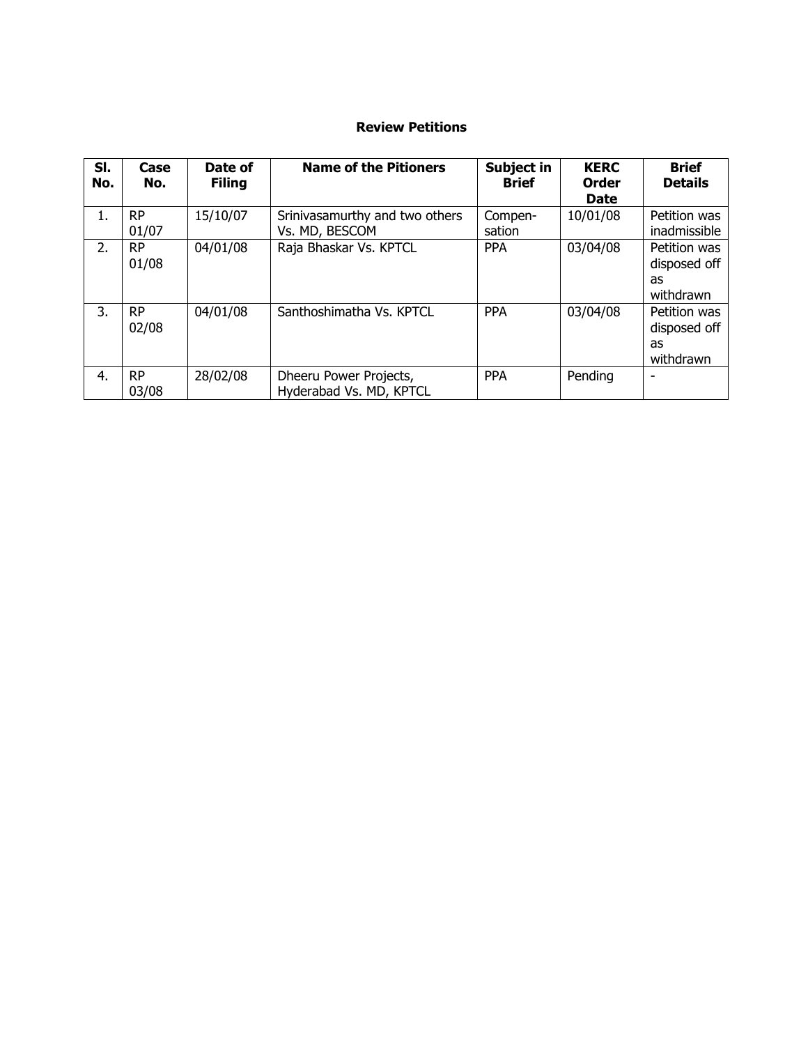## Review Petitions

| Sl. No. | Case No. | Date of Filing | Name of the Pitioners | Subject in Brief | KERC Order Date | Brief Details |
|---|---|---|---|---|---|---|
| 1. | RP 01/07 | 15/10/07 | Srinivasamurthy and two others Vs. MD, BESCOM | Compen-sation | 10/01/08 | Petition was inadmissible |
| 2. | RP 01/08 | 04/01/08 | Raja Bhaskar Vs. KPTCL | PPA | 03/04/08 | Petition was disposed off as withdrawn |
| 3. | RP 02/08 | 04/01/08 | Santhoshimatha Vs. KPTCL | PPA | 03/04/08 | Petition was disposed off as withdrawn |
| 4. | RP 03/08 | 28/02/08 | Dheeru Power Projects, Hyderabad Vs. MD, KPTCL | PPA | Pending | - |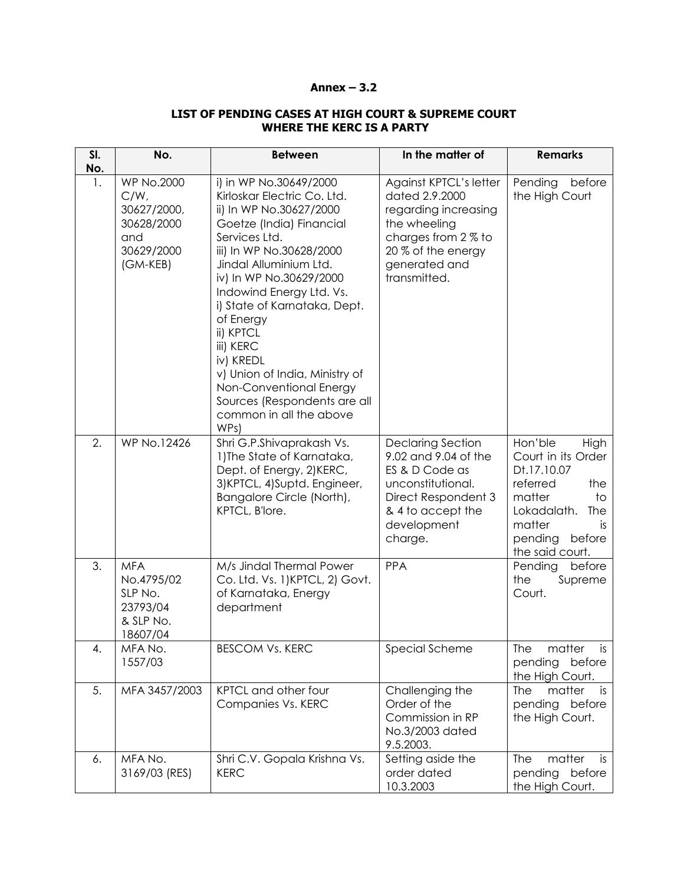**Annex – 3.2**

**LIST OF PENDING CASES AT HIGH COURT & SUPREME COURT WHERE THE KERC IS A PARTY**

| Sl. No. | No. | Between | In the matter of | Remarks |
|---|---|---|---|---|
| 1. | WP No.2000 C/W, 30627/2000, 30628/2000 and 30629/2000 (GM-KEB) | i) in WP No.30649/2000 Kirloskar Electric Co. Ltd. ii) In WP No.30627/2000 Goetze (India) Financial Services Ltd. iii) In WP No.30628/2000 Jindal Alluminium Ltd. iv) In WP No.30629/2000 Indowind Energy Ltd. Vs. i) State of Karnataka, Dept. of Energy ii) KPTCL iii) KERC iv) KREDL v) Union of India, Ministry of Non-Conventional Energy Sources (Respondents are all common in all the above WPs) | Against KPTCL's letter dated 2.9.2000 regarding increasing the wheeling charges from 2 % to 20 % of the energy generated and transmitted. | Pending before the High Court |
| 2. | WP No.12426 | Shri G.P.Shivaprakash Vs. 1)The State of Karnataka, Dept. of Energy, 2)KERC, 3)KPTCL, 4)Suptd. Engineer, Bangalore Circle (North), KPTCL, B'lore. | Declaring Section 9.02 and 9.04 of the ES & D Code as unconstitutional. Direct Respondent 3 & 4 to accept the development charge. | Hon'ble High Court in its Order Dt.17.10.07 referred the matter to Lokadalath. The matter is pending before the said court. |
| 3. | MFA No.4795/02 SLP No. 23793/04 & SLP No. 18607/04 | M/s Jindal Thermal Power Co. Ltd. Vs. 1)KPTCL, 2) Govt. of Karnataka, Energy department | PPA | Pending before the Supreme Court. |
| 4. | MFA No. 1557/03 | BESCOM Vs. KERC | Special Scheme | The matter is pending before the High Court. |
| 5. | MFA 3457/2003 | KPTCL and other four Companies Vs. KERC | Challenging the Order of the Commission in RP No.3/2003 dated 9.5.2003. | The matter is pending before the High Court. |
| 6. | MFA No. 3169/03 (RES) | Shri C.V. Gopala Krishna Vs. KERC | Setting aside the order dated 10.3.2003 | The matter is pending before the High Court. |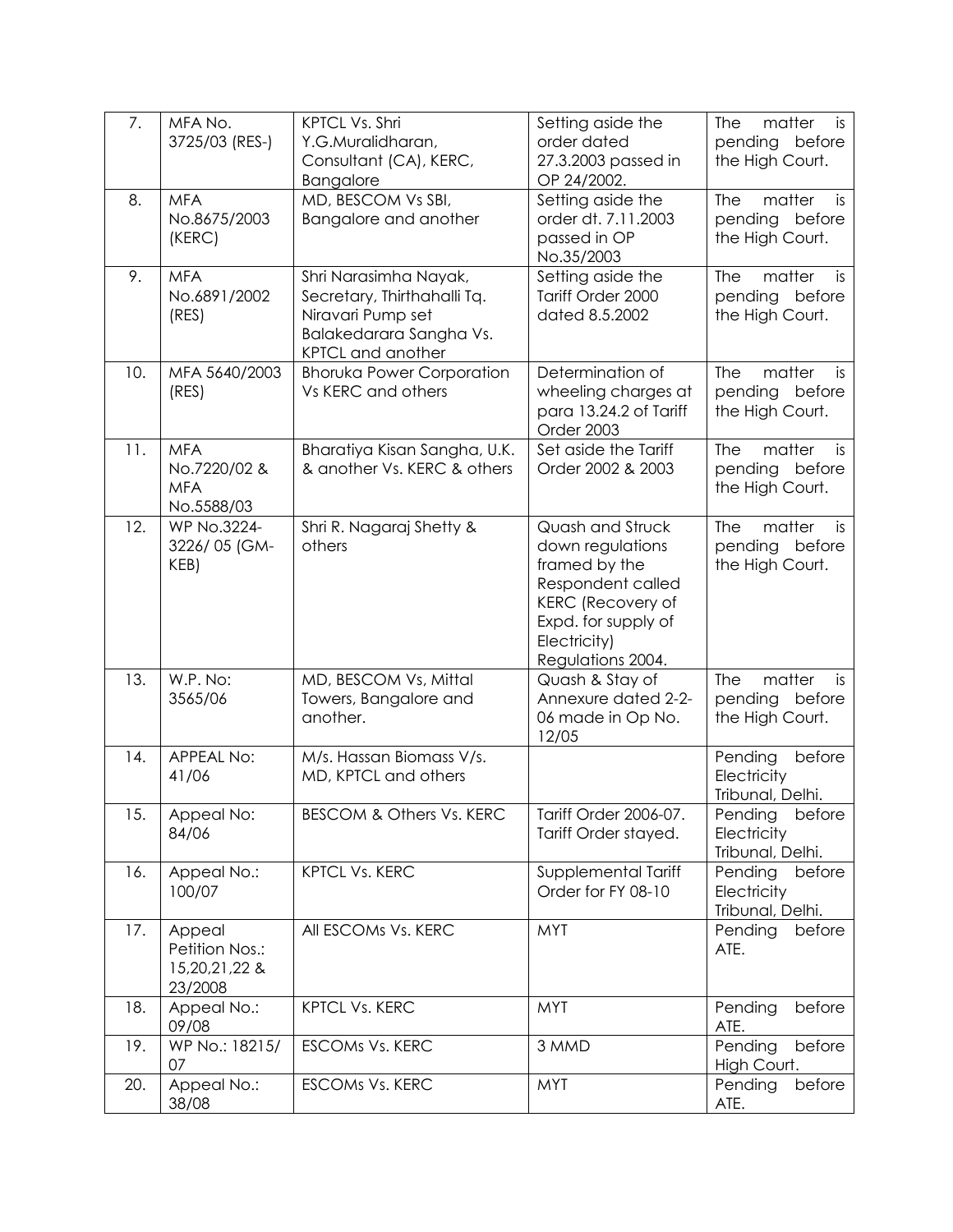| 7. | MFA No. 3725/03 (RES-) | KPTCL Vs. Shri Y.G.Muralidharan, Consultant (CA), KERC, Bangalore | Setting aside the order dated 27.3.2003 passed in OP 24/2002. | The matter is pending before the High Court. |
|---|---|---|---|---|
| 8. | MFA No.8675/2003 (KERC) | MD, BESCOM Vs SBI, Bangalore and another | Setting aside the order dt. 7.11.2003 passed in OP No.35/2003 | The matter is pending before the High Court. |
| 9. | MFA No.6891/2002 (RES) | Shri Narasimha Nayak, Secretary, Thirthahalli Tq. Niravari Pump set Balakedarara Sangha Vs. KPTCL and another | Setting aside the Tariff Order 2000 dated 8.5.2002 | The matter is pending before the High Court. |
| 10. | MFA 5640/2003 (RES) | Bhoruka Power Corporation Vs KERC and others | Determination of wheeling charges at para 13.24.2 of Tariff Order 2003 | The matter is pending before the High Court. |
| 11. | MFA No.7220/02 & MFA No.5588/03 | Bharatiya Kisan Sangha, U.K. & another Vs. KERC & others | Set aside the Tariff Order 2002 & 2003 | The matter is pending before the High Court. |
| 12. | WP No.3224-3226/ 05 (GM-KEB) | Shri R. Nagaraj Shetty & others | Quash and Struck down regulations framed by the Respondent called KERC (Recovery of Expd. for supply of Electricity) Regulations 2004. | The matter is pending before the High Court. |
| 13. | W.P. No: 3565/06 | MD, BESCOM Vs, Mittal Towers, Bangalore and another. | Quash & Stay of Annexure dated 2-2-06 made in Op No. 12/05 | The matter is pending before the High Court. |
| 14. | APPEAL No: 41/06 | M/s. Hassan Biomass V/s. MD, KPTCL and others | | Pending before Electricity Tribunal, Delhi. |
| 15. | Appeal No: 84/06 | BESCOM & Others Vs. KERC | Tariff Order 2006-07. Tariff Order stayed. | Pending before Electricity Tribunal, Delhi. |
| 16. | Appeal No.: 100/07 | KPTCL Vs. KERC | Supplemental Tariff Order for FY 08-10 | Pending before Electricity Tribunal, Delhi. |
| 17. | Appeal Petition Nos.: 15,20,21,22 & 23/2008 | All ESCOMs Vs. KERC | MYT | Pending before ATE. |
| 18. | Appeal No.: 09/08 | KPTCL Vs. KERC | MYT | Pending before ATE. |
| 19. | WP No.: 18215/ 07 | ESCOMs Vs. KERC | 3 MMD | Pending before High Court. |
| 20. | Appeal No.: 38/08 | ESCOMs Vs. KERC | MYT | Pending before ATE. |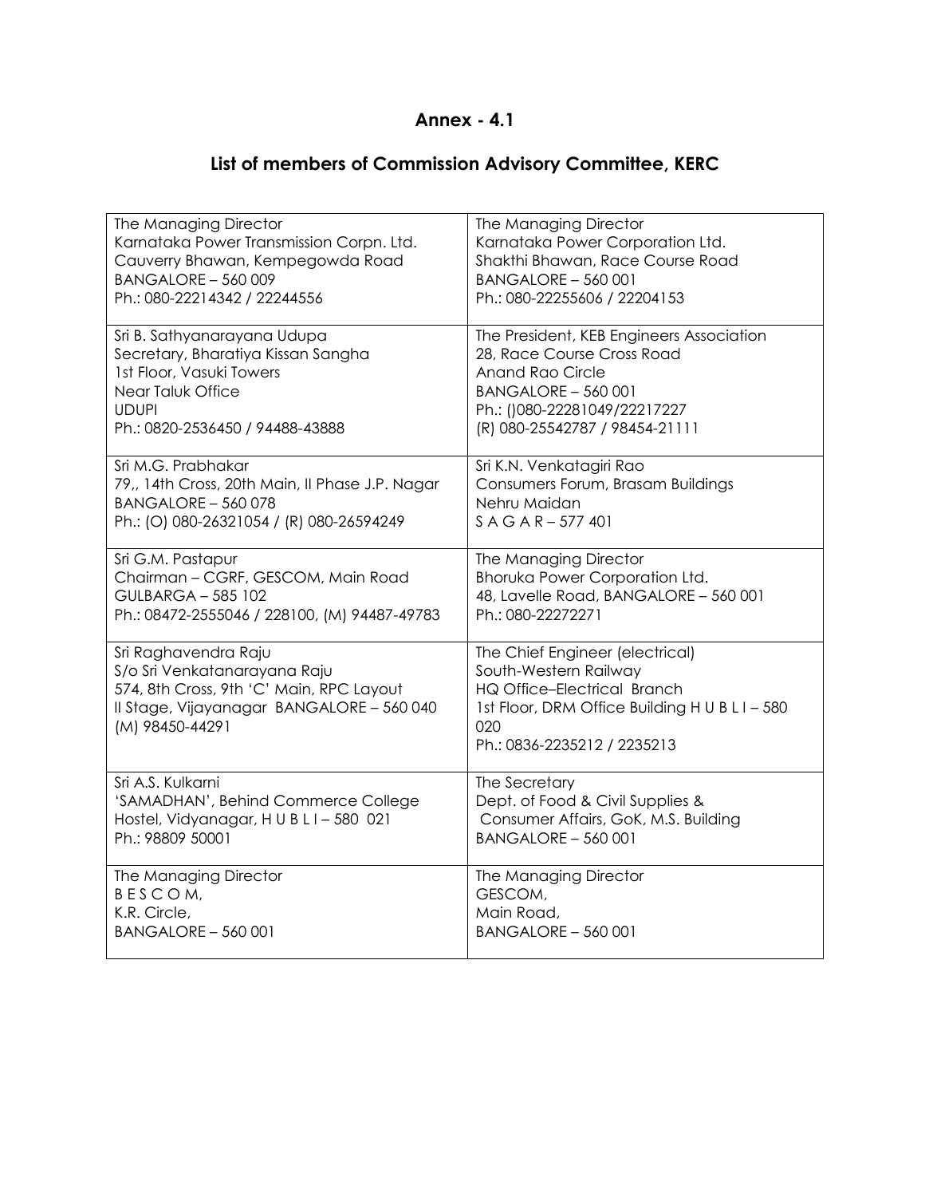# Annex - 4.1

## List of members of Commission Advisory Committee, KERC

| | |
|---|---|
| The Managing Director<br>Karnataka Power Transmission Corpn. Ltd.<br>Cauverry Bhawan, Kempegowda Road<br>BANGALORE – 560 009<br>Ph.: 080-22214342 / 22244556 | The Managing Director<br>Karnataka Power Corporation Ltd.<br>Shakthi Bhawan, Race Course Road<br>BANGALORE – 560 001<br>Ph.: 080-22255606 / 22204153 |
| Sri B. Sathyanarayana Udupa<br>Secretary, Bharatiya Kissan Sangha<br>1st Floor, Vasuki Towers<br>Near Taluk Office<br>UDUPI<br>Ph.: 0820-2536450 / 94488-43888 | The President, KEB Engineers Association<br>28, Race Course Cross Road<br>Anand Rao Circle<br>BANGALORE – 560 001<br>Ph.: ()080-22281049/22217227<br>(R) 080-25542787 / 98454-21111 |
| Sri M.G. Prabhakar<br>79,, 14th Cross, 20th Main, II Phase J.P. Nagar<br>BANGALORE – 560 078<br>Ph.: (O) 080-26321054 / (R) 080-26594249 | Sri K.N. Venkatagiri Rao<br>Consumers Forum, Brasam Buildings<br>Nehru Maidan<br>S A G A R – 577 401 |
| Sri G.M. Pastapur<br>Chairman – CGRF, GESCOM, Main Road<br>GULBARGA – 585 102<br>Ph.: 08472-2555046 / 228100, (M) 94487-49783 | The Managing Director<br>Bhoruka Power Corporation Ltd.<br>48, Lavelle Road, BANGALORE – 560 001<br>Ph.: 080-22272271 |
| Sri Raghavendra Raju<br>S/o Sri Venkatanarayana Raju<br>574, 8th Cross, 9th 'C' Main, RPC Layout<br>II Stage, Vijayanagar BANGALORE – 560 040<br>(M) 98450-44291 | The Chief Engineer (electrical)<br>South-Western Railway<br>HQ Office–Electrical Branch<br>1st Floor, DRM Office Building H U B L I – 580 020<br>Ph.: 0836-2235212 / 2235213 |
| Sri A.S. Kulkarni<br>'SAMADHAN', Behind Commerce College Hostel, Vidyanagar, H U B L I – 580 021<br>Ph.: 98809 50001 | The Secretary<br>Dept. of Food & Civil Supplies & Consumer Affairs, GoK, M.S. Building<br>BANGALORE – 560 001 |
| The Managing Director<br>B E S C O M,<br>K.R. Circle,<br>BANGALORE – 560 001 | The Managing Director<br>GESCOM,<br>Main Road,<br>BANGALORE – 560 001 |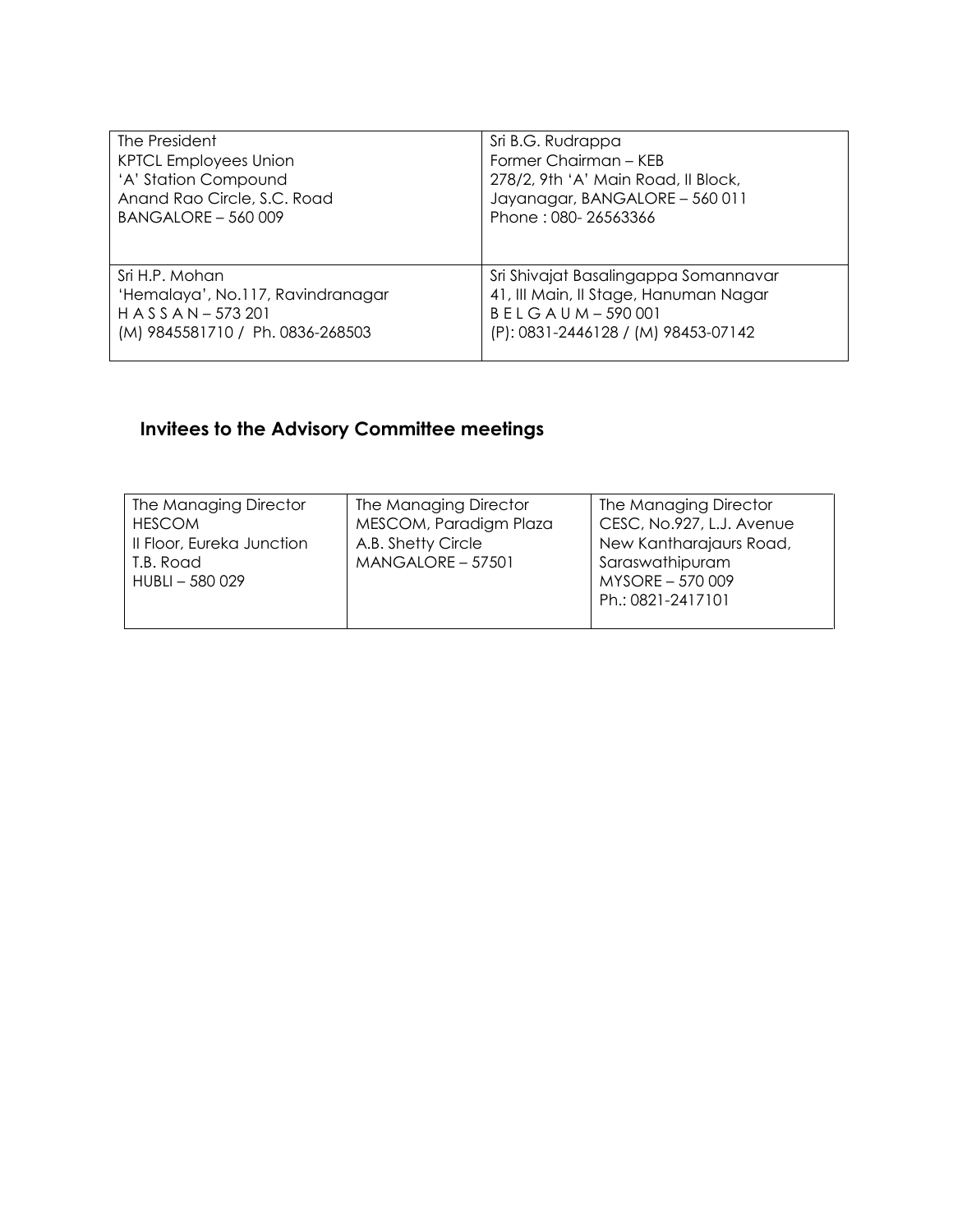| | |
|---|---|
| The President<br>KPTCL Employees Union<br>'A' Station Compound<br>Anand Rao Circle, S.C. Road<br>BANGALORE – 560 009 | Sri B.G. Rudrappa<br>Former Chairman – KEB<br>278/2, 9th 'A' Main Road, II Block,<br>Jayanagar, BANGALORE – 560 011<br>Phone : 080- 26563366 |
| Sri H.P. Mohan<br>'Hemalaya', No.117, Ravindranagar<br>H A S S A N – 573 201<br>(M) 9845581710 / Ph. 0836-268503 | Sri Shivajat Basalingappa Somannavar<br>41, III Main, II Stage, Hanuman Nagar<br>B E L G A U M – 590 001<br>(P): 0831-2446128 / (M) 98453-07142 |

## Invitees to the Advisory Committee meetings

| | | |
|---|---|---|
| The Managing Director<br>HESCOM<br>II Floor, Eureka Junction<br>T.B. Road<br>HUBLI – 580 029 | The Managing Director<br>MESCOM, Paradigm Plaza<br>A.B. Shetty Circle<br>MANGALORE – 57501 | The Managing Director<br>CESC, No.927, L.J. Avenue<br>New Kantharajaurs Road,<br>Saraswathipuram<br>MYSORE – 570 009<br>Ph.: 0821-2417101 |